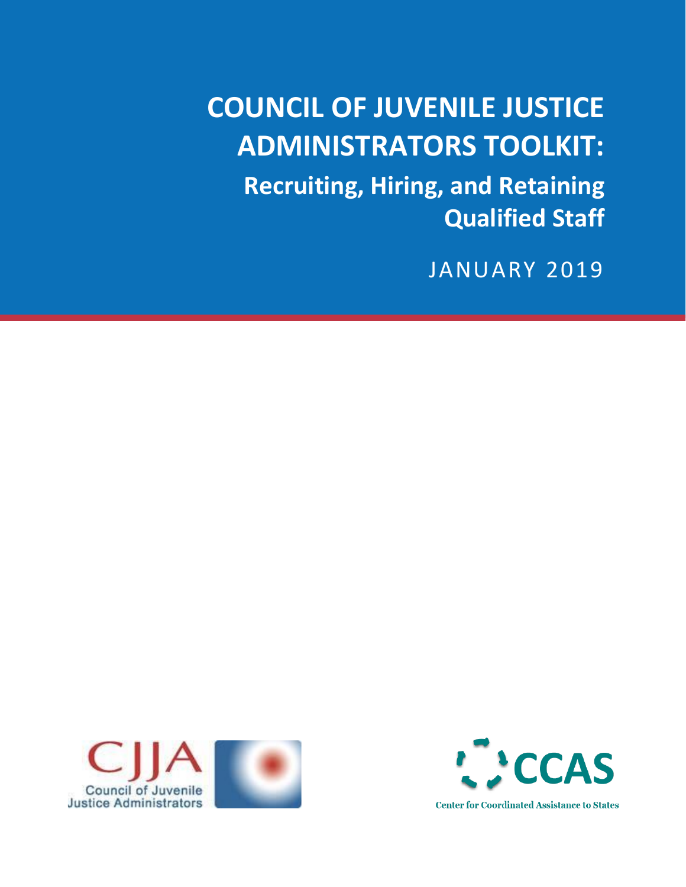# COUNCIL OF JUVENILE JUSTICE ADMINISTRATORS TOOLKIT:

## Recruiting, Hiring, and Retaining Qualified Staff

JANUARY 2019

CJJA Council of Juvenile Justice Administrators

CCAS Center for Coordinated Assistance to States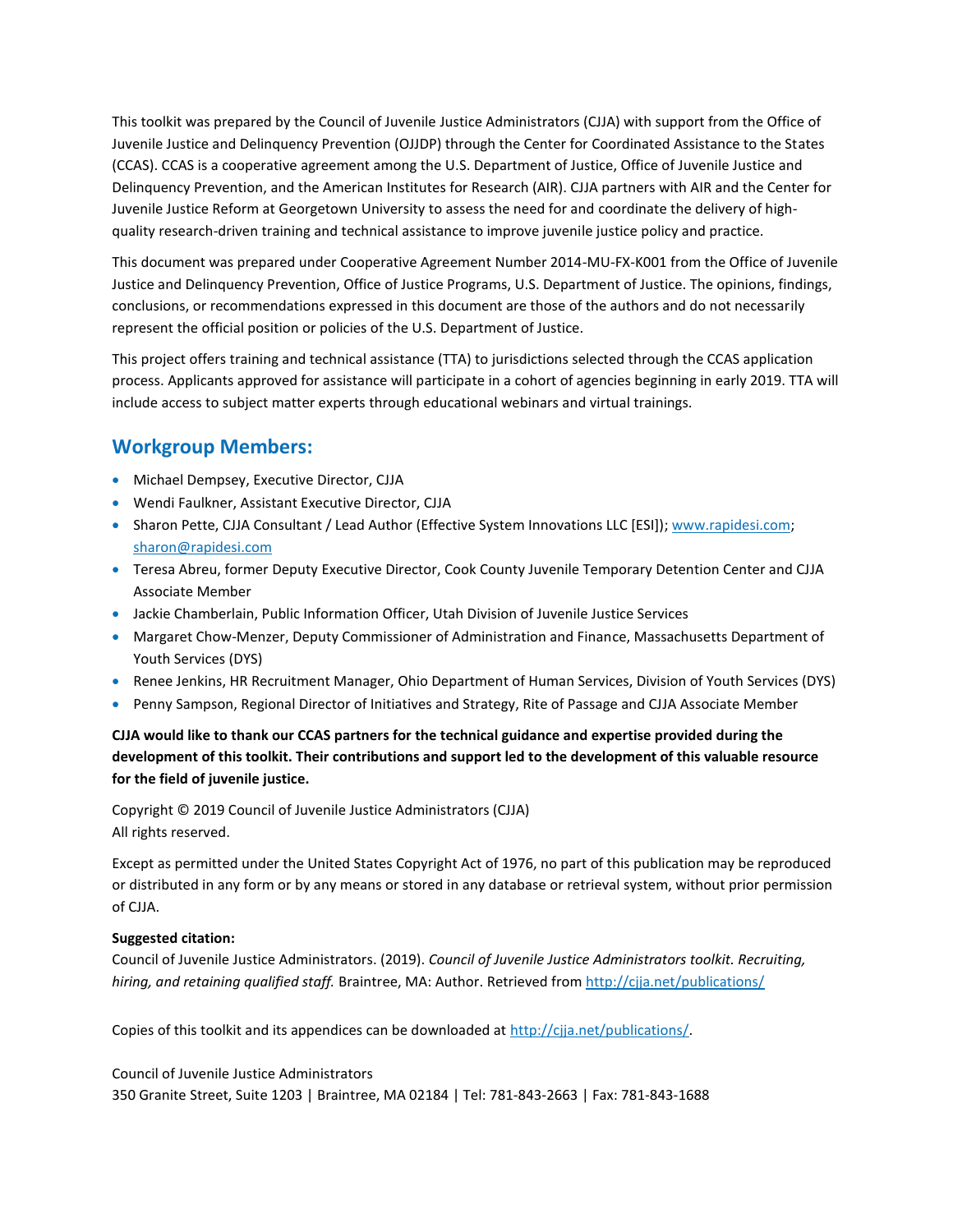This toolkit was prepared by the Council of Juvenile Justice Administrators (CJJA) with support from the Office of Juvenile Justice and Delinquency Prevention (OJJDP) through the Center for Coordinated Assistance to the States (CCAS). CCAS is a cooperative agreement among the U.S. Department of Justice, Office of Juvenile Justice and Delinquency Prevention, and the American Institutes for Research (AIR). CJJA partners with AIR and the Center for Juvenile Justice Reform at Georgetown University to assess the need for and coordinate the delivery of high-quality research-driven training and technical assistance to improve juvenile justice policy and practice.

This document was prepared under Cooperative Agreement Number 2014-MU-FX-K001 from the Office of Juvenile Justice and Delinquency Prevention, Office of Justice Programs, U.S. Department of Justice. The opinions, findings, conclusions, or recommendations expressed in this document are those of the authors and do not necessarily represent the official position or policies of the U.S. Department of Justice.

This project offers training and technical assistance (TTA) to jurisdictions selected through the CCAS application process. Applicants approved for assistance will participate in a cohort of agencies beginning in early 2019. TTA will include access to subject matter experts through educational webinars and virtual trainings.

## Workgroup Members:

- Michael Dempsey, Executive Director, CJJA
- Wendi Faulkner, Assistant Executive Director, CJJA
- Sharon Pette, CJJA Consultant / Lead Author (Effective System Innovations LLC [ESI]); www.rapidesi.com; sharon@rapidesi.com
- Teresa Abreu, former Deputy Executive Director, Cook County Juvenile Temporary Detention Center and CJJA Associate Member
- Jackie Chamberlain, Public Information Officer, Utah Division of Juvenile Justice Services
- Margaret Chow-Menzer, Deputy Commissioner of Administration and Finance, Massachusetts Department of Youth Services (DYS)
- Renee Jenkins, HR Recruitment Manager, Ohio Department of Human Services, Division of Youth Services (DYS)
- Penny Sampson, Regional Director of Initiatives and Strategy, Rite of Passage and CJJA Associate Member

**CJJA would like to thank our CCAS partners for the technical guidance and expertise provided during the development of this toolkit. Their contributions and support led to the development of this valuable resource for the field of juvenile justice.**

Copyright © 2019 Council of Juvenile Justice Administrators (CJJA)
All rights reserved.

Except as permitted under the United States Copyright Act of 1976, no part of this publication may be reproduced or distributed in any form or by any means or stored in any database or retrieval system, without prior permission of CJJA.

**Suggested citation:**
Council of Juvenile Justice Administrators. (2019). *Council of Juvenile Justice Administrators toolkit. Recruiting, hiring, and retaining qualified staff.* Braintree, MA: Author. Retrieved from http://cjja.net/publications/

Copies of this toolkit and its appendices can be downloaded at http://cjja.net/publications/.

Council of Juvenile Justice Administrators
350 Granite Street, Suite 1203 | Braintree, MA 02184 | Tel: 781-843-2663 | Fax: 781-843-1688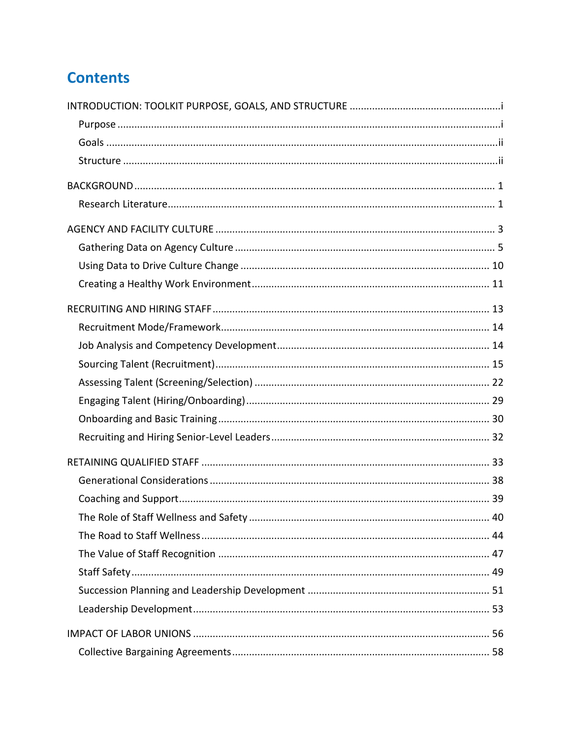# Contents

INTRODUCTION: TOOLKIT PURPOSE, GOALS, AND STRUCTURE .....i
- Purpose .....i
- Goals .....ii
- Structure .....ii

BACKGROUND ..... 1
- Research Literature ..... 1

AGENCY AND FACILITY CULTURE ..... 3
- Gathering Data on Agency Culture ..... 5
- Using Data to Drive Culture Change ..... 10
- Creating a Healthy Work Environment ..... 11

RECRUITING AND HIRING STAFF ..... 13
- Recruitment Mode/Framework ..... 14
- Job Analysis and Competency Development ..... 14
- Sourcing Talent (Recruitment) ..... 15
- Assessing Talent (Screening/Selection) ..... 22
- Engaging Talent (Hiring/Onboarding) ..... 29
- Onboarding and Basic Training ..... 30
- Recruiting and Hiring Senior-Level Leaders ..... 32

RETAINING QUALIFIED STAFF ..... 33
- Generational Considerations ..... 38
- Coaching and Support ..... 39
- The Role of Staff Wellness and Safety ..... 40
- The Road to Staff Wellness ..... 44
- The Value of Staff Recognition ..... 47
- Staff Safety ..... 49
- Succession Planning and Leadership Development ..... 51
- Leadership Development ..... 53

IMPACT OF LABOR UNIONS ..... 56
- Collective Bargaining Agreements ..... 58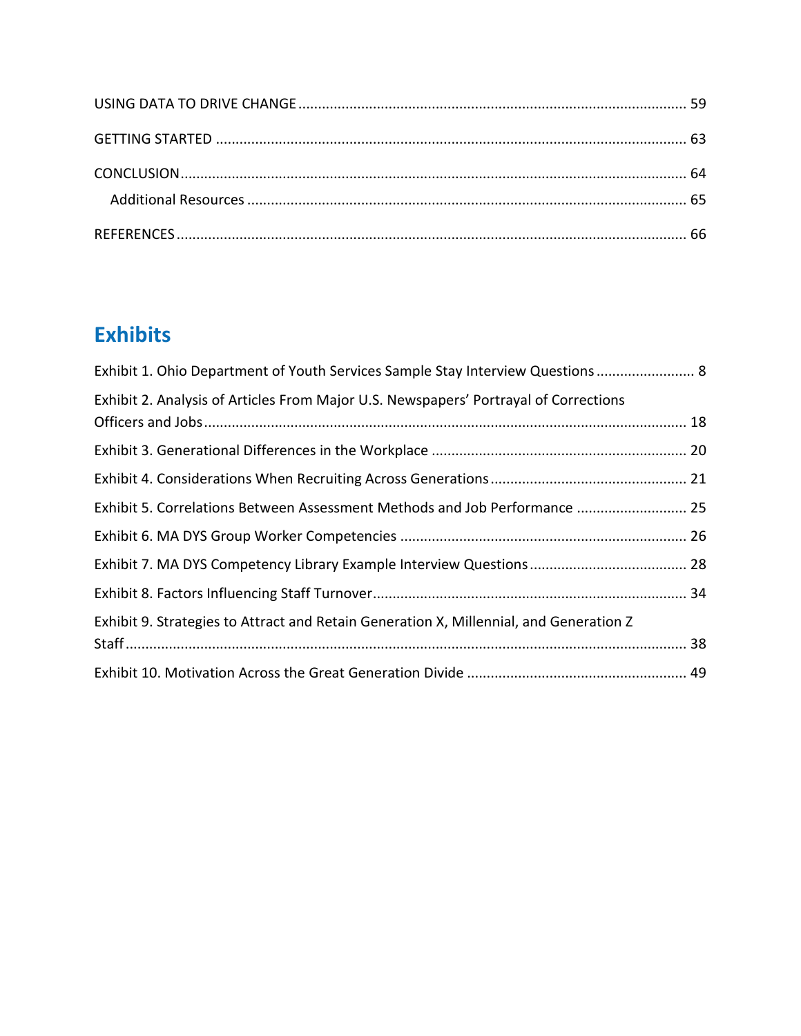USING DATA TO DRIVE CHANGE ..... 59

GETTING STARTED ..... 63

CONCLUSION ..... 64

  Additional Resources ..... 65

REFERENCES ..... 66

## Exhibits

Exhibit 1. Ohio Department of Youth Services Sample Stay Interview Questions ..... 8

Exhibit 2. Analysis of Articles From Major U.S. Newspapers' Portrayal of Corrections Officers and Jobs ..... 18

Exhibit 3. Generational Differences in the Workplace ..... 20

Exhibit 4. Considerations When Recruiting Across Generations ..... 21

Exhibit 5. Correlations Between Assessment Methods and Job Performance ..... 25

Exhibit 6. MA DYS Group Worker Competencies ..... 26

Exhibit 7. MA DYS Competency Library Example Interview Questions ..... 28

Exhibit 8. Factors Influencing Staff Turnover ..... 34

Exhibit 9. Strategies to Attract and Retain Generation X, Millennial, and Generation Z Staff ..... 38

Exhibit 10. Motivation Across the Great Generation Divide ..... 49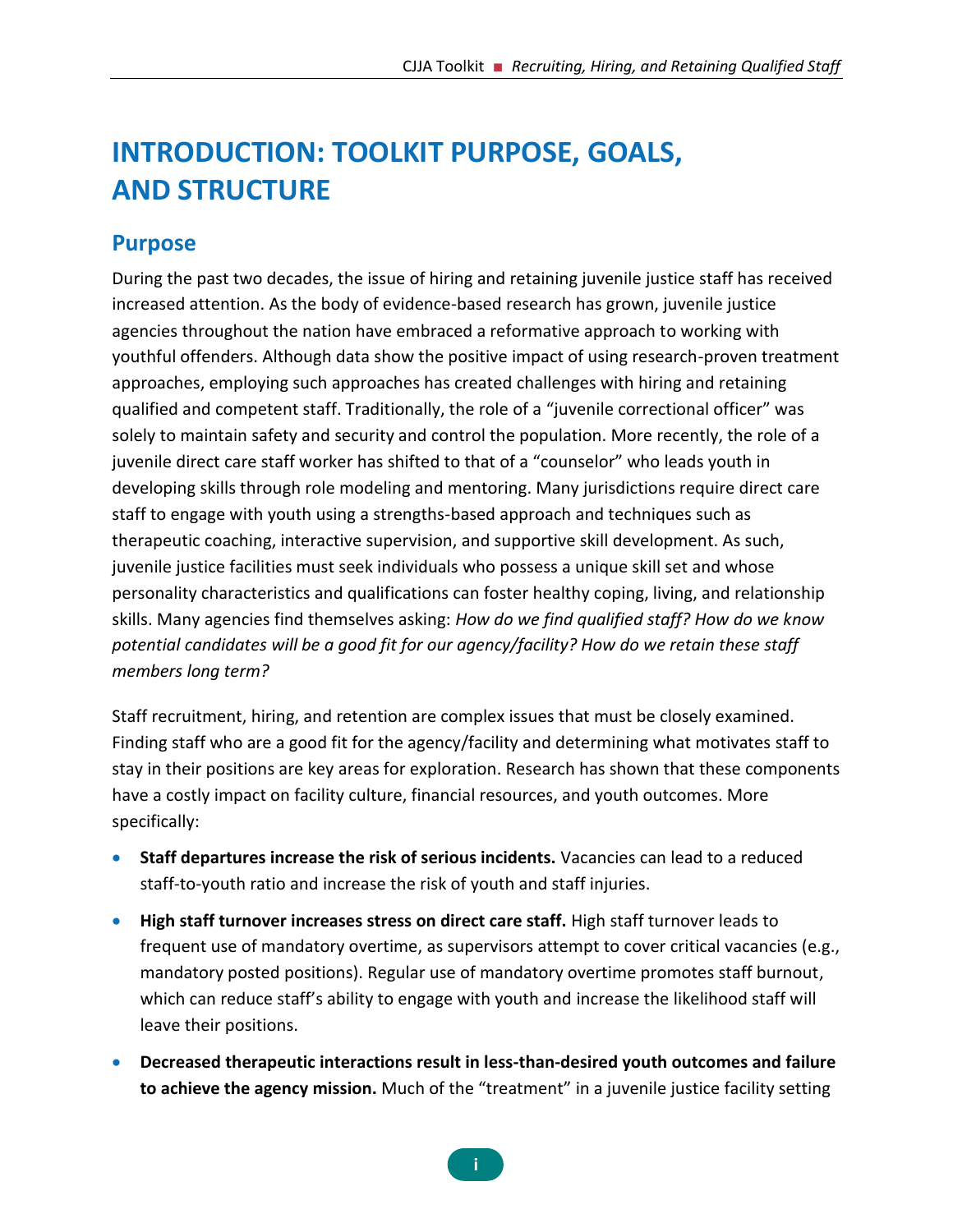# INTRODUCTION: TOOLKIT PURPOSE, GOALS, AND STRUCTURE

## Purpose

During the past two decades, the issue of hiring and retaining juvenile justice staff has received increased attention. As the body of evidence-based research has grown, juvenile justice agencies throughout the nation have embraced a reformative approach to working with youthful offenders. Although data show the positive impact of using research-proven treatment approaches, employing such approaches has created challenges with hiring and retaining qualified and competent staff. Traditionally, the role of a "juvenile correctional officer" was solely to maintain safety and security and control the population. More recently, the role of a juvenile direct care staff worker has shifted to that of a "counselor" who leads youth in developing skills through role modeling and mentoring. Many jurisdictions require direct care staff to engage with youth using a strengths-based approach and techniques such as therapeutic coaching, interactive supervision, and supportive skill development. As such, juvenile justice facilities must seek individuals who possess a unique skill set and whose personality characteristics and qualifications can foster healthy coping, living, and relationship skills. Many agencies find themselves asking: *How do we find qualified staff? How do we know potential candidates will be a good fit for our agency/facility? How do we retain these staff members long term?*

Staff recruitment, hiring, and retention are complex issues that must be closely examined. Finding staff who are a good fit for the agency/facility and determining what motivates staff to stay in their positions are key areas for exploration. Research has shown that these components have a costly impact on facility culture, financial resources, and youth outcomes. More specifically:

- **Staff departures increase the risk of serious incidents.** Vacancies can lead to a reduced staff-to-youth ratio and increase the risk of youth and staff injuries.
- **High staff turnover increases stress on direct care staff.** High staff turnover leads to frequent use of mandatory overtime, as supervisors attempt to cover critical vacancies (e.g., mandatory posted positions). Regular use of mandatory overtime promotes staff burnout, which can reduce staff's ability to engage with youth and increase the likelihood staff will leave their positions.
- **Decreased therapeutic interactions result in less-than-desired youth outcomes and failure to achieve the agency mission.** Much of the "treatment" in a juvenile justice facility setting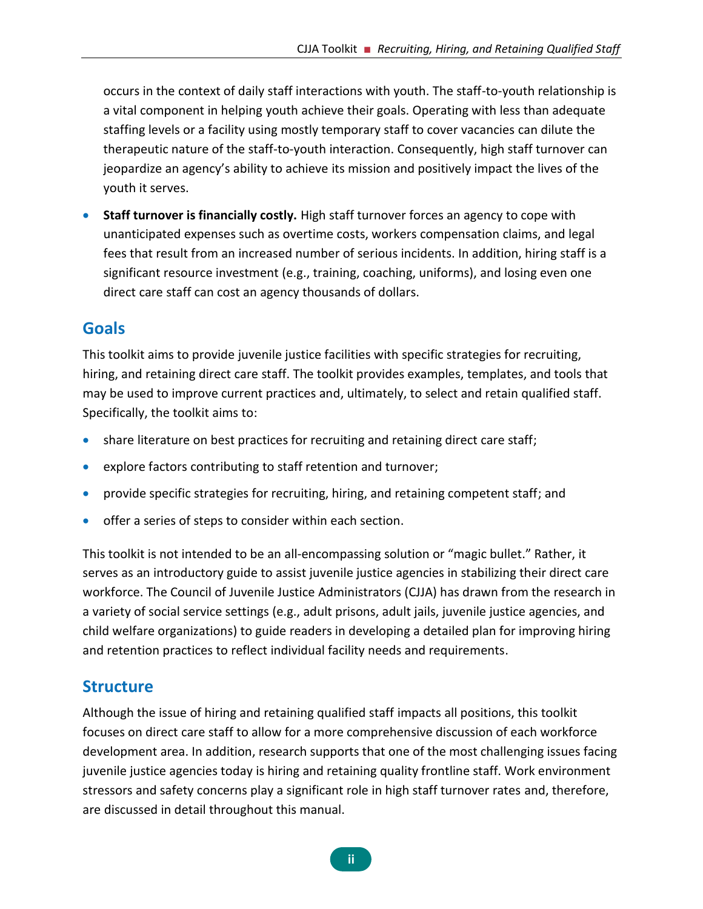occurs in the context of daily staff interactions with youth. The staff-to-youth relationship is a vital component in helping youth achieve their goals. Operating with less than adequate staffing levels or a facility using mostly temporary staff to cover vacancies can dilute the therapeutic nature of the staff-to-youth interaction. Consequently, high staff turnover can jeopardize an agency's ability to achieve its mission and positively impact the lives of the youth it serves.

- **Staff turnover is financially costly.** High staff turnover forces an agency to cope with unanticipated expenses such as overtime costs, workers compensation claims, and legal fees that result from an increased number of serious incidents. In addition, hiring staff is a significant resource investment (e.g., training, coaching, uniforms), and losing even one direct care staff can cost an agency thousands of dollars.

## Goals

This toolkit aims to provide juvenile justice facilities with specific strategies for recruiting, hiring, and retaining direct care staff. The toolkit provides examples, templates, and tools that may be used to improve current practices and, ultimately, to select and retain qualified staff. Specifically, the toolkit aims to:

- share literature on best practices for recruiting and retaining direct care staff;
- explore factors contributing to staff retention and turnover;
- provide specific strategies for recruiting, hiring, and retaining competent staff; and
- offer a series of steps to consider within each section.

This toolkit is not intended to be an all-encompassing solution or "magic bullet." Rather, it serves as an introductory guide to assist juvenile justice agencies in stabilizing their direct care workforce. The Council of Juvenile Justice Administrators (CJJA) has drawn from the research in a variety of social service settings (e.g., adult prisons, adult jails, juvenile justice agencies, and child welfare organizations) to guide readers in developing a detailed plan for improving hiring and retention practices to reflect individual facility needs and requirements.

## Structure

Although the issue of hiring and retaining qualified staff impacts all positions, this toolkit focuses on direct care staff to allow for a more comprehensive discussion of each workforce development area. In addition, research supports that one of the most challenging issues facing juvenile justice agencies today is hiring and retaining quality frontline staff. Work environment stressors and safety concerns play a significant role in high staff turnover rates and, therefore, are discussed in detail throughout this manual.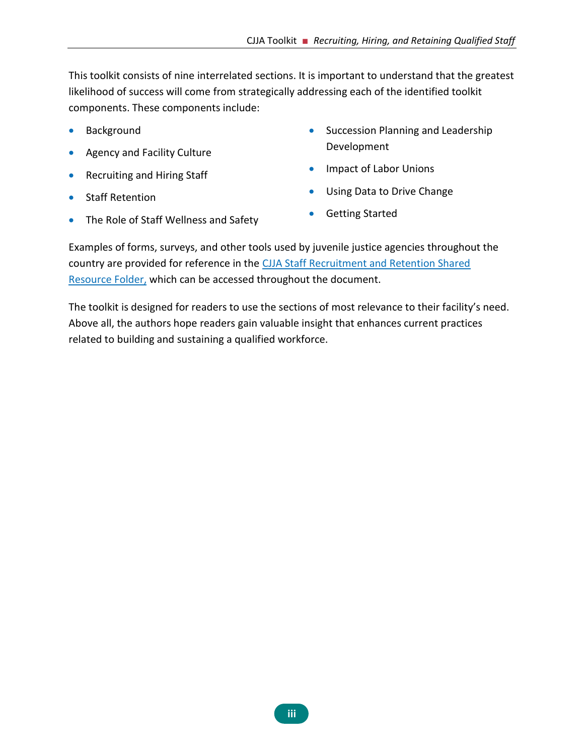This toolkit consists of nine interrelated sections. It is important to understand that the greatest likelihood of success will come from strategically addressing each of the identified toolkit components. These components include:

- Background
- Agency and Facility Culture
- Recruiting and Hiring Staff
- Staff Retention
- The Role of Staff Wellness and Safety
- Succession Planning and Leadership Development
- Impact of Labor Unions
- Using Data to Drive Change
- Getting Started

Examples of forms, surveys, and other tools used by juvenile justice agencies throughout the country are provided for reference in the [CJJA Staff Recruitment and Retention Shared Resource Folder,]() which can be accessed throughout the document.

The toolkit is designed for readers to use the sections of most relevance to their facility's need. Above all, the authors hope readers gain valuable insight that enhances current practices related to building and sustaining a qualified workforce.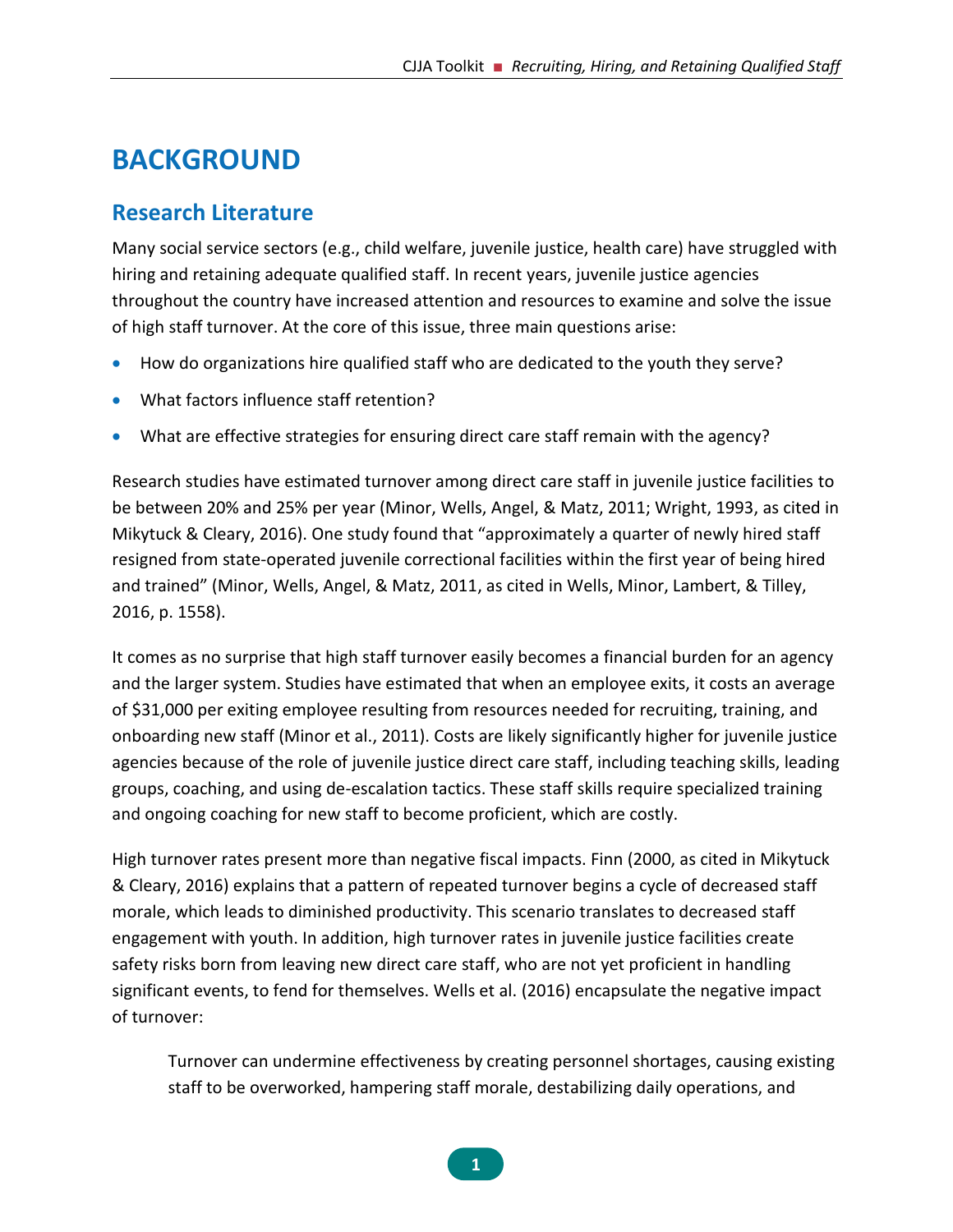# BACKGROUND

## Research Literature

Many social service sectors (e.g., child welfare, juvenile justice, health care) have struggled with hiring and retaining adequate qualified staff. In recent years, juvenile justice agencies throughout the country have increased attention and resources to examine and solve the issue of high staff turnover. At the core of this issue, three main questions arise:

- How do organizations hire qualified staff who are dedicated to the youth they serve?
- What factors influence staff retention?
- What are effective strategies for ensuring direct care staff remain with the agency?

Research studies have estimated turnover among direct care staff in juvenile justice facilities to be between 20% and 25% per year (Minor, Wells, Angel, & Matz, 2011; Wright, 1993, as cited in Mikytuck & Cleary, 2016). One study found that "approximately a quarter of newly hired staff resigned from state-operated juvenile correctional facilities within the first year of being hired and trained" (Minor, Wells, Angel, & Matz, 2011, as cited in Wells, Minor, Lambert, & Tilley, 2016, p. 1558).

It comes as no surprise that high staff turnover easily becomes a financial burden for an agency and the larger system. Studies have estimated that when an employee exits, it costs an average of $31,000 per exiting employee resulting from resources needed for recruiting, training, and onboarding new staff (Minor et al., 2011). Costs are likely significantly higher for juvenile justice agencies because of the role of juvenile justice direct care staff, including teaching skills, leading groups, coaching, and using de-escalation tactics. These staff skills require specialized training and ongoing coaching for new staff to become proficient, which are costly.

High turnover rates present more than negative fiscal impacts. Finn (2000, as cited in Mikytuck & Cleary, 2016) explains that a pattern of repeated turnover begins a cycle of decreased staff morale, which leads to diminished productivity. This scenario translates to decreased staff engagement with youth. In addition, high turnover rates in juvenile justice facilities create safety risks born from leaving new direct care staff, who are not yet proficient in handling significant events, to fend for themselves. Wells et al. (2016) encapsulate the negative impact of turnover:

> Turnover can undermine effectiveness by creating personnel shortages, causing existing staff to be overworked, hampering staff morale, destabilizing daily operations, and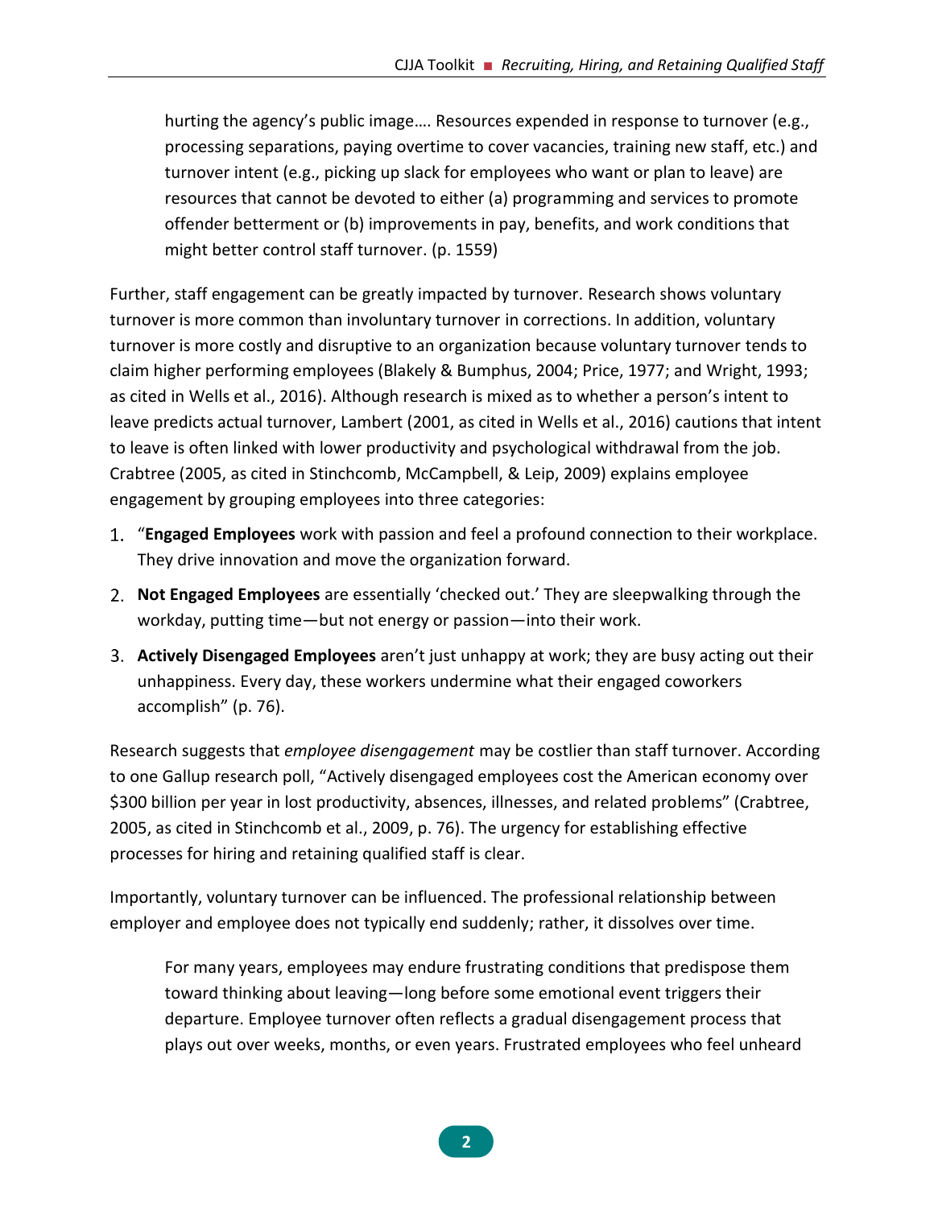> hurting the agency's public image.... Resources expended in response to turnover (e.g., processing separations, paying overtime to cover vacancies, training new staff, etc.) and turnover intent (e.g., picking up slack for employees who want or plan to leave) are resources that cannot be devoted to either (a) programming and services to promote offender betterment or (b) improvements in pay, benefits, and work conditions that might better control staff turnover. (p. 1559)

Further, staff engagement can be greatly impacted by turnover. Research shows voluntary turnover is more common than involuntary turnover in corrections. In addition, voluntary turnover is more costly and disruptive to an organization because voluntary turnover tends to claim higher performing employees (Blakely & Bumphus, 2004; Price, 1977; and Wright, 1993; as cited in Wells et al., 2016). Although research is mixed as to whether a person's intent to leave predicts actual turnover, Lambert (2001, as cited in Wells et al., 2016) cautions that intent to leave is often linked with lower productivity and psychological withdrawal from the job. Crabtree (2005, as cited in Stinchcomb, McCampbell, & Leip, 2009) explains employee engagement by grouping employees into three categories:

1. "**Engaged Employees** work with passion and feel a profound connection to their workplace. They drive innovation and move the organization forward.
2. **Not Engaged Employees** are essentially 'checked out.' They are sleepwalking through the workday, putting time—but not energy or passion—into their work.
3. **Actively Disengaged Employees** aren't just unhappy at work; they are busy acting out their unhappiness. Every day, these workers undermine what their engaged coworkers accomplish" (p. 76).

Research suggests that *employee disengagement* may be costlier than staff turnover. According to one Gallup research poll, "Actively disengaged employees cost the American economy over $300 billion per year in lost productivity, absences, illnesses, and related problems" (Crabtree, 2005, as cited in Stinchcomb et al., 2009, p. 76). The urgency for establishing effective processes for hiring and retaining qualified staff is clear.

Importantly, voluntary turnover can be influenced. The professional relationship between employer and employee does not typically end suddenly; rather, it dissolves over time.

> For many years, employees may endure frustrating conditions that predispose them toward thinking about leaving—long before some emotional event triggers their departure. Employee turnover often reflects a gradual disengagement process that plays out over weeks, months, or even years. Frustrated employees who feel unheard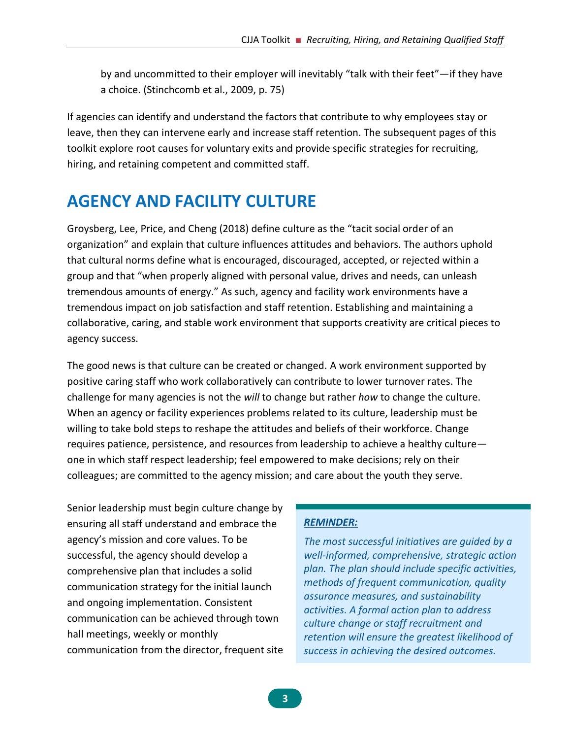by and uncommitted to their employer will inevitably "talk with their feet"—if they have a choice. (Stinchcomb et al., 2009, p. 75)

If agencies can identify and understand the factors that contribute to why employees stay or leave, then they can intervene early and increase staff retention. The subsequent pages of this toolkit explore root causes for voluntary exits and provide specific strategies for recruiting, hiring, and retaining competent and committed staff.

## AGENCY AND FACILITY CULTURE

Groysberg, Lee, Price, and Cheng (2018) define culture as the "tacit social order of an organization" and explain that culture influences attitudes and behaviors. The authors uphold that cultural norms define what is encouraged, discouraged, accepted, or rejected within a group and that "when properly aligned with personal value, drives and needs, can unleash tremendous amounts of energy." As such, agency and facility work environments have a tremendous impact on job satisfaction and staff retention. Establishing and maintaining a collaborative, caring, and stable work environment that supports creativity are critical pieces to agency success.

The good news is that culture can be created or changed. A work environment supported by positive caring staff who work collaboratively can contribute to lower turnover rates. The challenge for many agencies is not the *will* to change but rather *how* to change the culture. When an agency or facility experiences problems related to its culture, leadership must be willing to take bold steps to reshape the attitudes and beliefs of their workforce. Change requires patience, persistence, and resources from leadership to achieve a healthy culture—one in which staff respect leadership; feel empowered to make decisions; rely on their colleagues; are committed to the agency mission; and care about the youth they serve.

Senior leadership must begin culture change by ensuring all staff understand and embrace the agency's mission and core values. To be successful, the agency should develop a comprehensive plan that includes a solid communication strategy for the initial launch and ongoing implementation. Consistent communication can be achieved through town hall meetings, weekly or monthly communication from the director, frequent site

> ***REMINDER:***
>
> *The most successful initiatives are guided by a well-informed, comprehensive, strategic action plan. The plan should include specific activities, methods of frequent communication, quality assurance measures, and sustainability activities. A formal action plan to address culture change or staff recruitment and retention will ensure the greatest likelihood of success in achieving the desired outcomes.*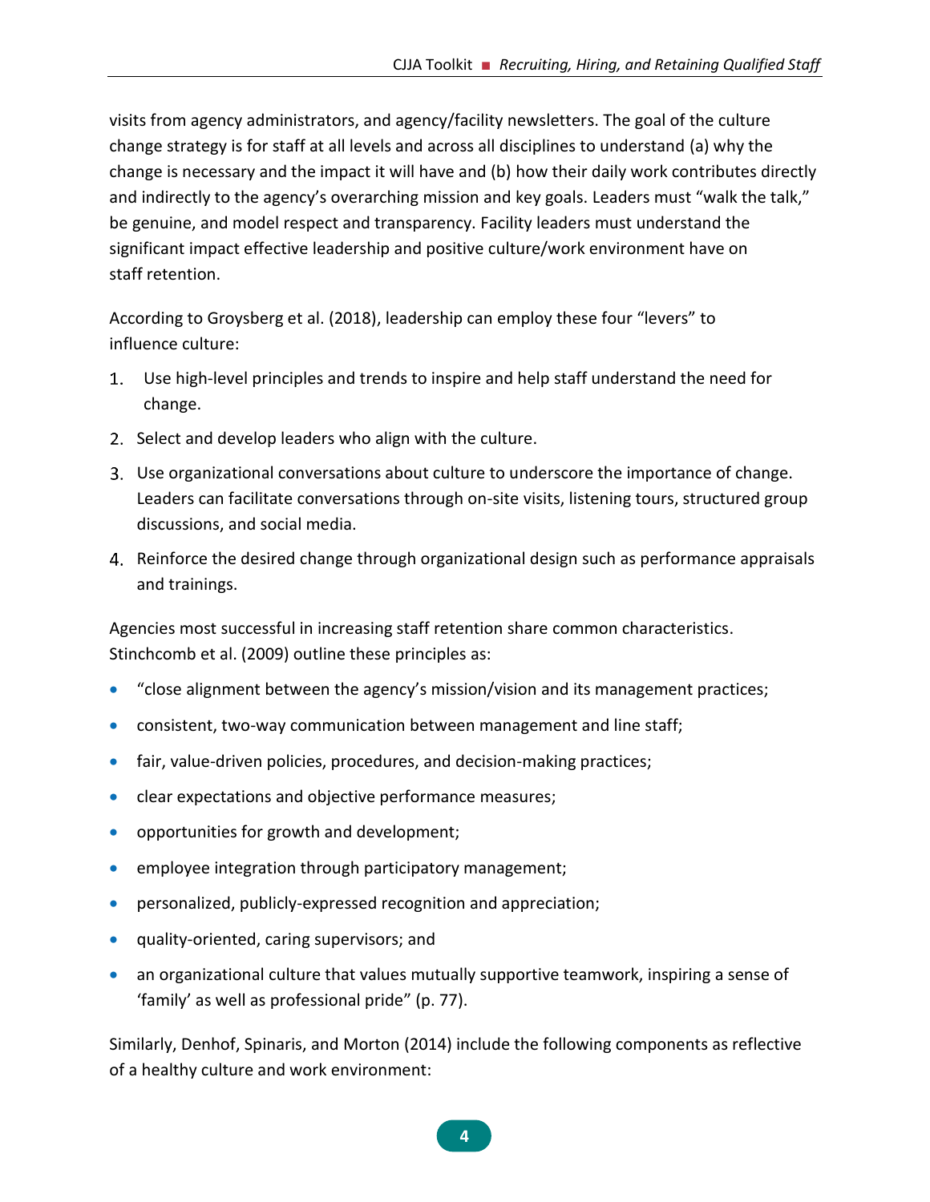visits from agency administrators, and agency/facility newsletters. The goal of the culture change strategy is for staff at all levels and across all disciplines to understand (a) why the change is necessary and the impact it will have and (b) how their daily work contributes directly and indirectly to the agency's overarching mission and key goals. Leaders must "walk the talk," be genuine, and model respect and transparency. Facility leaders must understand the significant impact effective leadership and positive culture/work environment have on staff retention.

According to Groysberg et al. (2018), leadership can employ these four "levers" to influence culture:

1. Use high-level principles and trends to inspire and help staff understand the need for change.
2. Select and develop leaders who align with the culture.
3. Use organizational conversations about culture to underscore the importance of change. Leaders can facilitate conversations through on-site visits, listening tours, structured group discussions, and social media.
4. Reinforce the desired change through organizational design such as performance appraisals and trainings.

Agencies most successful in increasing staff retention share common characteristics. Stinchcomb et al. (2009) outline these principles as:

- "close alignment between the agency's mission/vision and its management practices;
- consistent, two-way communication between management and line staff;
- fair, value-driven policies, procedures, and decision-making practices;
- clear expectations and objective performance measures;
- opportunities for growth and development;
- employee integration through participatory management;
- personalized, publicly-expressed recognition and appreciation;
- quality-oriented, caring supervisors; and
- an organizational culture that values mutually supportive teamwork, inspiring a sense of 'family' as well as professional pride" (p. 77).

Similarly, Denhof, Spinaris, and Morton (2014) include the following components as reflective of a healthy culture and work environment: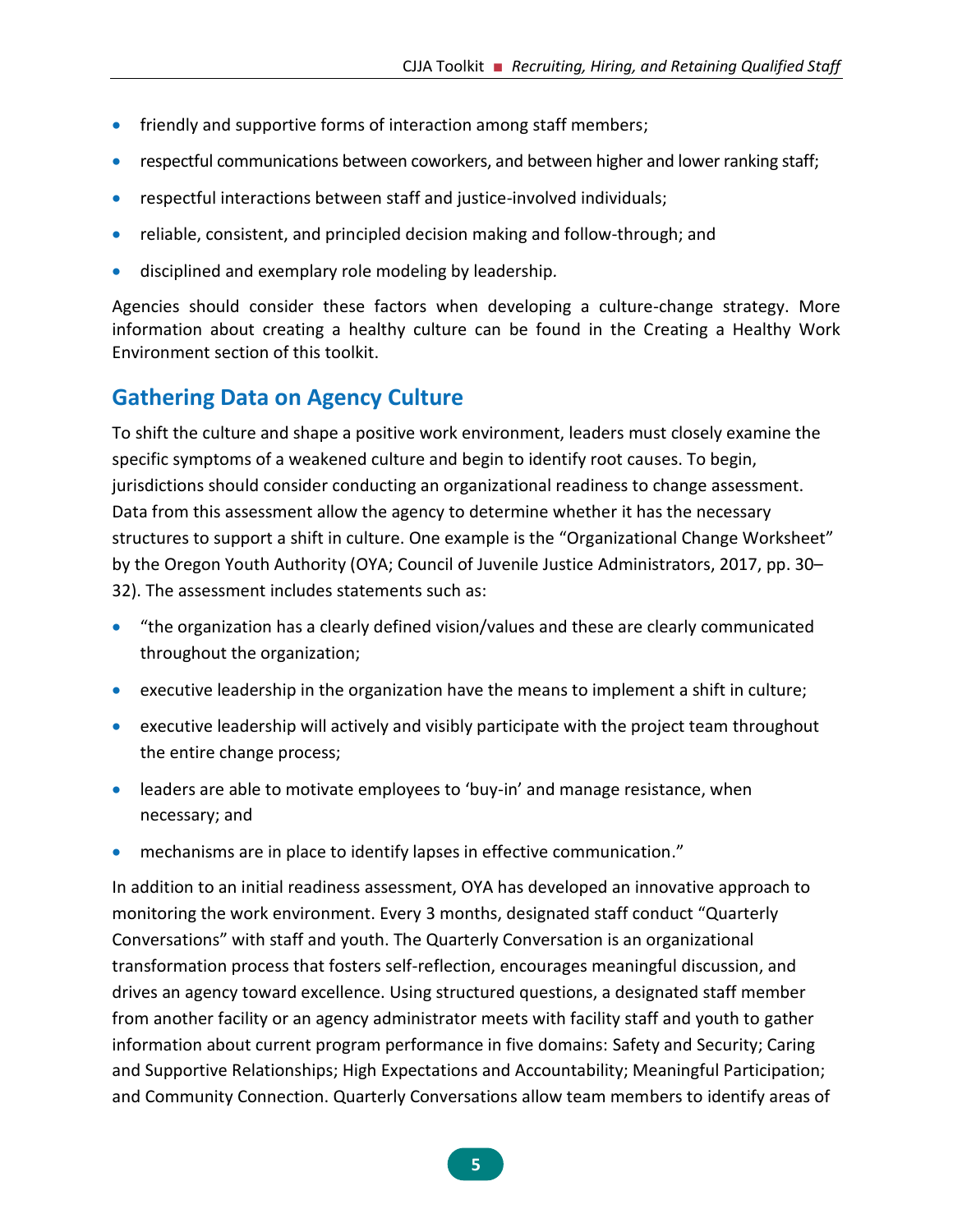- friendly and supportive forms of interaction among staff members;
- respectful communications between coworkers, and between higher and lower ranking staff;
- respectful interactions between staff and justice-involved individuals;
- reliable, consistent, and principled decision making and follow-through; and
- disciplined and exemplary role modeling by leadership.

Agencies should consider these factors when developing a culture-change strategy. More information about creating a healthy culture can be found in the Creating a Healthy Work Environment section of this toolkit.

## Gathering Data on Agency Culture

To shift the culture and shape a positive work environment, leaders must closely examine the specific symptoms of a weakened culture and begin to identify root causes. To begin, jurisdictions should consider conducting an organizational readiness to change assessment. Data from this assessment allow the agency to determine whether it has the necessary structures to support a shift in culture. One example is the "Organizational Change Worksheet" by the Oregon Youth Authority (OYA; Council of Juvenile Justice Administrators, 2017, pp. 30–32). The assessment includes statements such as:

- "the organization has a clearly defined vision/values and these are clearly communicated throughout the organization;
- executive leadership in the organization have the means to implement a shift in culture;
- executive leadership will actively and visibly participate with the project team throughout the entire change process;
- leaders are able to motivate employees to 'buy-in' and manage resistance, when necessary; and
- mechanisms are in place to identify lapses in effective communication."

In addition to an initial readiness assessment, OYA has developed an innovative approach to monitoring the work environment. Every 3 months, designated staff conduct "Quarterly Conversations" with staff and youth. The Quarterly Conversation is an organizational transformation process that fosters self-reflection, encourages meaningful discussion, and drives an agency toward excellence. Using structured questions, a designated staff member from another facility or an agency administrator meets with facility staff and youth to gather information about current program performance in five domains: Safety and Security; Caring and Supportive Relationships; High Expectations and Accountability; Meaningful Participation; and Community Connection. Quarterly Conversations allow team members to identify areas of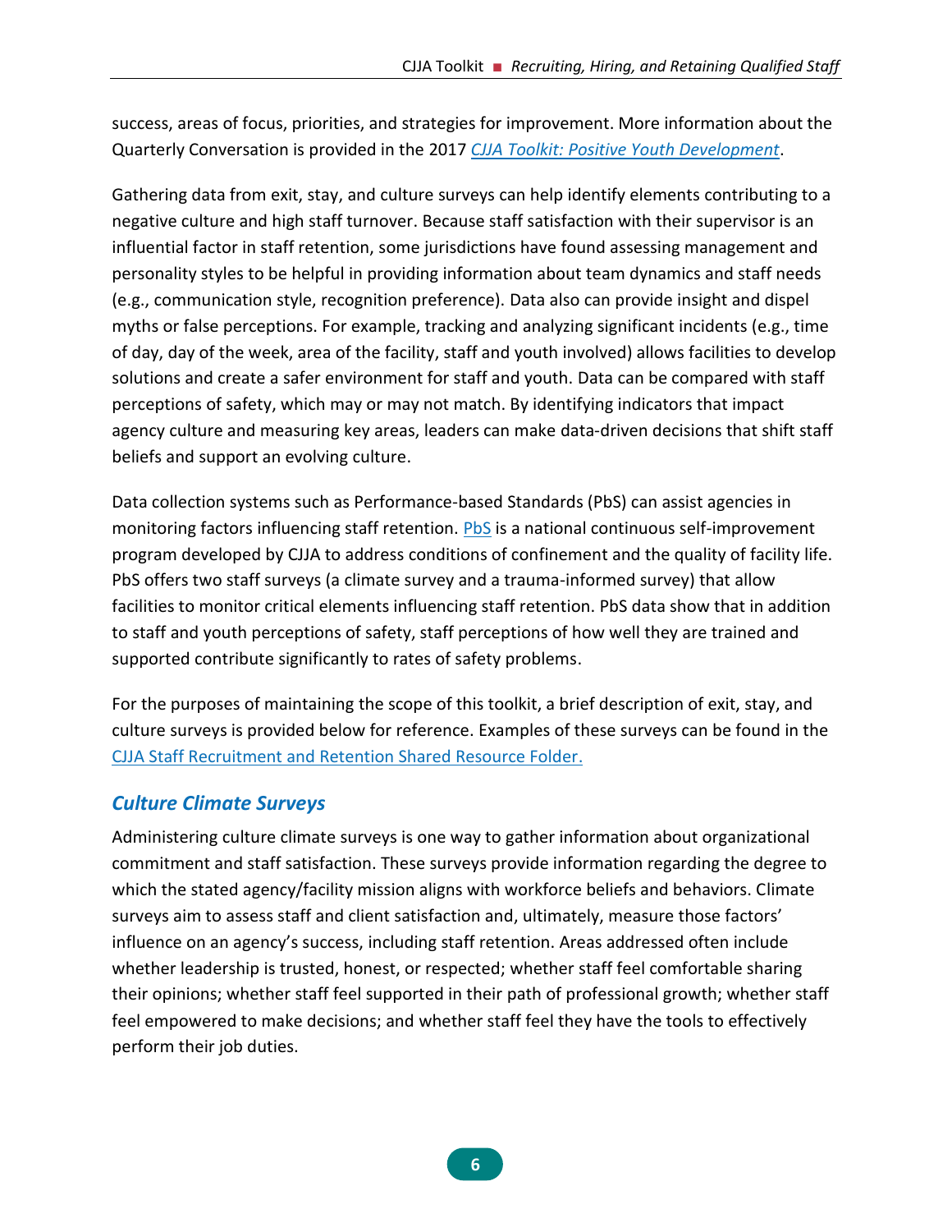success, areas of focus, priorities, and strategies for improvement. More information about the Quarterly Conversation is provided in the 2017 *CJJA Toolkit: Positive Youth Development*.

Gathering data from exit, stay, and culture surveys can help identify elements contributing to a negative culture and high staff turnover. Because staff satisfaction with their supervisor is an influential factor in staff retention, some jurisdictions have found assessing management and personality styles to be helpful in providing information about team dynamics and staff needs (e.g., communication style, recognition preference). Data also can provide insight and dispel myths or false perceptions. For example, tracking and analyzing significant incidents (e.g., time of day, day of the week, area of the facility, staff and youth involved) allows facilities to develop solutions and create a safer environment for staff and youth. Data can be compared with staff perceptions of safety, which may or may not match. By identifying indicators that impact agency culture and measuring key areas, leaders can make data-driven decisions that shift staff beliefs and support an evolving culture.

Data collection systems such as Performance-based Standards (PbS) can assist agencies in monitoring factors influencing staff retention. PbS is a national continuous self-improvement program developed by CJJA to address conditions of confinement and the quality of facility life. PbS offers two staff surveys (a climate survey and a trauma-informed survey) that allow facilities to monitor critical elements influencing staff retention. PbS data show that in addition to staff and youth perceptions of safety, staff perceptions of how well they are trained and supported contribute significantly to rates of safety problems.

For the purposes of maintaining the scope of this toolkit, a brief description of exit, stay, and culture surveys is provided below for reference. Examples of these surveys can be found in the CJJA Staff Recruitment and Retention Shared Resource Folder.

### *Culture Climate Surveys*

Administering culture climate surveys is one way to gather information about organizational commitment and staff satisfaction. These surveys provide information regarding the degree to which the stated agency/facility mission aligns with workforce beliefs and behaviors. Climate surveys aim to assess staff and client satisfaction and, ultimately, measure those factors' influence on an agency's success, including staff retention. Areas addressed often include whether leadership is trusted, honest, or respected; whether staff feel comfortable sharing their opinions; whether staff feel supported in their path of professional growth; whether staff feel empowered to make decisions; and whether staff feel they have the tools to effectively perform their job duties.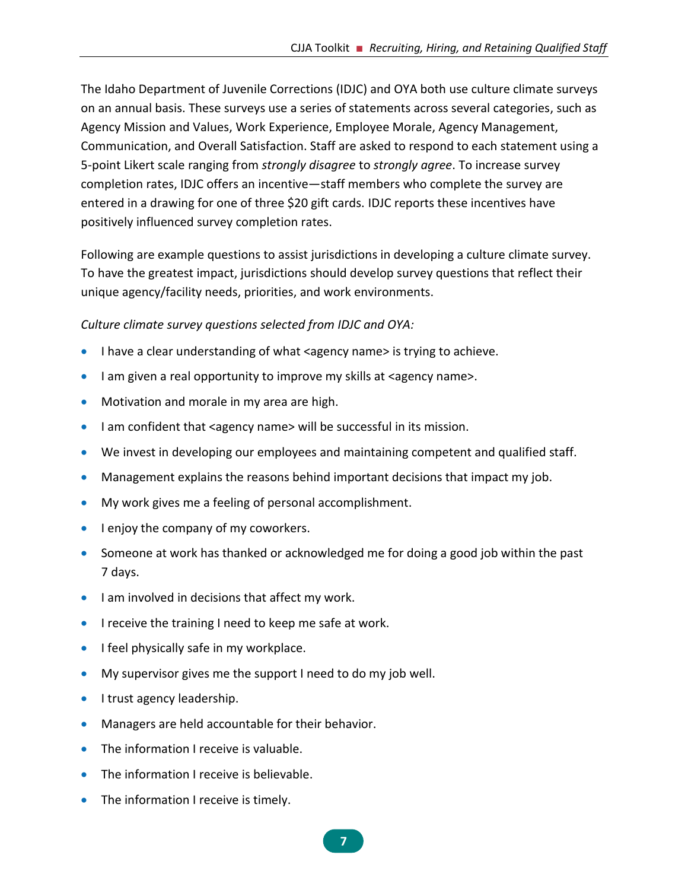The Idaho Department of Juvenile Corrections (IDJC) and OYA both use culture climate surveys on an annual basis. These surveys use a series of statements across several categories, such as Agency Mission and Values, Work Experience, Employee Morale, Agency Management, Communication, and Overall Satisfaction. Staff are asked to respond to each statement using a 5-point Likert scale ranging from *strongly disagree* to *strongly agree*. To increase survey completion rates, IDJC offers an incentive—staff members who complete the survey are entered in a drawing for one of three $20 gift cards. IDJC reports these incentives have positively influenced survey completion rates.

Following are example questions to assist jurisdictions in developing a culture climate survey. To have the greatest impact, jurisdictions should develop survey questions that reflect their unique agency/facility needs, priorities, and work environments.

*Culture climate survey questions selected from IDJC and OYA:*

- I have a clear understanding of what <agency name> is trying to achieve.
- I am given a real opportunity to improve my skills at <agency name>.
- Motivation and morale in my area are high.
- I am confident that <agency name> will be successful in its mission.
- We invest in developing our employees and maintaining competent and qualified staff.
- Management explains the reasons behind important decisions that impact my job.
- My work gives me a feeling of personal accomplishment.
- I enjoy the company of my coworkers.
- Someone at work has thanked or acknowledged me for doing a good job within the past 7 days.
- I am involved in decisions that affect my work.
- I receive the training I need to keep me safe at work.
- I feel physically safe in my workplace.
- My supervisor gives me the support I need to do my job well.
- I trust agency leadership.
- Managers are held accountable for their behavior.
- The information I receive is valuable.
- The information I receive is believable.
- The information I receive is timely.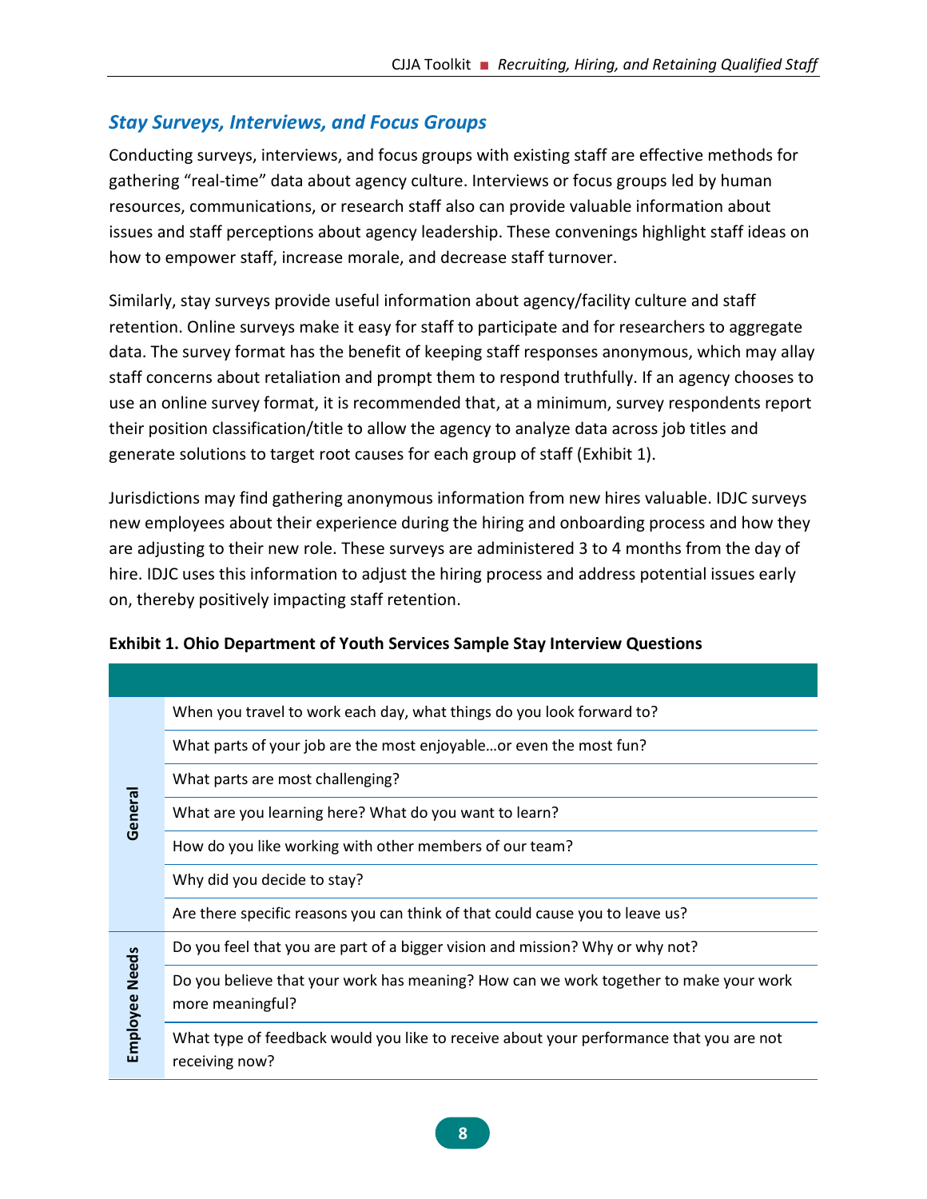### *Stay Surveys, Interviews, and Focus Groups*

Conducting surveys, interviews, and focus groups with existing staff are effective methods for gathering "real-time" data about agency culture. Interviews or focus groups led by human resources, communications, or research staff also can provide valuable information about issues and staff perceptions about agency leadership. These convenings highlight staff ideas on how to empower staff, increase morale, and decrease staff turnover.

Similarly, stay surveys provide useful information about agency/facility culture and staff retention. Online surveys make it easy for staff to participate and for researchers to aggregate data. The survey format has the benefit of keeping staff responses anonymous, which may allay staff concerns about retaliation and prompt them to respond truthfully. If an agency chooses to use an online survey format, it is recommended that, at a minimum, survey respondents report their position classification/title to allow the agency to analyze data across job titles and generate solutions to target root causes for each group of staff (Exhibit 1).

Jurisdictions may find gathering anonymous information from new hires valuable. IDJC surveys new employees about their experience during the hiring and onboarding process and how they are adjusting to their new role. These surveys are administered 3 to 4 months from the day of hire. IDJC uses this information to adjust the hiring process and address potential issues early on, thereby positively impacting staff retention.

**Exhibit 1. Ohio Department of Youth Services Sample Stay Interview Questions**

| | |
|---|---|
| **General** | When you travel to work each day, what things do you look forward to? |
| | What parts of your job are the most enjoyable…or even the most fun? |
| | What parts are most challenging? |
| | What are you learning here? What do you want to learn? |
| | How do you like working with other members of our team? |
| | Why did you decide to stay? |
| | Are there specific reasons you can think of that could cause you to leave us? |
| **Employee Needs** | Do you feel that you are part of a bigger vision and mission? Why or why not? |
| | Do you believe that your work has meaning? How can we work together to make your work more meaningful? |
| | What type of feedback would you like to receive about your performance that you are not receiving now? |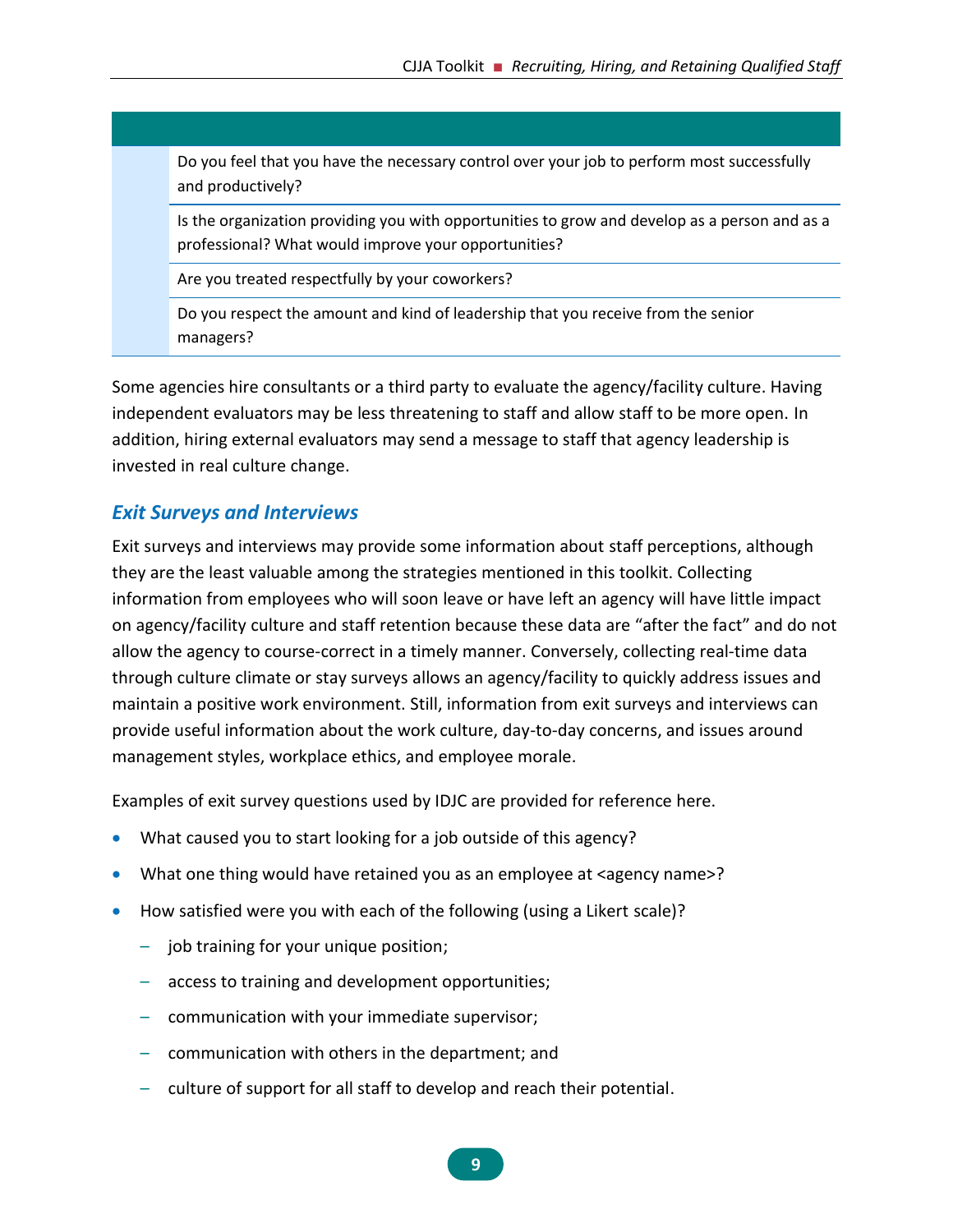| |
|---|
| Do you feel that you have the necessary control over your job to perform most successfully and productively? |
| Is the organization providing you with opportunities to grow and develop as a person and as a professional? What would improve your opportunities? |
| Are you treated respectfully by your coworkers? |
| Do you respect the amount and kind of leadership that you receive from the senior managers? |

Some agencies hire consultants or a third party to evaluate the agency/facility culture. Having independent evaluators may be less threatening to staff and allow staff to be more open. In addition, hiring external evaluators may send a message to staff that agency leadership is invested in real culture change.

### *Exit Surveys and Interviews*

Exit surveys and interviews may provide some information about staff perceptions, although they are the least valuable among the strategies mentioned in this toolkit. Collecting information from employees who will soon leave or have left an agency will have little impact on agency/facility culture and staff retention because these data are "after the fact" and do not allow the agency to course-correct in a timely manner. Conversely, collecting real-time data through culture climate or stay surveys allows an agency/facility to quickly address issues and maintain a positive work environment. Still, information from exit surveys and interviews can provide useful information about the work culture, day-to-day concerns, and issues around management styles, workplace ethics, and employee morale.

Examples of exit survey questions used by IDJC are provided for reference here.

- What caused you to start looking for a job outside of this agency?
- What one thing would have retained you as an employee at <agency name>?
- How satisfied were you with each of the following (using a Likert scale)?
  - job training for your unique position;
  - access to training and development opportunities;
  - communication with your immediate supervisor;
  - communication with others in the department; and
  - culture of support for all staff to develop and reach their potential.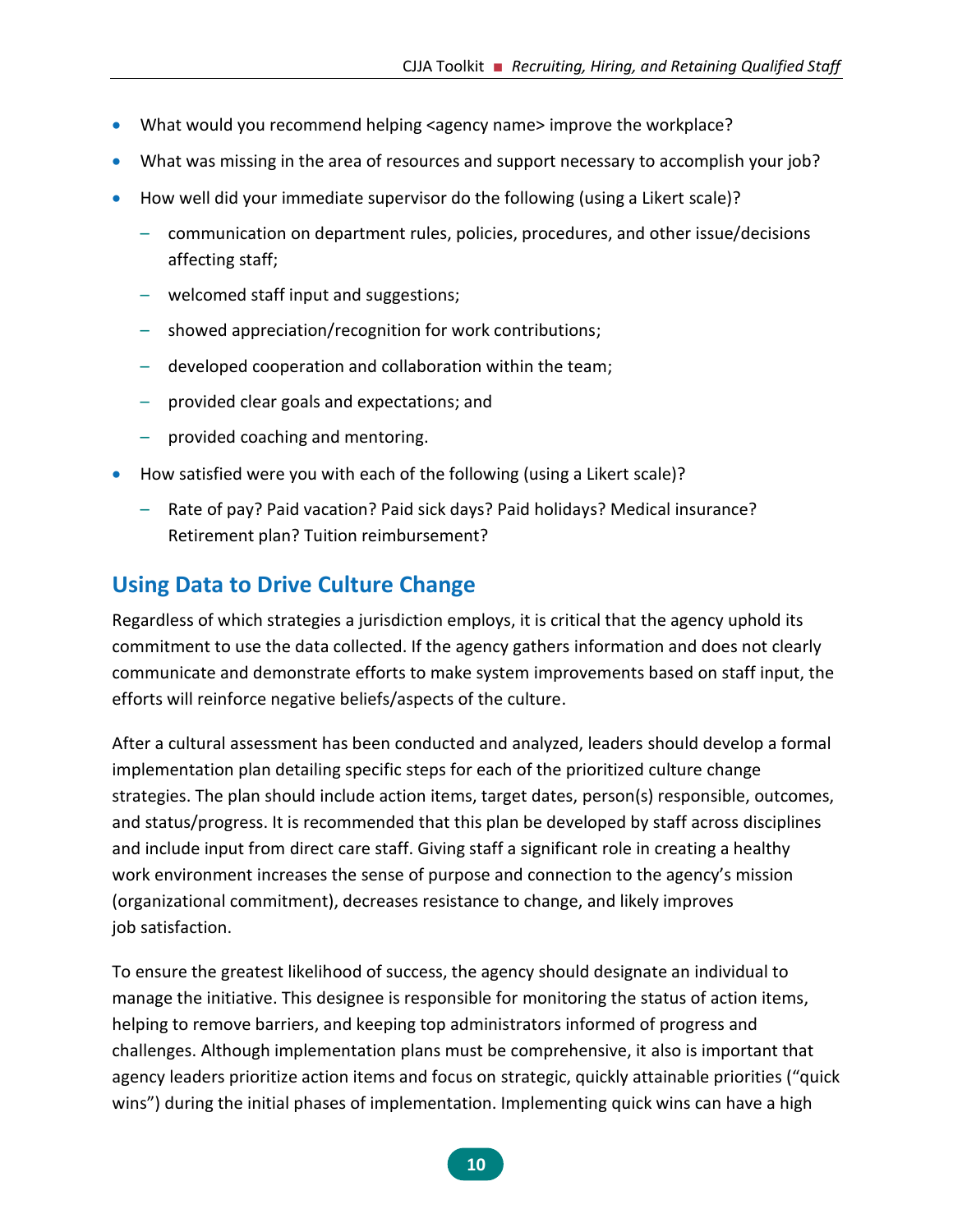- What would you recommend helping <agency name> improve the workplace?
- What was missing in the area of resources and support necessary to accomplish your job?
- How well did your immediate supervisor do the following (using a Likert scale)?
  - communication on department rules, policies, procedures, and other issue/decisions affecting staff;
  - welcomed staff input and suggestions;
  - showed appreciation/recognition for work contributions;
  - developed cooperation and collaboration within the team;
  - provided clear goals and expectations; and
  - provided coaching and mentoring.
- How satisfied were you with each of the following (using a Likert scale)?
  - Rate of pay? Paid vacation? Paid sick days? Paid holidays? Medical insurance? Retirement plan? Tuition reimbursement?

## Using Data to Drive Culture Change

Regardless of which strategies a jurisdiction employs, it is critical that the agency uphold its commitment to use the data collected. If the agency gathers information and does not clearly communicate and demonstrate efforts to make system improvements based on staff input, the efforts will reinforce negative beliefs/aspects of the culture.

After a cultural assessment has been conducted and analyzed, leaders should develop a formal implementation plan detailing specific steps for each of the prioritized culture change strategies. The plan should include action items, target dates, person(s) responsible, outcomes, and status/progress. It is recommended that this plan be developed by staff across disciplines and include input from direct care staff. Giving staff a significant role in creating a healthy work environment increases the sense of purpose and connection to the agency's mission (organizational commitment), decreases resistance to change, and likely improves job satisfaction.

To ensure the greatest likelihood of success, the agency should designate an individual to manage the initiative. This designee is responsible for monitoring the status of action items, helping to remove barriers, and keeping top administrators informed of progress and challenges. Although implementation plans must be comprehensive, it also is important that agency leaders prioritize action items and focus on strategic, quickly attainable priorities ("quick wins") during the initial phases of implementation. Implementing quick wins can have a high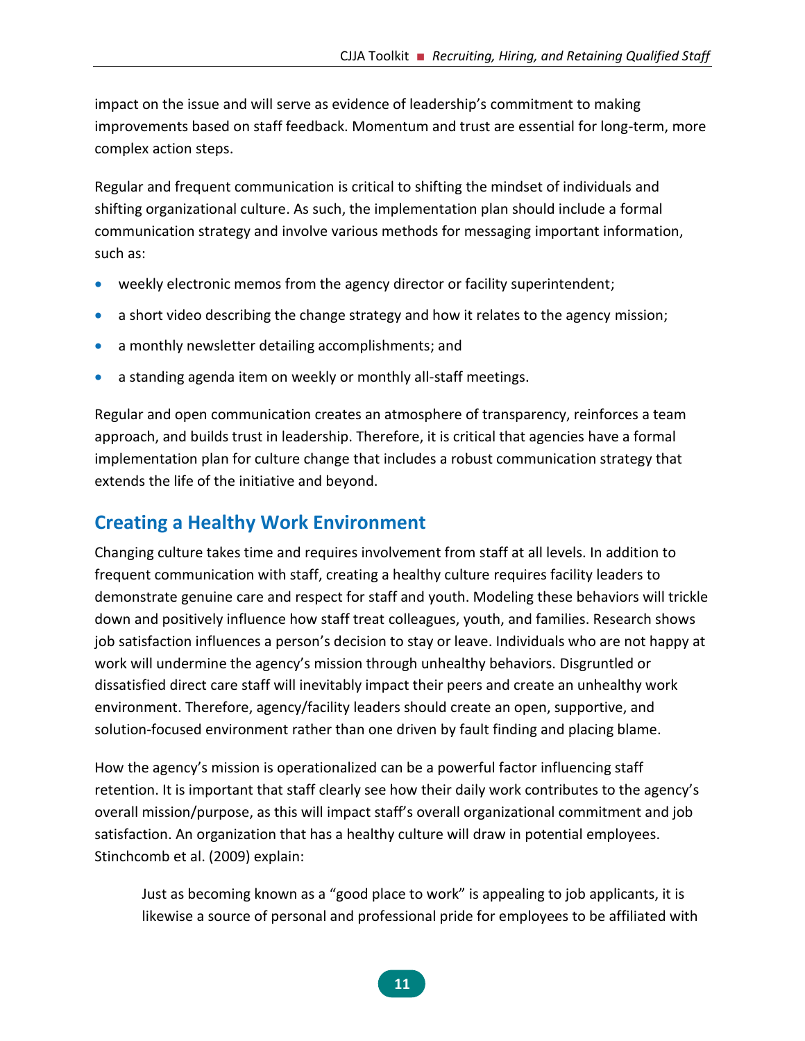impact on the issue and will serve as evidence of leadership's commitment to making improvements based on staff feedback. Momentum and trust are essential for long-term, more complex action steps.

Regular and frequent communication is critical to shifting the mindset of individuals and shifting organizational culture. As such, the implementation plan should include a formal communication strategy and involve various methods for messaging important information, such as:

- weekly electronic memos from the agency director or facility superintendent;
- a short video describing the change strategy and how it relates to the agency mission;
- a monthly newsletter detailing accomplishments; and
- a standing agenda item on weekly or monthly all-staff meetings.

Regular and open communication creates an atmosphere of transparency, reinforces a team approach, and builds trust in leadership. Therefore, it is critical that agencies have a formal implementation plan for culture change that includes a robust communication strategy that extends the life of the initiative and beyond.

## Creating a Healthy Work Environment

Changing culture takes time and requires involvement from staff at all levels. In addition to frequent communication with staff, creating a healthy culture requires facility leaders to demonstrate genuine care and respect for staff and youth. Modeling these behaviors will trickle down and positively influence how staff treat colleagues, youth, and families. Research shows job satisfaction influences a person's decision to stay or leave. Individuals who are not happy at work will undermine the agency's mission through unhealthy behaviors. Disgruntled or dissatisfied direct care staff will inevitably impact their peers and create an unhealthy work environment. Therefore, agency/facility leaders should create an open, supportive, and solution-focused environment rather than one driven by fault finding and placing blame.

How the agency's mission is operationalized can be a powerful factor influencing staff retention. It is important that staff clearly see how their daily work contributes to the agency's overall mission/purpose, as this will impact staff's overall organizational commitment and job satisfaction. An organization that has a healthy culture will draw in potential employees. Stinchcomb et al. (2009) explain:

> Just as becoming known as a "good place to work" is appealing to job applicants, it is likewise a source of personal and professional pride for employees to be affiliated with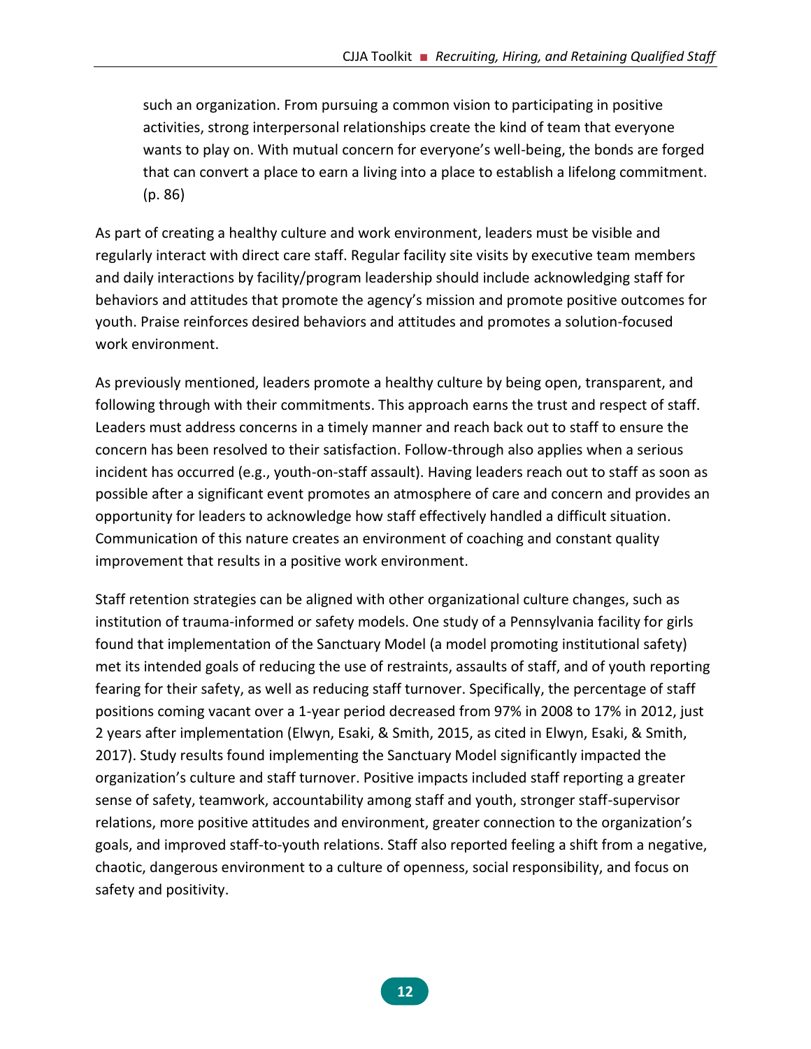> such an organization. From pursuing a common vision to participating in positive activities, strong interpersonal relationships create the kind of team that everyone wants to play on. With mutual concern for everyone's well-being, the bonds are forged that can convert a place to earn a living into a place to establish a lifelong commitment. (p. 86)

As part of creating a healthy culture and work environment, leaders must be visible and regularly interact with direct care staff. Regular facility site visits by executive team members and daily interactions by facility/program leadership should include acknowledging staff for behaviors and attitudes that promote the agency's mission and promote positive outcomes for youth. Praise reinforces desired behaviors and attitudes and promotes a solution-focused work environment.

As previously mentioned, leaders promote a healthy culture by being open, transparent, and following through with their commitments. This approach earns the trust and respect of staff. Leaders must address concerns in a timely manner and reach back out to staff to ensure the concern has been resolved to their satisfaction. Follow-through also applies when a serious incident has occurred (e.g., youth-on-staff assault). Having leaders reach out to staff as soon as possible after a significant event promotes an atmosphere of care and concern and provides an opportunity for leaders to acknowledge how staff effectively handled a difficult situation. Communication of this nature creates an environment of coaching and constant quality improvement that results in a positive work environment.

Staff retention strategies can be aligned with other organizational culture changes, such as institution of trauma-informed or safety models. One study of a Pennsylvania facility for girls found that implementation of the Sanctuary Model (a model promoting institutional safety) met its intended goals of reducing the use of restraints, assaults of staff, and of youth reporting fearing for their safety, as well as reducing staff turnover. Specifically, the percentage of staff positions coming vacant over a 1-year period decreased from 97% in 2008 to 17% in 2012, just 2 years after implementation (Elwyn, Esaki, & Smith, 2015, as cited in Elwyn, Esaki, & Smith, 2017). Study results found implementing the Sanctuary Model significantly impacted the organization's culture and staff turnover. Positive impacts included staff reporting a greater sense of safety, teamwork, accountability among staff and youth, stronger staff-supervisor relations, more positive attitudes and environment, greater connection to the organization's goals, and improved staff-to-youth relations. Staff also reported feeling a shift from a negative, chaotic, dangerous environment to a culture of openness, social responsibility, and focus on safety and positivity.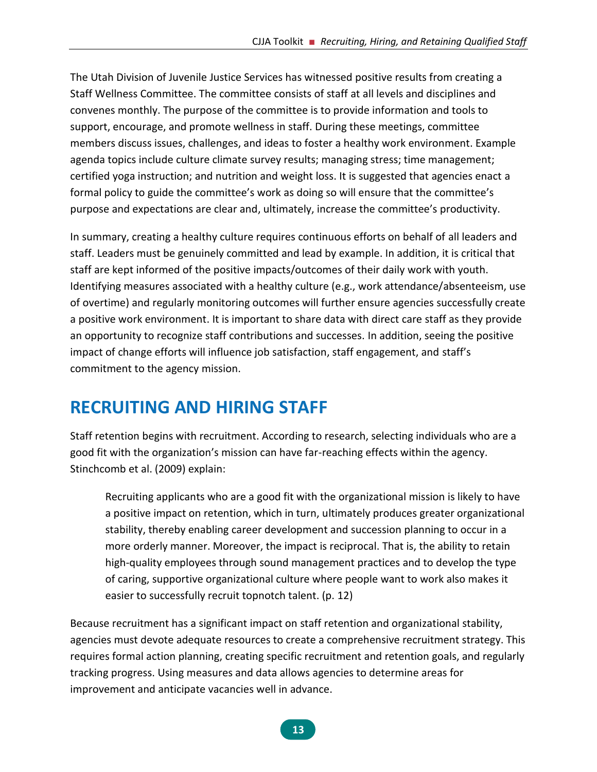The Utah Division of Juvenile Justice Services has witnessed positive results from creating a Staff Wellness Committee. The committee consists of staff at all levels and disciplines and convenes monthly. The purpose of the committee is to provide information and tools to support, encourage, and promote wellness in staff. During these meetings, committee members discuss issues, challenges, and ideas to foster a healthy work environment. Example agenda topics include culture climate survey results; managing stress; time management; certified yoga instruction; and nutrition and weight loss. It is suggested that agencies enact a formal policy to guide the committee's work as doing so will ensure that the committee's purpose and expectations are clear and, ultimately, increase the committee's productivity.

In summary, creating a healthy culture requires continuous efforts on behalf of all leaders and staff. Leaders must be genuinely committed and lead by example. In addition, it is critical that staff are kept informed of the positive impacts/outcomes of their daily work with youth. Identifying measures associated with a healthy culture (e.g., work attendance/absenteeism, use of overtime) and regularly monitoring outcomes will further ensure agencies successfully create a positive work environment. It is important to share data with direct care staff as they provide an opportunity to recognize staff contributions and successes. In addition, seeing the positive impact of change efforts will influence job satisfaction, staff engagement, and staff's commitment to the agency mission.

# RECRUITING AND HIRING STAFF

Staff retention begins with recruitment. According to research, selecting individuals who are a good fit with the organization's mission can have far-reaching effects within the agency. Stinchcomb et al. (2009) explain:

> Recruiting applicants who are a good fit with the organizational mission is likely to have a positive impact on retention, which in turn, ultimately produces greater organizational stability, thereby enabling career development and succession planning to occur in a more orderly manner. Moreover, the impact is reciprocal. That is, the ability to retain high-quality employees through sound management practices and to develop the type of caring, supportive organizational culture where people want to work also makes it easier to successfully recruit topnotch talent. (p. 12)

Because recruitment has a significant impact on staff retention and organizational stability, agencies must devote adequate resources to create a comprehensive recruitment strategy. This requires formal action planning, creating specific recruitment and retention goals, and regularly tracking progress. Using measures and data allows agencies to determine areas for improvement and anticipate vacancies well in advance.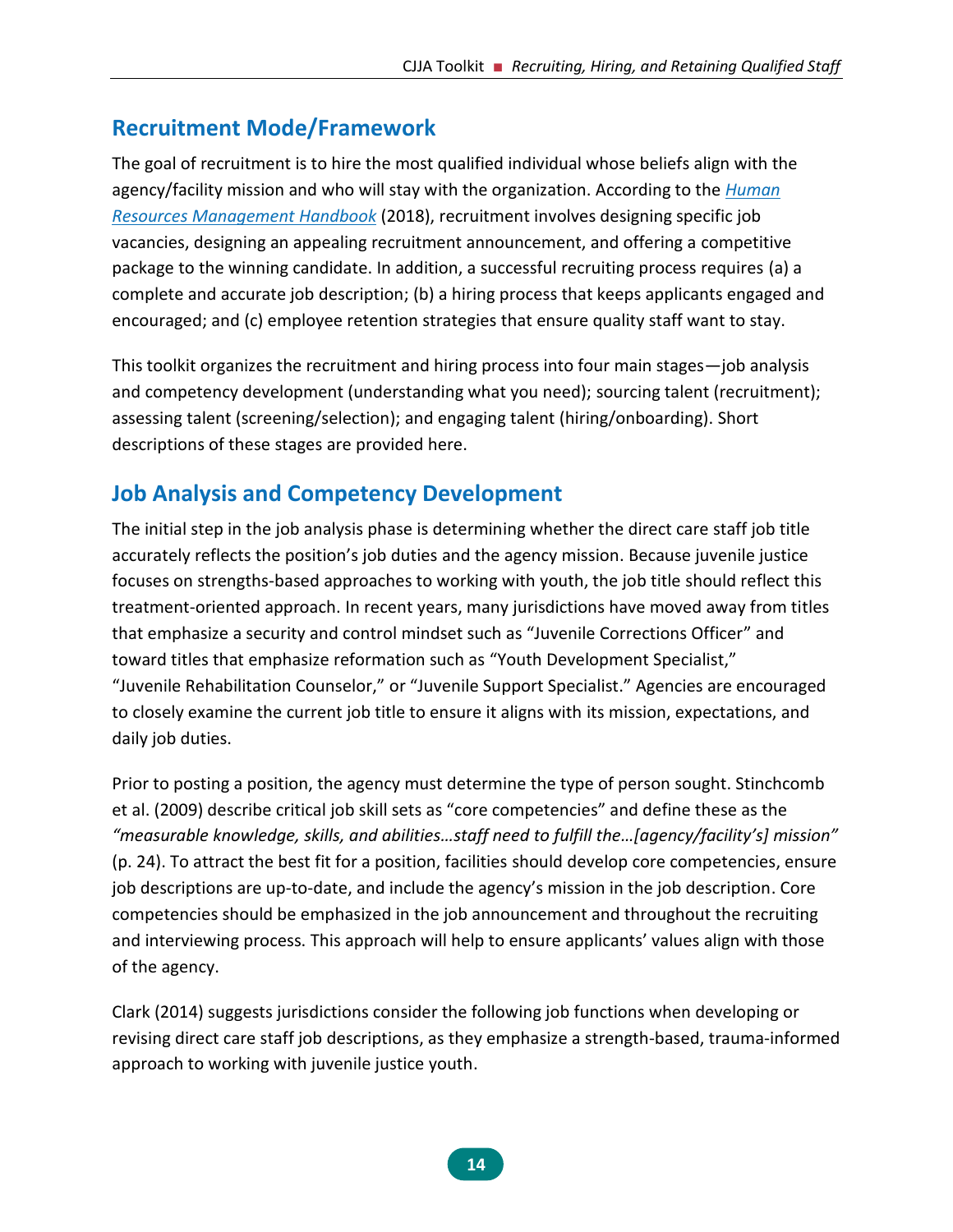## Recruitment Mode/Framework

The goal of recruitment is to hire the most qualified individual whose beliefs align with the agency/facility mission and who will stay with the organization. According to the *Human Resources Management Handbook* (2018), recruitment involves designing specific job vacancies, designing an appealing recruitment announcement, and offering a competitive package to the winning candidate. In addition, a successful recruiting process requires (a) a complete and accurate job description; (b) a hiring process that keeps applicants engaged and encouraged; and (c) employee retention strategies that ensure quality staff want to stay.

This toolkit organizes the recruitment and hiring process into four main stages—job analysis and competency development (understanding what you need); sourcing talent (recruitment); assessing talent (screening/selection); and engaging talent (hiring/onboarding). Short descriptions of these stages are provided here.

## Job Analysis and Competency Development

The initial step in the job analysis phase is determining whether the direct care staff job title accurately reflects the position's job duties and the agency mission. Because juvenile justice focuses on strengths-based approaches to working with youth, the job title should reflect this treatment-oriented approach. In recent years, many jurisdictions have moved away from titles that emphasize a security and control mindset such as "Juvenile Corrections Officer" and toward titles that emphasize reformation such as "Youth Development Specialist," "Juvenile Rehabilitation Counselor," or "Juvenile Support Specialist." Agencies are encouraged to closely examine the current job title to ensure it aligns with its mission, expectations, and daily job duties.

Prior to posting a position, the agency must determine the type of person sought. Stinchcomb et al. (2009) describe critical job skill sets as "core competencies" and define these as the *"measurable knowledge, skills, and abilities…staff need to fulfill the…[agency/facility's] mission"* (p. 24). To attract the best fit for a position, facilities should develop core competencies, ensure job descriptions are up-to-date, and include the agency's mission in the job description. Core competencies should be emphasized in the job announcement and throughout the recruiting and interviewing process. This approach will help to ensure applicants' values align with those of the agency.

Clark (2014) suggests jurisdictions consider the following job functions when developing or revising direct care staff job descriptions, as they emphasize a strength-based, trauma-informed approach to working with juvenile justice youth.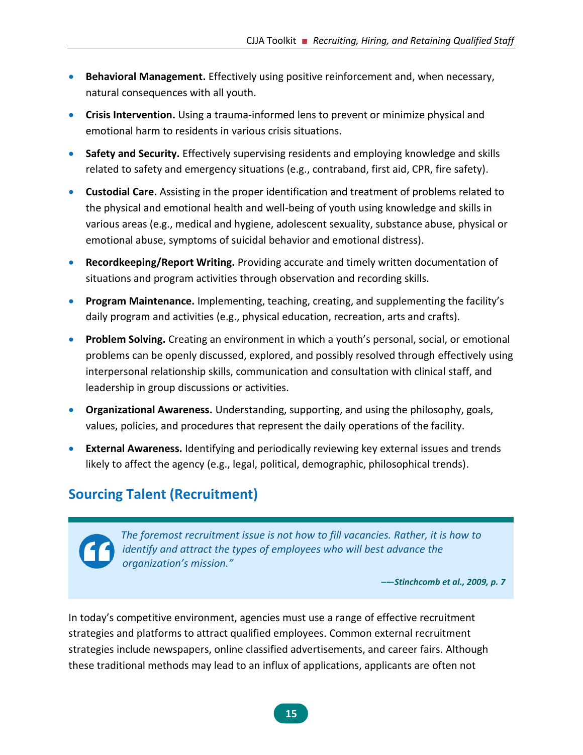- **Behavioral Management.** Effectively using positive reinforcement and, when necessary, natural consequences with all youth.
- **Crisis Intervention.** Using a trauma-informed lens to prevent or minimize physical and emotional harm to residents in various crisis situations.
- **Safety and Security.** Effectively supervising residents and employing knowledge and skills related to safety and emergency situations (e.g., contraband, first aid, CPR, fire safety).
- **Custodial Care.** Assisting in the proper identification and treatment of problems related to the physical and emotional health and well-being of youth using knowledge and skills in various areas (e.g., medical and hygiene, adolescent sexuality, substance abuse, physical or emotional abuse, symptoms of suicidal behavior and emotional distress).
- **Recordkeeping/Report Writing.** Providing accurate and timely written documentation of situations and program activities through observation and recording skills.
- **Program Maintenance.** Implementing, teaching, creating, and supplementing the facility's daily program and activities (e.g., physical education, recreation, arts and crafts).
- **Problem Solving.** Creating an environment in which a youth's personal, social, or emotional problems can be openly discussed, explored, and possibly resolved through effectively using interpersonal relationship skills, communication and consultation with clinical staff, and leadership in group discussions or activities.
- **Organizational Awareness.** Understanding, supporting, and using the philosophy, goals, values, policies, and procedures that represent the daily operations of the facility.
- **External Awareness.** Identifying and periodically reviewing key external issues and trends likely to affect the agency (e.g., legal, political, demographic, philosophical trends).

## Sourcing Talent (Recruitment)

> *The foremost recruitment issue is not how to fill vacancies. Rather, it is how to identify and attract the types of employees who will best advance the organization's mission."*
>
> ***——Stinchcomb et al., 2009, p. 7***

In today's competitive environment, agencies must use a range of effective recruitment strategies and platforms to attract qualified employees. Common external recruitment strategies include newspapers, online classified advertisements, and career fairs. Although these traditional methods may lead to an influx of applications, applicants are often not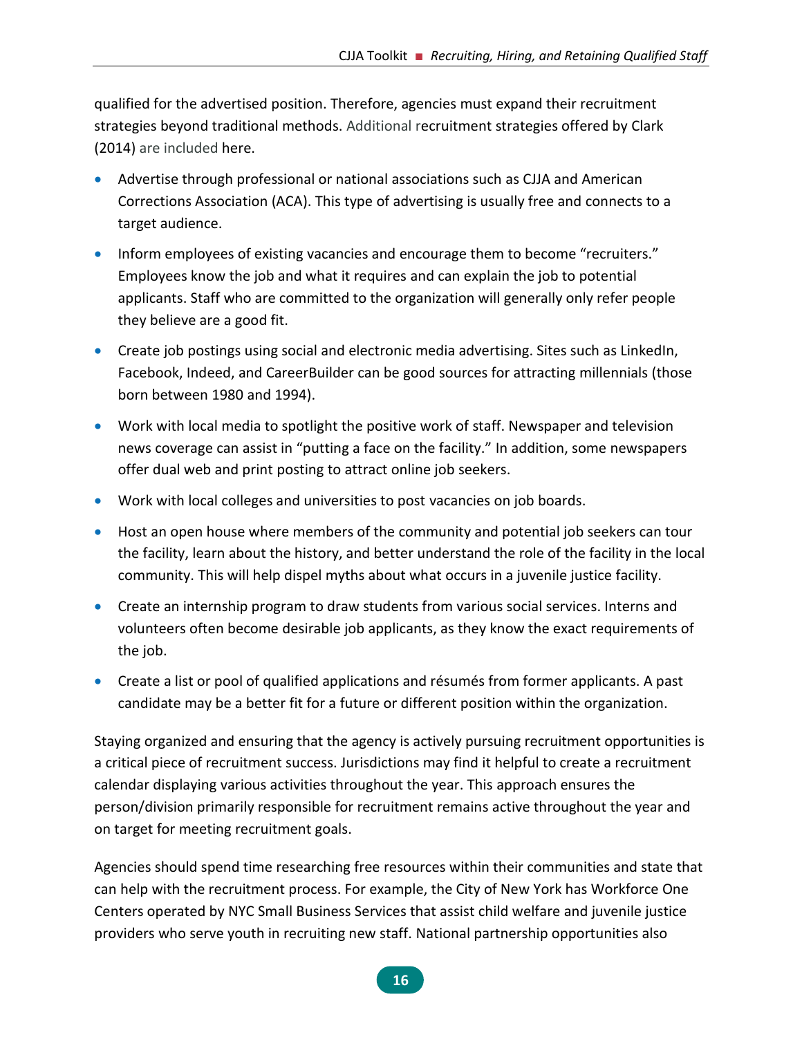qualified for the advertised position. Therefore, agencies must expand their recruitment strategies beyond traditional methods. Additional recruitment strategies offered by Clark (2014) are included here.

- Advertise through professional or national associations such as CJJA and American Corrections Association (ACA). This type of advertising is usually free and connects to a target audience.
- Inform employees of existing vacancies and encourage them to become "recruiters." Employees know the job and what it requires and can explain the job to potential applicants. Staff who are committed to the organization will generally only refer people they believe are a good fit.
- Create job postings using social and electronic media advertising. Sites such as LinkedIn, Facebook, Indeed, and CareerBuilder can be good sources for attracting millennials (those born between 1980 and 1994).
- Work with local media to spotlight the positive work of staff. Newspaper and television news coverage can assist in "putting a face on the facility." In addition, some newspapers offer dual web and print posting to attract online job seekers.
- Work with local colleges and universities to post vacancies on job boards.
- Host an open house where members of the community and potential job seekers can tour the facility, learn about the history, and better understand the role of the facility in the local community. This will help dispel myths about what occurs in a juvenile justice facility.
- Create an internship program to draw students from various social services. Interns and volunteers often become desirable job applicants, as they know the exact requirements of the job.
- Create a list or pool of qualified applications and résumés from former applicants. A past candidate may be a better fit for a future or different position within the organization.

Staying organized and ensuring that the agency is actively pursuing recruitment opportunities is a critical piece of recruitment success. Jurisdictions may find it helpful to create a recruitment calendar displaying various activities throughout the year. This approach ensures the person/division primarily responsible for recruitment remains active throughout the year and on target for meeting recruitment goals.

Agencies should spend time researching free resources within their communities and state that can help with the recruitment process. For example, the City of New York has Workforce One Centers operated by NYC Small Business Services that assist child welfare and juvenile justice providers who serve youth in recruiting new staff. National partnership opportunities also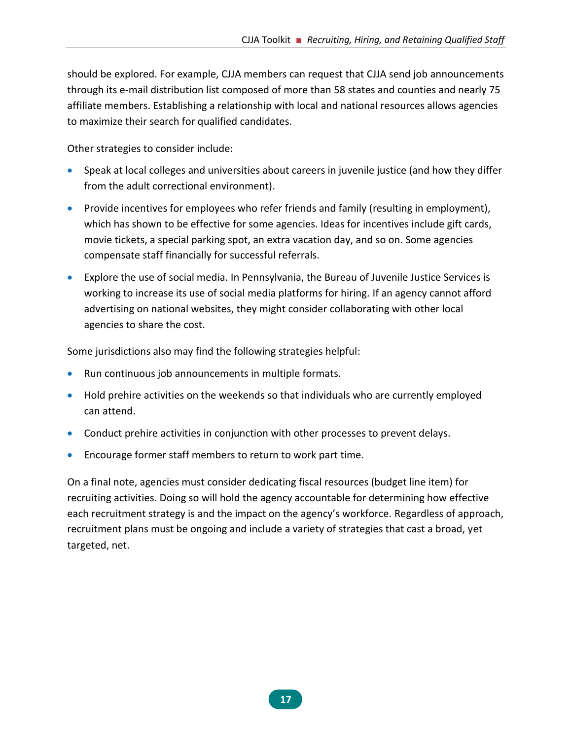should be explored. For example, CJJA members can request that CJJA send job announcements through its e-mail distribution list composed of more than 58 states and counties and nearly 75 affiliate members. Establishing a relationship with local and national resources allows agencies to maximize their search for qualified candidates.

Other strategies to consider include:

- Speak at local colleges and universities about careers in juvenile justice (and how they differ from the adult correctional environment).
- Provide incentives for employees who refer friends and family (resulting in employment), which has shown to be effective for some agencies. Ideas for incentives include gift cards, movie tickets, a special parking spot, an extra vacation day, and so on. Some agencies compensate staff financially for successful referrals.
- Explore the use of social media. In Pennsylvania, the Bureau of Juvenile Justice Services is working to increase its use of social media platforms for hiring. If an agency cannot afford advertising on national websites, they might consider collaborating with other local agencies to share the cost.

Some jurisdictions also may find the following strategies helpful:

- Run continuous job announcements in multiple formats.
- Hold prehire activities on the weekends so that individuals who are currently employed can attend.
- Conduct prehire activities in conjunction with other processes to prevent delays.
- Encourage former staff members to return to work part time.

On a final note, agencies must consider dedicating fiscal resources (budget line item) for recruiting activities. Doing so will hold the agency accountable for determining how effective each recruitment strategy is and the impact on the agency's workforce. Regardless of approach, recruitment plans must be ongoing and include a variety of strategies that cast a broad, yet targeted, net.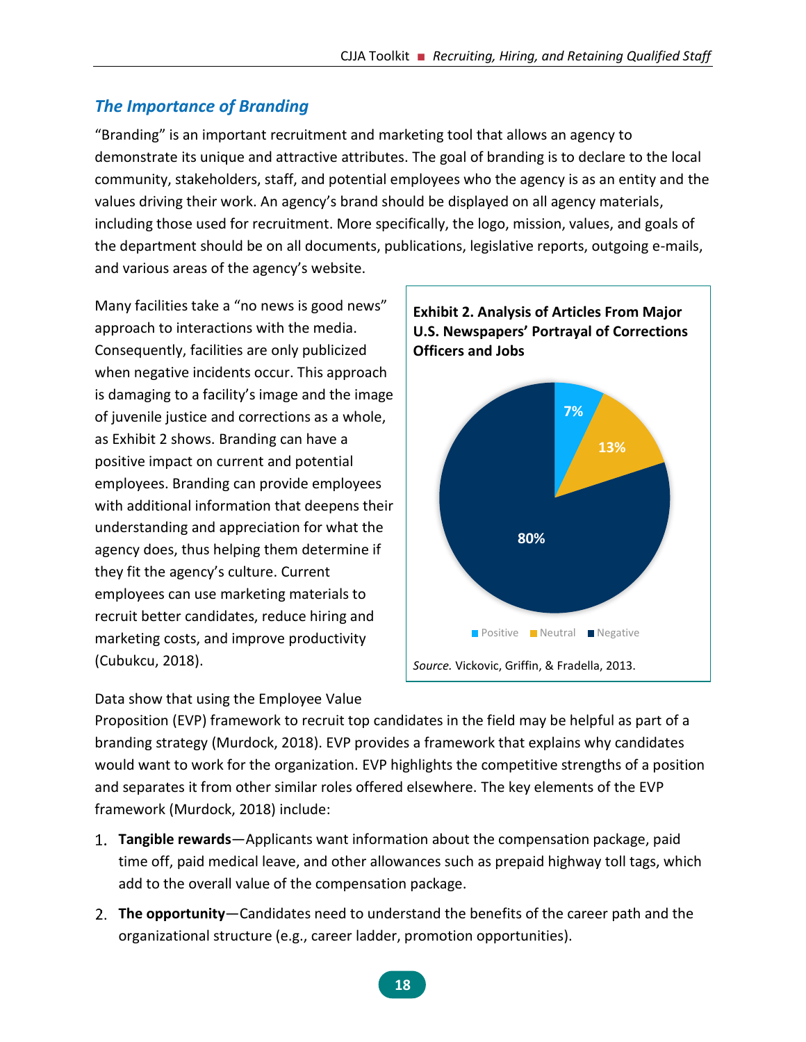## The Importance of Branding

"Branding" is an important recruitment and marketing tool that allows an agency to demonstrate its unique and attractive attributes. The goal of branding is to declare to the local community, stakeholders, staff, and potential employees who the agency is as an entity and the values driving their work. An agency's brand should be displayed on all agency materials, including those used for recruitment. More specifically, the logo, mission, values, and goals of the department should be on all documents, publications, legislative reports, outgoing e-mails, and various areas of the agency's website.

Many facilities take a "no news is good news" approach to interactions with the media. Consequently, facilities are only publicized when negative incidents occur. This approach is damaging to a facility's image and the image of juvenile justice and corrections as a whole, as Exhibit 2 shows. Branding can have a positive impact on current and potential employees. Branding can provide employees with additional information that deepens their understanding and appreciation for what the agency does, thus helping them determine if they fit the agency's culture. Current employees can use marketing materials to recruit better candidates, reduce hiring and marketing costs, and improve productivity (Cubukcu, 2018).

**Exhibit 2. Analysis of Articles From Major U.S. Newspapers' Portrayal of Corrections Officers and Jobs**

| Portrayal | Percentage |
|---|---|
| Positive | 7% |
| Neutral | 13% |
| Negative | 80% |

*Source.* Vickovic, Griffin, & Fradella, 2013.

Data show that using the Employee Value Proposition (EVP) framework to recruit top candidates in the field may be helpful as part of a branding strategy (Murdock, 2018). EVP provides a framework that explains why candidates would want to work for the organization. EVP highlights the competitive strengths of a position and separates it from other similar roles offered elsewhere. The key elements of the EVP framework (Murdock, 2018) include:

1. **Tangible rewards**—Applicants want information about the compensation package, paid time off, paid medical leave, and other allowances such as prepaid highway toll tags, which add to the overall value of the compensation package.
2. **The opportunity**—Candidates need to understand the benefits of the career path and the organizational structure (e.g., career ladder, promotion opportunities).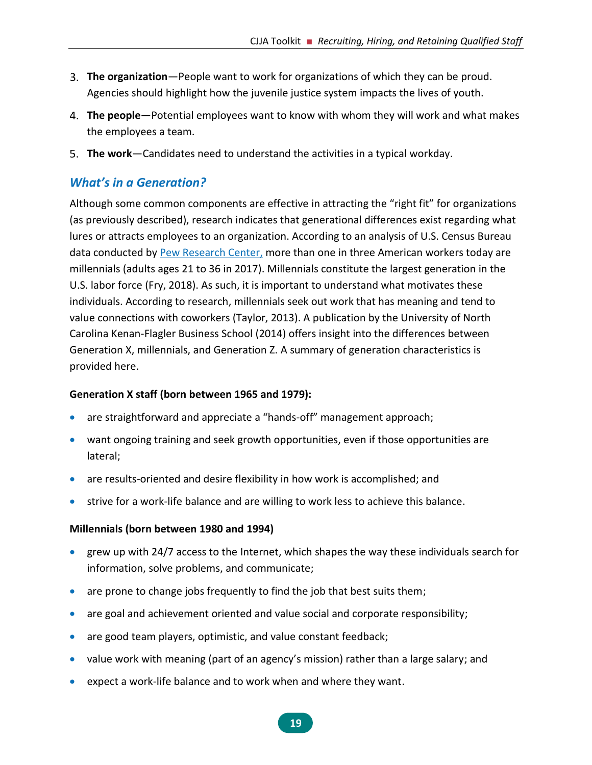3. **The organization**—People want to work for organizations of which they can be proud. Agencies should highlight how the juvenile justice system impacts the lives of youth.
4. **The people**—Potential employees want to know with whom they will work and what makes the employees a team.
5. **The work**—Candidates need to understand the activities in a typical workday.

## *What's in a Generation?*

Although some common components are effective in attracting the "right fit" for organizations (as previously described), research indicates that generational differences exist regarding what lures or attracts employees to an organization. According to an analysis of U.S. Census Bureau data conducted by Pew Research Center, more than one in three American workers today are millennials (adults ages 21 to 36 in 2017). Millennials constitute the largest generation in the U.S. labor force (Fry, 2018). As such, it is important to understand what motivates these individuals. According to research, millennials seek out work that has meaning and tend to value connections with coworkers (Taylor, 2013). A publication by the University of North Carolina Kenan-Flagler Business School (2014) offers insight into the differences between Generation X, millennials, and Generation Z. A summary of generation characteristics is provided here.

**Generation X staff (born between 1965 and 1979):**

- are straightforward and appreciate a "hands-off" management approach;
- want ongoing training and seek growth opportunities, even if those opportunities are lateral;
- are results-oriented and desire flexibility in how work is accomplished; and
- strive for a work-life balance and are willing to work less to achieve this balance.

**Millennials (born between 1980 and 1994)**

- grew up with 24/7 access to the Internet, which shapes the way these individuals search for information, solve problems, and communicate;
- are prone to change jobs frequently to find the job that best suits them;
- are goal and achievement oriented and value social and corporate responsibility;
- are good team players, optimistic, and value constant feedback;
- value work with meaning (part of an agency's mission) rather than a large salary; and
- expect a work-life balance and to work when and where they want.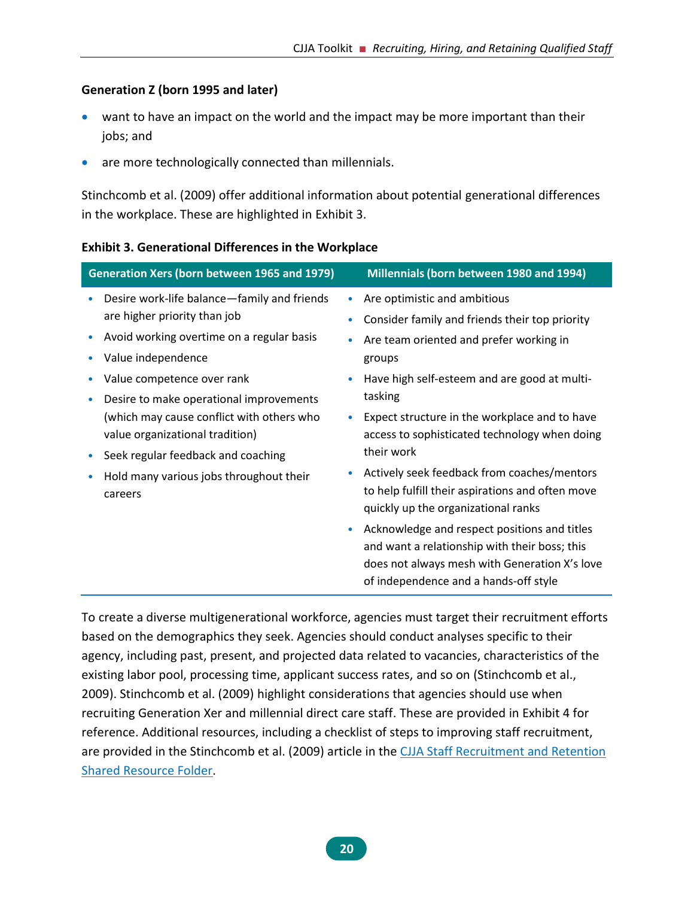**Generation Z (born 1995 and later)**

- want to have an impact on the world and the impact may be more important than their jobs; and
- are more technologically connected than millennials.

Stinchcomb et al. (2009) offer additional information about potential generational differences in the workplace. These are highlighted in Exhibit 3.

**Exhibit 3. Generational Differences in the Workplace**

| Generation Xers (born between 1965 and 1979) | Millennials (born between 1980 and 1994) |
|---|---|
| • Desire work-life balance—family and friends are higher priority than job<br>• Avoid working overtime on a regular basis<br>• Value independence<br>• Value competence over rank<br>• Desire to make operational improvements (which may cause conflict with others who value organizational tradition)<br>• Seek regular feedback and coaching<br>• Hold many various jobs throughout their careers | • Are optimistic and ambitious<br>• Consider family and friends their top priority<br>• Are team oriented and prefer working in groups<br>• Have high self-esteem and are good at multi-tasking<br>• Expect structure in the workplace and to have access to sophisticated technology when doing their work<br>• Actively seek feedback from coaches/mentors to help fulfill their aspirations and often move quickly up the organizational ranks<br>• Acknowledge and respect positions and titles and want a relationship with their boss; this does not always mesh with Generation X's love of independence and a hands-off style |

To create a diverse multigenerational workforce, agencies must target their recruitment efforts based on the demographics they seek. Agencies should conduct analyses specific to their agency, including past, present, and projected data related to vacancies, characteristics of the existing labor pool, processing time, applicant success rates, and so on (Stinchcomb et al., 2009). Stinchcomb et al. (2009) highlight considerations that agencies should use when recruiting Generation Xer and millennial direct care staff. These are provided in Exhibit 4 for reference. Additional resources, including a checklist of steps to improving staff recruitment, are provided in the Stinchcomb et al. (2009) article in the CJJA Staff Recruitment and Retention Shared Resource Folder.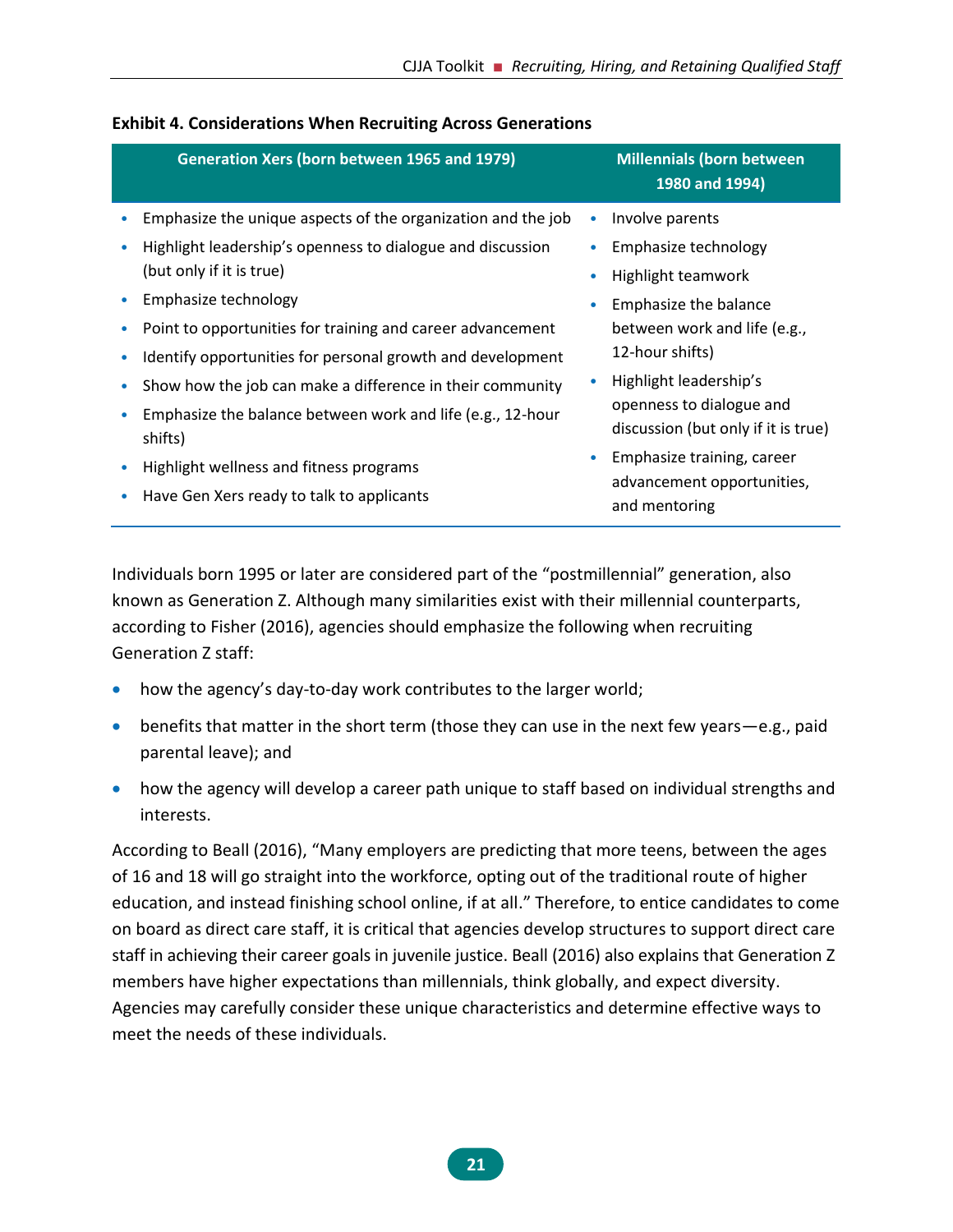**Exhibit 4. Considerations When Recruiting Across Generations**

| Generation Xers (born between 1965 and 1979) | Millennials (born between 1980 and 1994) |
|---|---|
| • Emphasize the unique aspects of the organization and the job<br>• Highlight leadership's openness to dialogue and discussion (but only if it is true)<br>• Emphasize technology<br>• Point to opportunities for training and career advancement<br>• Identify opportunities for personal growth and development<br>• Show how the job can make a difference in their community<br>• Emphasize the balance between work and life (e.g., 12-hour shifts)<br>• Highlight wellness and fitness programs<br>• Have Gen Xers ready to talk to applicants | • Involve parents<br>• Emphasize technology<br>• Highlight teamwork<br>• Emphasize the balance between work and life (e.g., 12-hour shifts)<br>• Highlight leadership's openness to dialogue and discussion (but only if it is true)<br>• Emphasize training, career advancement opportunities, and mentoring |

Individuals born 1995 or later are considered part of the "postmillennial" generation, also known as Generation Z. Although many similarities exist with their millennial counterparts, according to Fisher (2016), agencies should emphasize the following when recruiting Generation Z staff:

- how the agency's day-to-day work contributes to the larger world;
- benefits that matter in the short term (those they can use in the next few years—e.g., paid parental leave); and
- how the agency will develop a career path unique to staff based on individual strengths and interests.

According to Beall (2016), "Many employers are predicting that more teens, between the ages of 16 and 18 will go straight into the workforce, opting out of the traditional route of higher education, and instead finishing school online, if at all." Therefore, to entice candidates to come on board as direct care staff, it is critical that agencies develop structures to support direct care staff in achieving their career goals in juvenile justice. Beall (2016) also explains that Generation Z members have higher expectations than millennials, think globally, and expect diversity. Agencies may carefully consider these unique characteristics and determine effective ways to meet the needs of these individuals.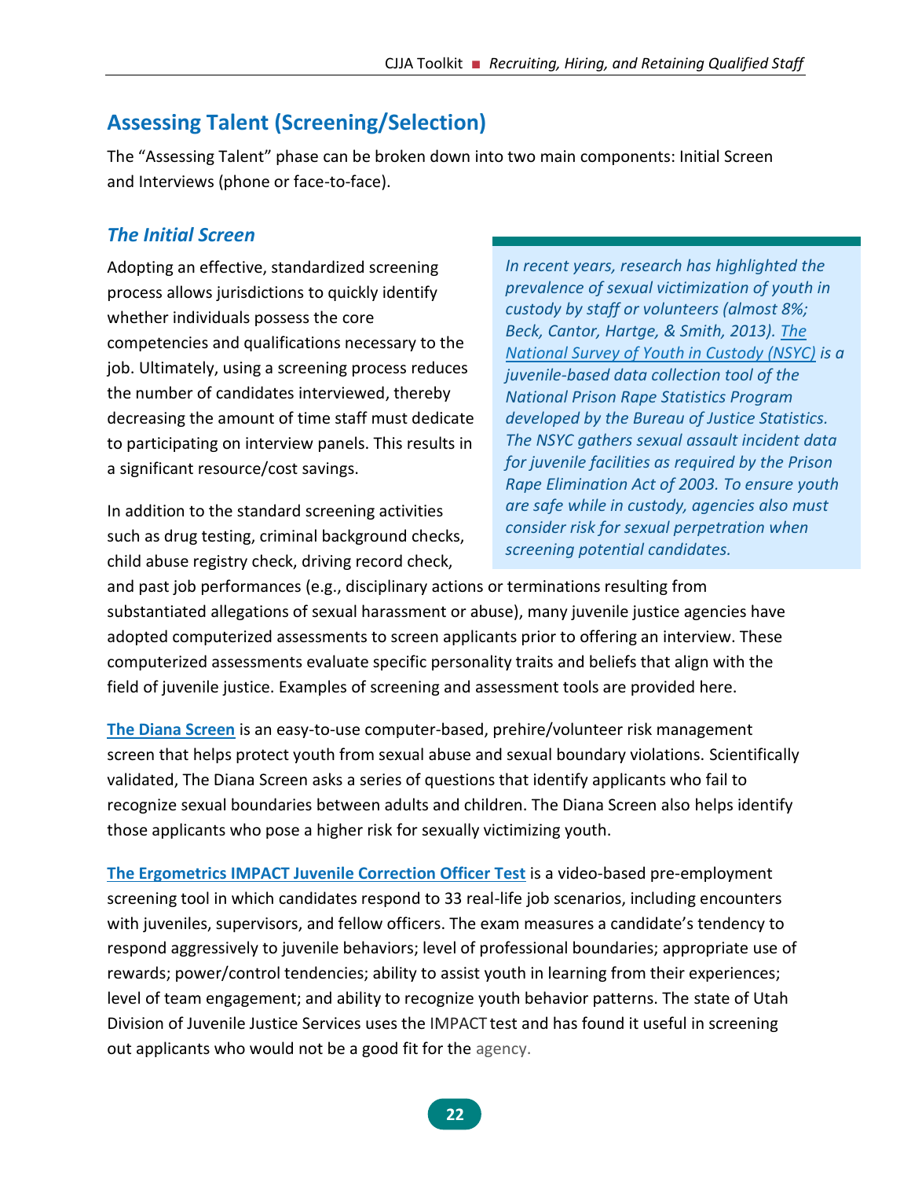## Assessing Talent (Screening/Selection)

The "Assessing Talent" phase can be broken down into two main components: Initial Screen and Interviews (phone or face-to-face).

### *The Initial Screen*

Adopting an effective, standardized screening process allows jurisdictions to quickly identify whether individuals possess the core competencies and qualifications necessary to the job. Ultimately, using a screening process reduces the number of candidates interviewed, thereby decreasing the amount of time staff must dedicate to participating on interview panels. This results in a significant resource/cost savings.

> *In recent years, research has highlighted the prevalence of sexual victimization of youth in custody by staff or volunteers (almost 8%; Beck, Cantor, Hartge, & Smith, 2013). The National Survey of Youth in Custody (NSYC) is a juvenile-based data collection tool of the National Prison Rape Statistics Program developed by the Bureau of Justice Statistics. The NSYC gathers sexual assault incident data for juvenile facilities as required by the Prison Rape Elimination Act of 2003. To ensure youth are safe while in custody, agencies also must consider risk for sexual perpetration when screening potential candidates.*

In addition to the standard screening activities such as drug testing, criminal background checks, child abuse registry check, driving record check, and past job performances (e.g., disciplinary actions or terminations resulting from substantiated allegations of sexual harassment or abuse), many juvenile justice agencies have adopted computerized assessments to screen applicants prior to offering an interview. These computerized assessments evaluate specific personality traits and beliefs that align with the field of juvenile justice. Examples of screening and assessment tools are provided here.

**The Diana Screen** is an easy-to-use computer-based, prehire/volunteer risk management screen that helps protect youth from sexual abuse and sexual boundary violations. Scientifically validated, The Diana Screen asks a series of questions that identify applicants who fail to recognize sexual boundaries between adults and children. The Diana Screen also helps identify those applicants who pose a higher risk for sexually victimizing youth.

**The Ergometrics IMPACT Juvenile Correction Officer Test** is a video-based pre-employment screening tool in which candidates respond to 33 real-life job scenarios, including encounters with juveniles, supervisors, and fellow officers. The exam measures a candidate's tendency to respond aggressively to juvenile behaviors; level of professional boundaries; appropriate use of rewards; power/control tendencies; ability to assist youth in learning from their experiences; level of team engagement; and ability to recognize youth behavior patterns. The state of Utah Division of Juvenile Justice Services uses the IMPACT test and has found it useful in screening out applicants who would not be a good fit for the agency.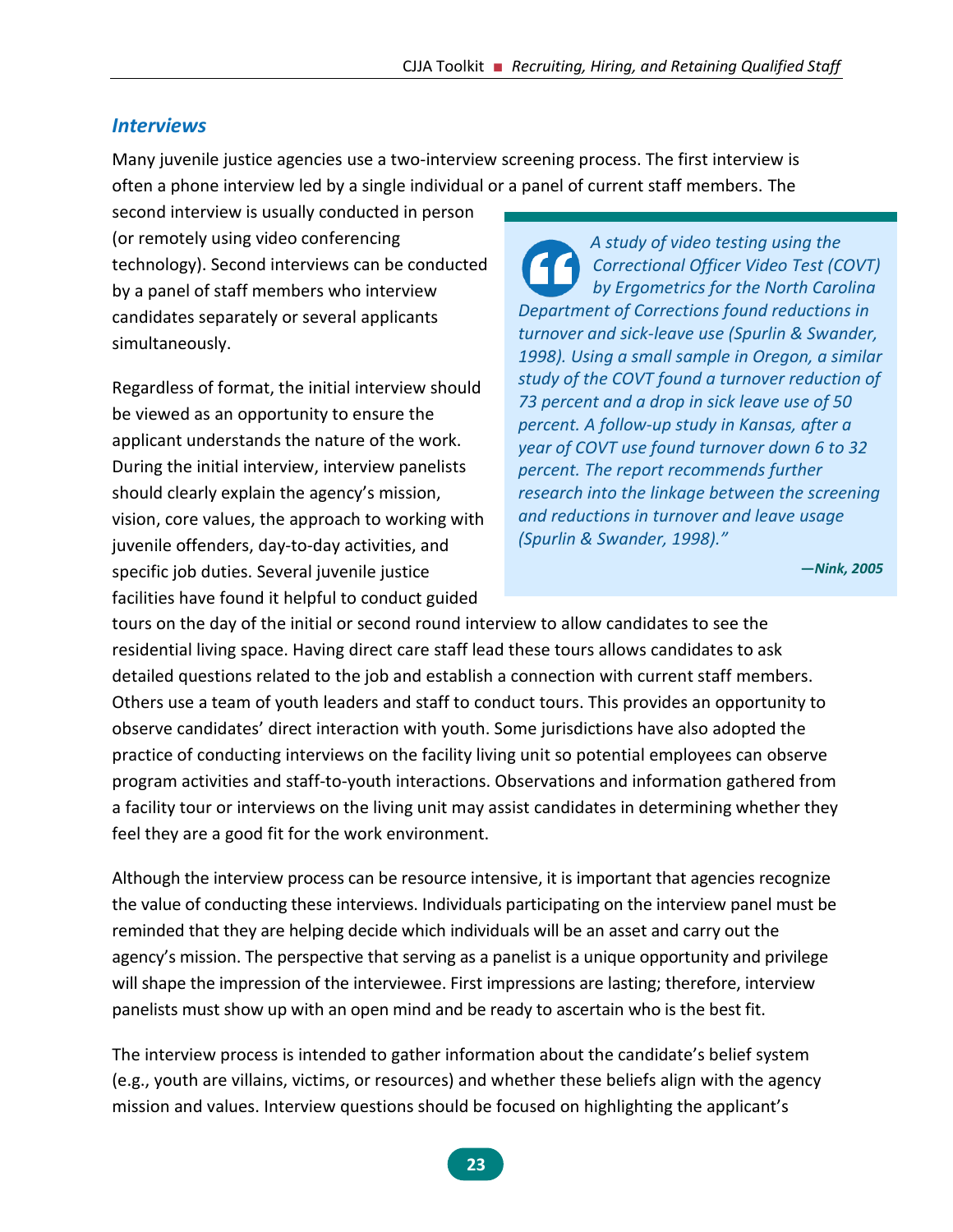## *Interviews*

Many juvenile justice agencies use a two-interview screening process. The first interview is often a phone interview led by a single individual or a panel of current staff members. The second interview is usually conducted in person (or remotely using video conferencing technology). Second interviews can be conducted by a panel of staff members who interview candidates separately or several applicants simultaneously.

Regardless of format, the initial interview should be viewed as an opportunity to ensure the applicant understands the nature of the work. During the initial interview, interview panelists should clearly explain the agency's mission, vision, core values, the approach to working with juvenile offenders, day-to-day activities, and specific job duties. Several juvenile justice facilities have found it helpful to conduct guided tours on the day of the initial or second round interview to allow candidates to see the residential living space. Having direct care staff lead these tours allows candidates to ask detailed questions related to the job and establish a connection with current staff members. Others use a team of youth leaders and staff to conduct tours. This provides an opportunity to observe candidates' direct interaction with youth. Some jurisdictions have also adopted the practice of conducting interviews on the facility living unit so potential employees can observe program activities and staff-to-youth interactions. Observations and information gathered from a facility tour or interviews on the living unit may assist candidates in determining whether they feel they are a good fit for the work environment.

> *"A study of video testing using the Correctional Officer Video Test (COVT) by Ergometrics for the North Carolina Department of Corrections found reductions in turnover and sick-leave use (Spurlin & Swander, 1998). Using a small sample in Oregon, a similar study of the COVT found a turnover reduction of 73 percent and a drop in sick leave use of 50 percent. A follow-up study in Kansas, after a year of COVT use found turnover down 6 to 32 percent. The report recommends further research into the linkage between the screening and reductions in turnover and leave usage (Spurlin & Swander, 1998)."*
>
> ***—Nink, 2005***

Although the interview process can be resource intensive, it is important that agencies recognize the value of conducting these interviews. Individuals participating on the interview panel must be reminded that they are helping decide which individuals will be an asset and carry out the agency's mission. The perspective that serving as a panelist is a unique opportunity and privilege will shape the impression of the interviewee. First impressions are lasting; therefore, interview panelists must show up with an open mind and be ready to ascertain who is the best fit.

The interview process is intended to gather information about the candidate's belief system (e.g., youth are villains, victims, or resources) and whether these beliefs align with the agency mission and values. Interview questions should be focused on highlighting the applicant's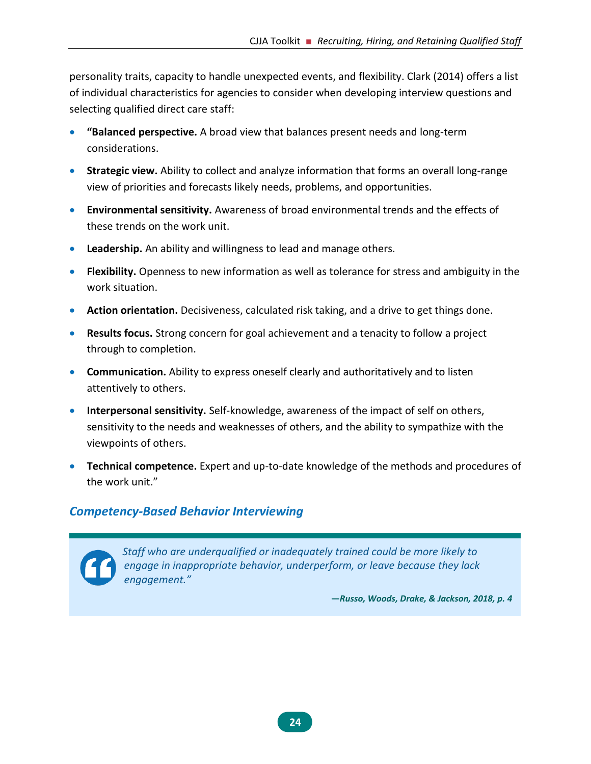personality traits, capacity to handle unexpected events, and flexibility. Clark (2014) offers a list of individual characteristics for agencies to consider when developing interview questions and selecting qualified direct care staff:

- **"Balanced perspective.** A broad view that balances present needs and long-term considerations.
- **Strategic view.** Ability to collect and analyze information that forms an overall long-range view of priorities and forecasts likely needs, problems, and opportunities.
- **Environmental sensitivity.** Awareness of broad environmental trends and the effects of these trends on the work unit.
- **Leadership.** An ability and willingness to lead and manage others.
- **Flexibility.** Openness to new information as well as tolerance for stress and ambiguity in the work situation.
- **Action orientation.** Decisiveness, calculated risk taking, and a drive to get things done.
- **Results focus.** Strong concern for goal achievement and a tenacity to follow a project through to completion.
- **Communication.** Ability to express oneself clearly and authoritatively and to listen attentively to others.
- **Interpersonal sensitivity.** Self-knowledge, awareness of the impact of self on others, sensitivity to the needs and weaknesses of others, and the ability to sympathize with the viewpoints of others.
- **Technical competence.** Expert and up-to-date knowledge of the methods and procedures of the work unit."

## *Competency-Based Behavior Interviewing*

> *Staff who are underqualified or inadequately trained could be more likely to engage in inappropriate behavior, underperform, or leave because they lack engagement."*
>
> ***—Russo, Woods, Drake, & Jackson, 2018, p. 4***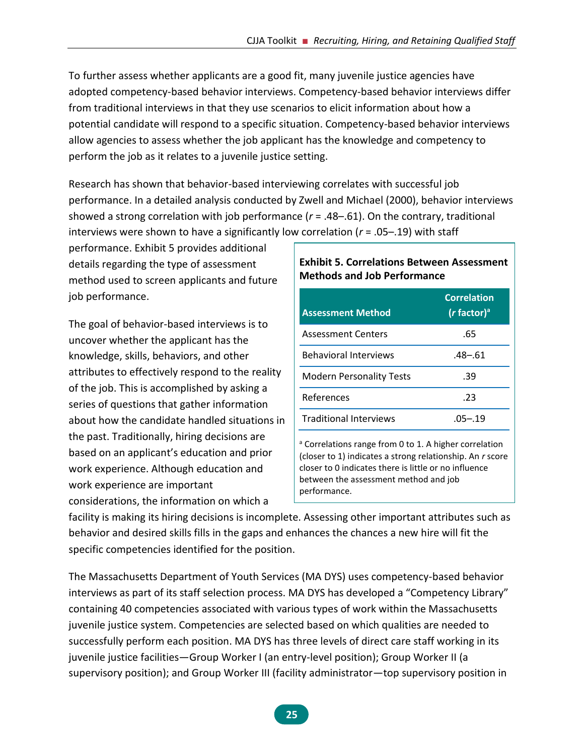To further assess whether applicants are a good fit, many juvenile justice agencies have adopted competency-based behavior interviews. Competency-based behavior interviews differ from traditional interviews in that they use scenarios to elicit information about how a potential candidate will respond to a specific situation. Competency-based behavior interviews allow agencies to assess whether the job applicant has the knowledge and competency to perform the job as it relates to a juvenile justice setting.

Research has shown that behavior-based interviewing correlates with successful job performance. In a detailed analysis conducted by Zwell and Michael (2000), behavior interviews showed a strong correlation with job performance (*r* = .48–.61). On the contrary, traditional interviews were shown to have a significantly low correlation (*r* = .05–.19) with staff performance. Exhibit 5 provides additional details regarding the type of assessment method used to screen applicants and future job performance.

**Exhibit 5. Correlations Between Assessment Methods and Job Performance**

| Assessment Method | Correlation (*r* factor)[a] |
|---|---|
| Assessment Centers | .65 |
| Behavioral Interviews | .48–.61 |
| Modern Personality Tests | .39 |
| References | .23 |
| Traditional Interviews | .05–.19 |

[a] Correlations range from 0 to 1. A higher correlation (closer to 1) indicates a strong relationship. An *r* score closer to 0 indicates there is little or no influence between the assessment method and job performance.

The goal of behavior-based interviews is to uncover whether the applicant has the knowledge, skills, behaviors, and other attributes to effectively respond to the reality of the job. This is accomplished by asking a series of questions that gather information about how the candidate handled situations in the past. Traditionally, hiring decisions are based on an applicant's education and prior work experience. Although education and work experience are important considerations, the information on which a facility is making its hiring decisions is incomplete. Assessing other important attributes such as behavior and desired skills fills in the gaps and enhances the chances a new hire will fit the specific competencies identified for the position.

The Massachusetts Department of Youth Services (MA DYS) uses competency-based behavior interviews as part of its staff selection process. MA DYS has developed a "Competency Library" containing 40 competencies associated with various types of work within the Massachusetts juvenile justice system. Competencies are selected based on which qualities are needed to successfully perform each position. MA DYS has three levels of direct care staff working in its juvenile justice facilities—Group Worker I (an entry-level position); Group Worker II (a supervisory position); and Group Worker III (facility administrator—top supervisory position in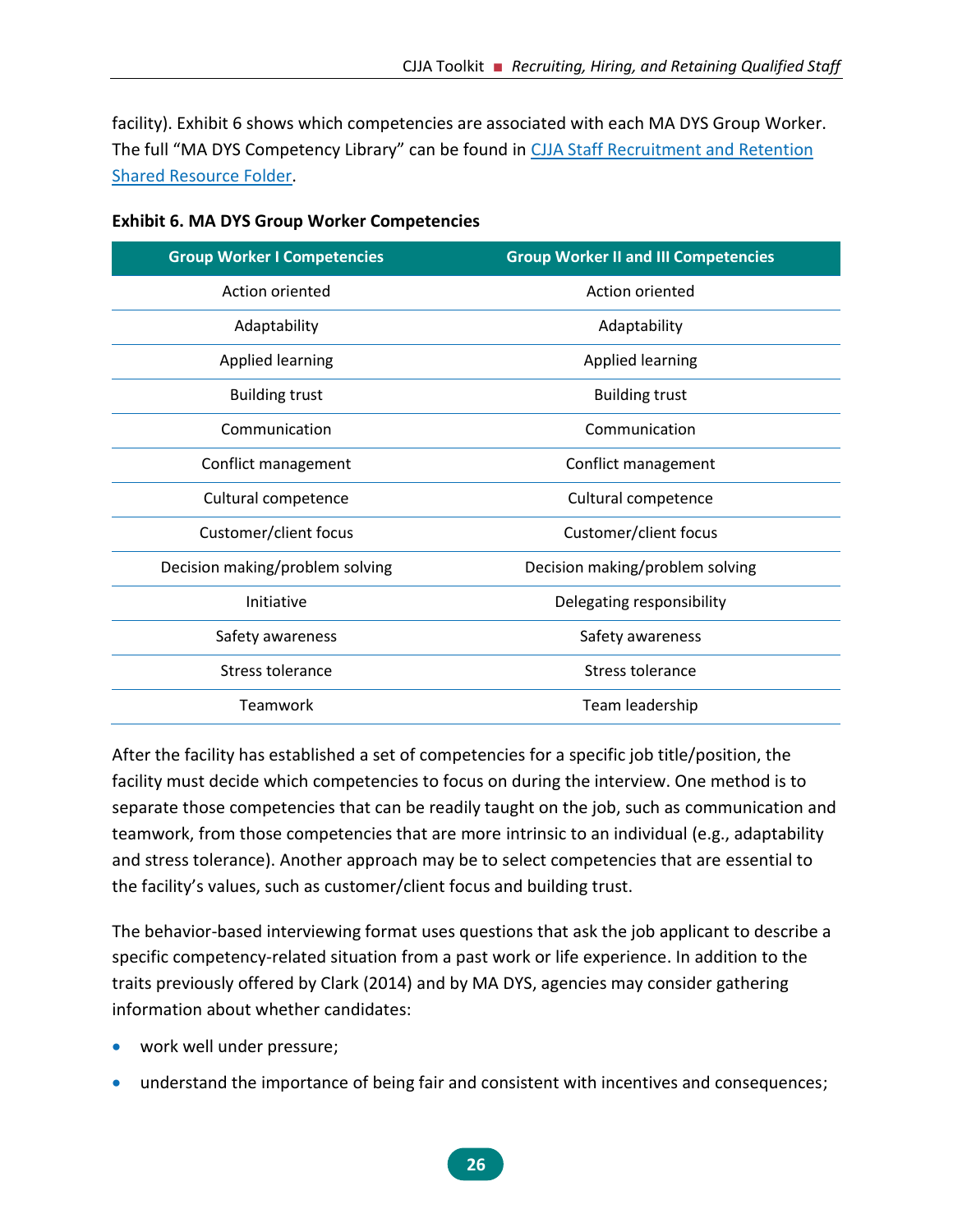facility). Exhibit 6 shows which competencies are associated with each MA DYS Group Worker. The full "MA DYS Competency Library" can be found in [CJJA Staff Recruitment and Retention Shared Resource Folder](#).

**Exhibit 6. MA DYS Group Worker Competencies**

| Group Worker I Competencies | Group Worker II and III Competencies |
|---|---|
| Action oriented | Action oriented |
| Adaptability | Adaptability |
| Applied learning | Applied learning |
| Building trust | Building trust |
| Communication | Communication |
| Conflict management | Conflict management |
| Cultural competence | Cultural competence |
| Customer/client focus | Customer/client focus |
| Decision making/problem solving | Decision making/problem solving |
| Initiative | Delegating responsibility |
| Safety awareness | Safety awareness |
| Stress tolerance | Stress tolerance |
| Teamwork | Team leadership |

After the facility has established a set of competencies for a specific job title/position, the facility must decide which competencies to focus on during the interview. One method is to separate those competencies that can be readily taught on the job, such as communication and teamwork, from those competencies that are more intrinsic to an individual (e.g., adaptability and stress tolerance). Another approach may be to select competencies that are essential to the facility's values, such as customer/client focus and building trust.

The behavior-based interviewing format uses questions that ask the job applicant to describe a specific competency-related situation from a past work or life experience. In addition to the traits previously offered by Clark (2014) and by MA DYS, agencies may consider gathering information about whether candidates:

- work well under pressure;
- understand the importance of being fair and consistent with incentives and consequences;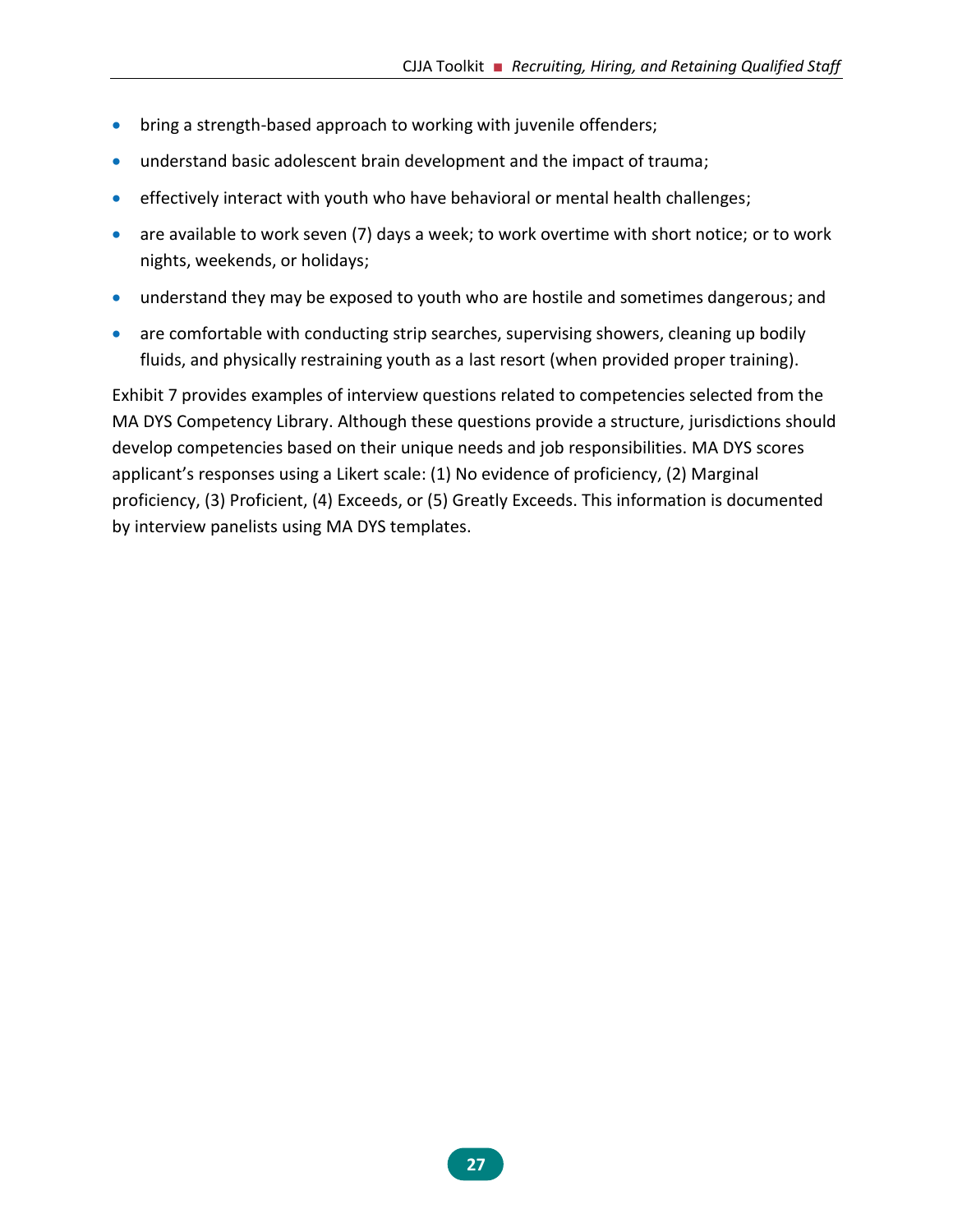- bring a strength-based approach to working with juvenile offenders;
- understand basic adolescent brain development and the impact of trauma;
- effectively interact with youth who have behavioral or mental health challenges;
- are available to work seven (7) days a week; to work overtime with short notice; or to work nights, weekends, or holidays;
- understand they may be exposed to youth who are hostile and sometimes dangerous; and
- are comfortable with conducting strip searches, supervising showers, cleaning up bodily fluids, and physically restraining youth as a last resort (when provided proper training).

Exhibit 7 provides examples of interview questions related to competencies selected from the MA DYS Competency Library. Although these questions provide a structure, jurisdictions should develop competencies based on their unique needs and job responsibilities. MA DYS scores applicant's responses using a Likert scale: (1) No evidence of proficiency, (2) Marginal proficiency, (3) Proficient, (4) Exceeds, or (5) Greatly Exceeds. This information is documented by interview panelists using MA DYS templates.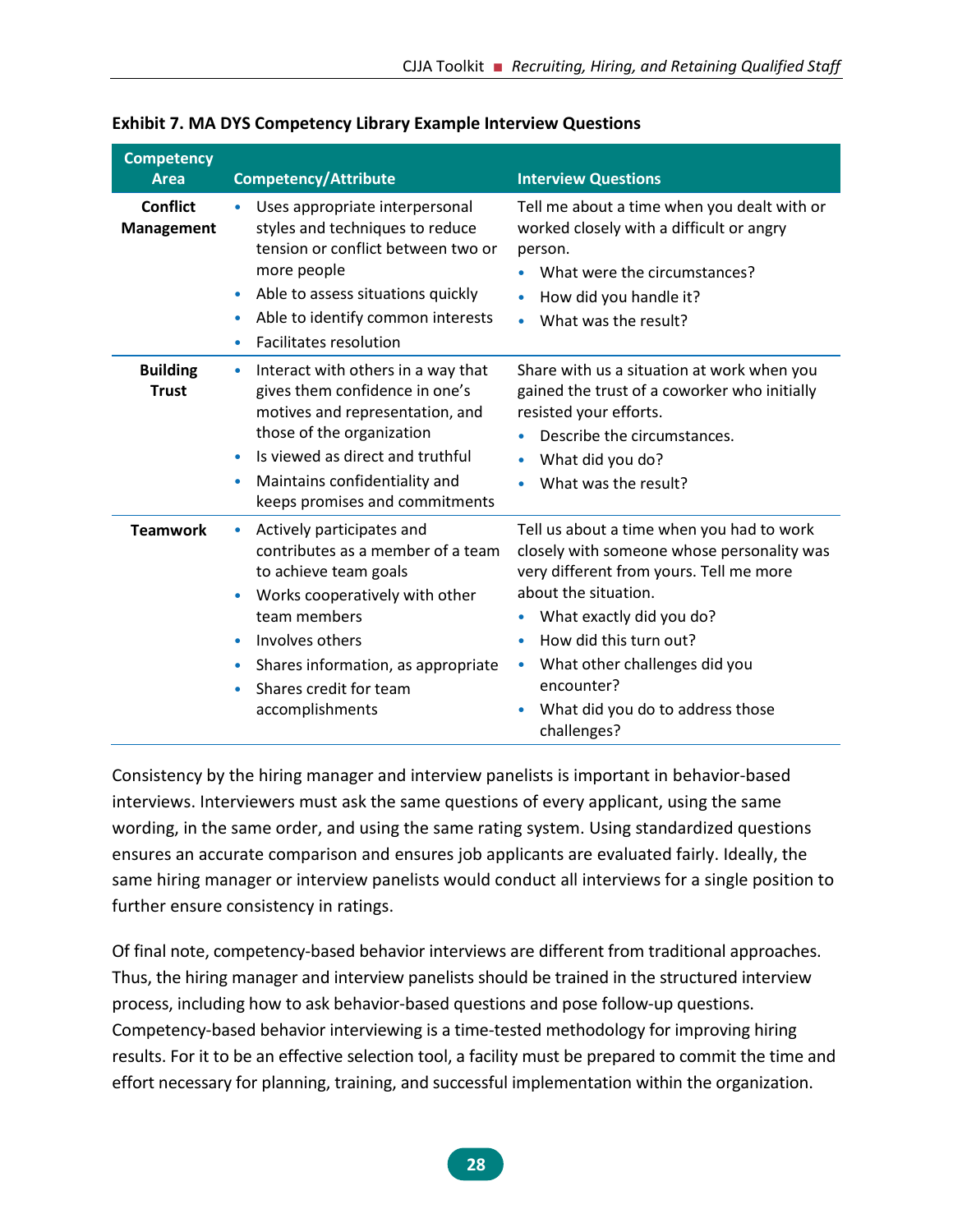**Exhibit 7. MA DYS Competency Library Example Interview Questions**

| Competency Area | Competency/Attribute | Interview Questions |
| --- | --- | --- |
| **Conflict Management** | • Uses appropriate interpersonal styles and techniques to reduce tension or conflict between two or more people<br>• Able to assess situations quickly<br>• Able to identify common interests<br>• Facilitates resolution | Tell me about a time when you dealt with or worked closely with a difficult or angry person.<br>• What were the circumstances?<br>• How did you handle it?<br>• What was the result? |
| **Building Trust** | • Interact with others in a way that gives them confidence in one's motives and representation, and those of the organization<br>• Is viewed as direct and truthful<br>• Maintains confidentiality and keeps promises and commitments | Share with us a situation at work when you gained the trust of a coworker who initially resisted your efforts.<br>• Describe the circumstances.<br>• What did you do?<br>• What was the result? |
| **Teamwork** | • Actively participates and contributes as a member of a team to achieve team goals<br>• Works cooperatively with other team members<br>• Involves others<br>• Shares information, as appropriate<br>• Shares credit for team accomplishments | Tell us about a time when you had to work closely with someone whose personality was very different from yours. Tell me more about the situation.<br>• What exactly did you do?<br>• How did this turn out?<br>• What other challenges did you encounter?<br>• What did you do to address those challenges? |

Consistency by the hiring manager and interview panelists is important in behavior-based interviews. Interviewers must ask the same questions of every applicant, using the same wording, in the same order, and using the same rating system. Using standardized questions ensures an accurate comparison and ensures job applicants are evaluated fairly. Ideally, the same hiring manager or interview panelists would conduct all interviews for a single position to further ensure consistency in ratings.

Of final note, competency-based behavior interviews are different from traditional approaches. Thus, the hiring manager and interview panelists should be trained in the structured interview process, including how to ask behavior-based questions and pose follow-up questions. Competency-based behavior interviewing is a time-tested methodology for improving hiring results. For it to be an effective selection tool, a facility must be prepared to commit the time and effort necessary for planning, training, and successful implementation within the organization.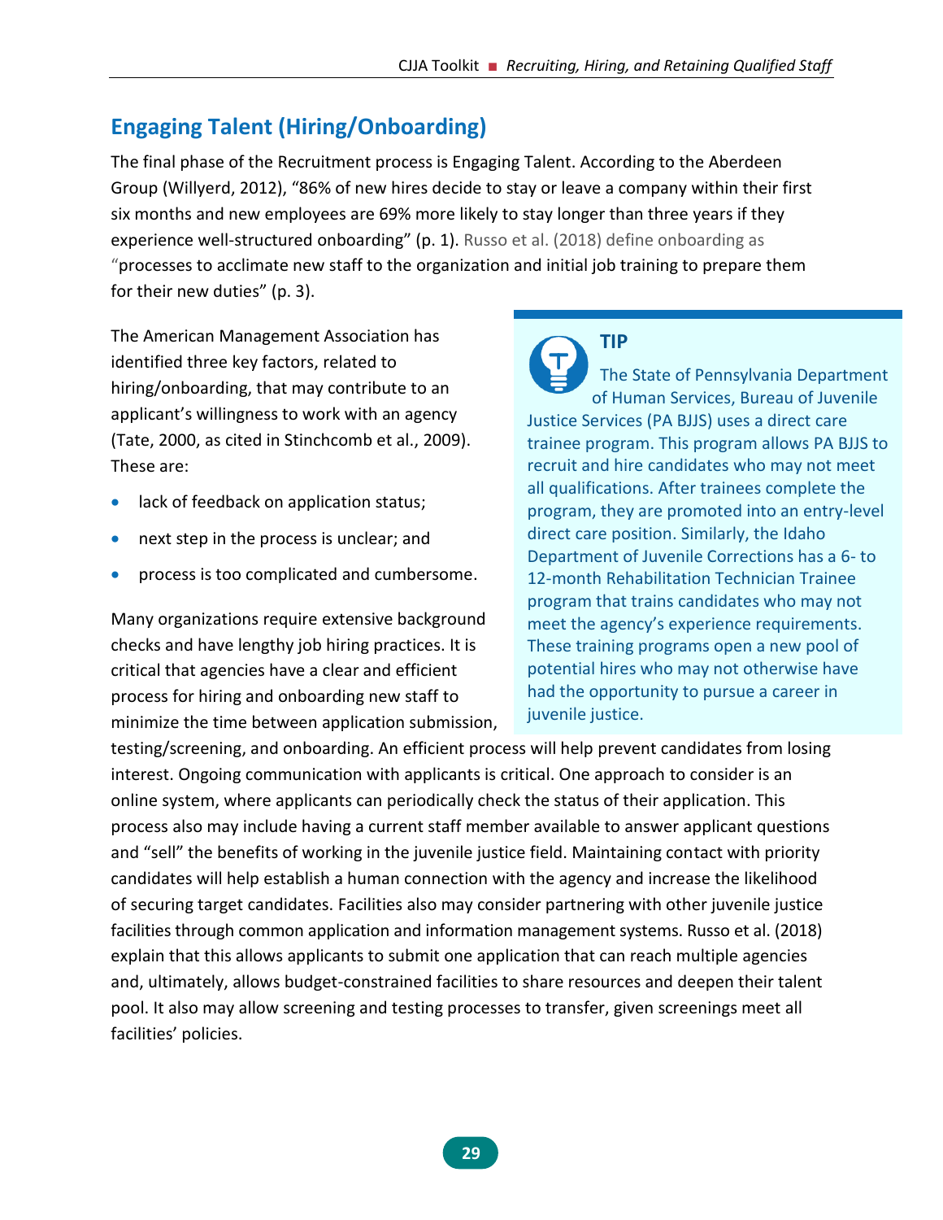## Engaging Talent (Hiring/Onboarding)

The final phase of the Recruitment process is Engaging Talent. According to the Aberdeen Group (Willyerd, 2012), "86% of new hires decide to stay or leave a company within their first six months and new employees are 69% more likely to stay longer than three years if they experience well-structured onboarding" (p. 1). Russo et al. (2018) define onboarding as "processes to acclimate new staff to the organization and initial job training to prepare them for their new duties" (p. 3).

The American Management Association has identified three key factors, related to hiring/onboarding, that may contribute to an applicant's willingness to work with an agency (Tate, 2000, as cited in Stinchcomb et al., 2009). These are:

- lack of feedback on application status;
- next step in the process is unclear; and
- process is too complicated and cumbersome.

Many organizations require extensive background checks and have lengthy job hiring practices. It is critical that agencies have a clear and efficient process for hiring and onboarding new staff to minimize the time between application submission, testing/screening, and onboarding. An efficient process will help prevent candidates from losing interest. Ongoing communication with applicants is critical. One approach to consider is an online system, where applicants can periodically check the status of their application. This process also may include having a current staff member available to answer applicant questions and "sell" the benefits of working in the juvenile justice field. Maintaining contact with priority candidates will help establish a human connection with the agency and increase the likelihood of securing target candidates. Facilities also may consider partnering with other juvenile justice facilities through common application and information management systems. Russo et al. (2018) explain that this allows applicants to submit one application that can reach multiple agencies and, ultimately, allows budget-constrained facilities to share resources and deepen their talent pool. It also may allow screening and testing processes to transfer, given screenings meet all facilities' policies.

> **TIP**
>
> The State of Pennsylvania Department of Human Services, Bureau of Juvenile Justice Services (PA BJJS) uses a direct care trainee program. This program allows PA BJJS to recruit and hire candidates who may not meet all qualifications. After trainees complete the program, they are promoted into an entry-level direct care position. Similarly, the Idaho Department of Juvenile Corrections has a 6- to 12-month Rehabilitation Technician Trainee program that trains candidates who may not meet the agency's experience requirements. These training programs open a new pool of potential hires who may not otherwise have had the opportunity to pursue a career in juvenile justice.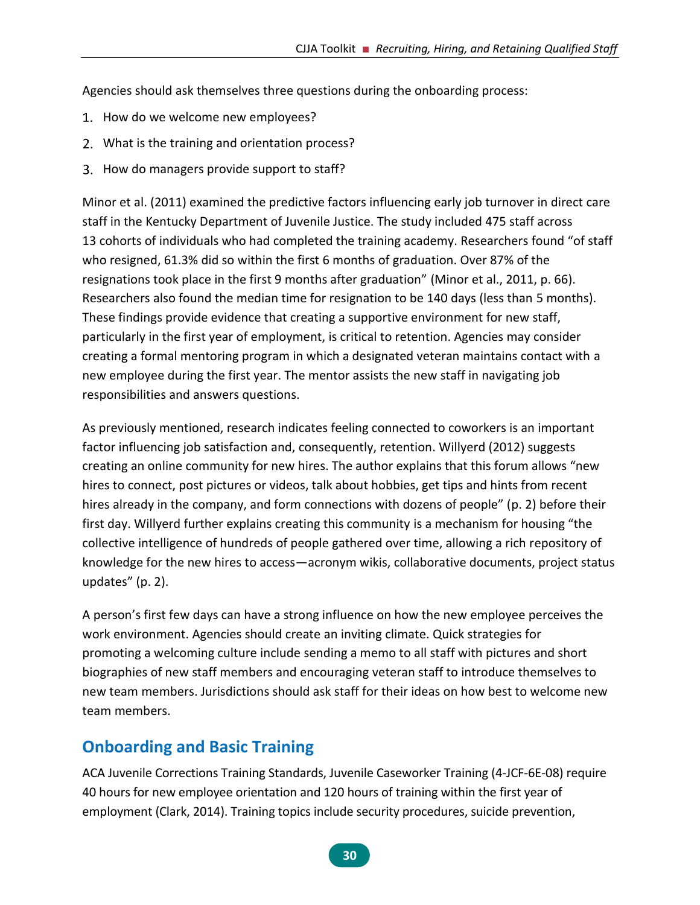Agencies should ask themselves three questions during the onboarding process:

1. How do we welcome new employees?
2. What is the training and orientation process?
3. How do managers provide support to staff?

Minor et al. (2011) examined the predictive factors influencing early job turnover in direct care staff in the Kentucky Department of Juvenile Justice. The study included 475 staff across 13 cohorts of individuals who had completed the training academy. Researchers found "of staff who resigned, 61.3% did so within the first 6 months of graduation. Over 87% of the resignations took place in the first 9 months after graduation" (Minor et al., 2011, p. 66). Researchers also found the median time for resignation to be 140 days (less than 5 months). These findings provide evidence that creating a supportive environment for new staff, particularly in the first year of employment, is critical to retention. Agencies may consider creating a formal mentoring program in which a designated veteran maintains contact with a new employee during the first year. The mentor assists the new staff in navigating job responsibilities and answers questions.

As previously mentioned, research indicates feeling connected to coworkers is an important factor influencing job satisfaction and, consequently, retention. Willyerd (2012) suggests creating an online community for new hires. The author explains that this forum allows "new hires to connect, post pictures or videos, talk about hobbies, get tips and hints from recent hires already in the company, and form connections with dozens of people" (p. 2) before their first day. Willyerd further explains creating this community is a mechanism for housing "the collective intelligence of hundreds of people gathered over time, allowing a rich repository of knowledge for the new hires to access—acronym wikis, collaborative documents, project status updates" (p. 2).

A person's first few days can have a strong influence on how the new employee perceives the work environment. Agencies should create an inviting climate. Quick strategies for promoting a welcoming culture include sending a memo to all staff with pictures and short biographies of new staff members and encouraging veteran staff to introduce themselves to new team members. Jurisdictions should ask staff for their ideas on how best to welcome new team members.

## Onboarding and Basic Training

ACA Juvenile Corrections Training Standards, Juvenile Caseworker Training (4-JCF-6E-08) require 40 hours for new employee orientation and 120 hours of training within the first year of employment (Clark, 2014). Training topics include security procedures, suicide prevention,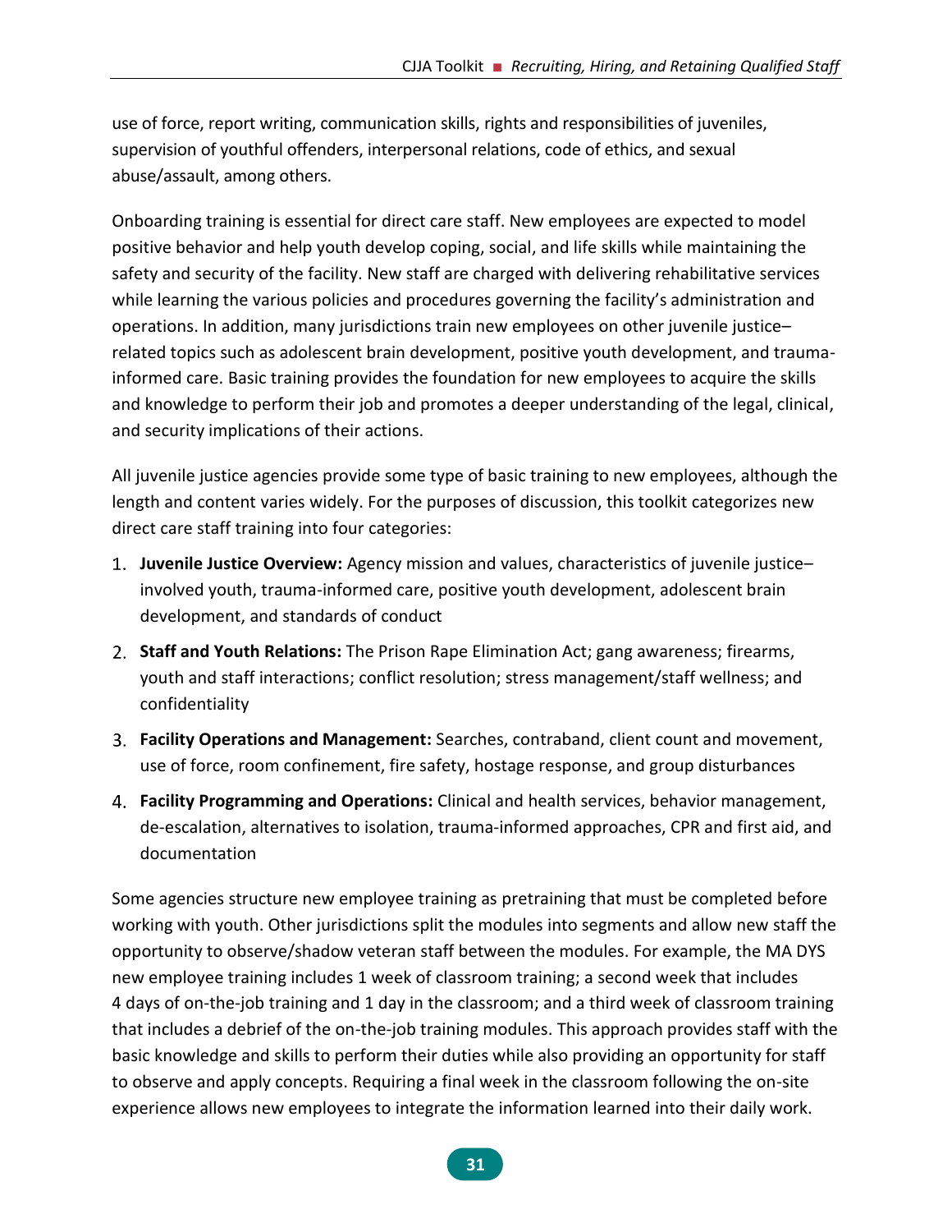use of force, report writing, communication skills, rights and responsibilities of juveniles, supervision of youthful offenders, interpersonal relations, code of ethics, and sexual abuse/assault, among others.

Onboarding training is essential for direct care staff. New employees are expected to model positive behavior and help youth develop coping, social, and life skills while maintaining the safety and security of the facility. New staff are charged with delivering rehabilitative services while learning the various policies and procedures governing the facility's administration and operations. In addition, many jurisdictions train new employees on other juvenile justice–related topics such as adolescent brain development, positive youth development, and trauma-informed care. Basic training provides the foundation for new employees to acquire the skills and knowledge to perform their job and promotes a deeper understanding of the legal, clinical, and security implications of their actions.

All juvenile justice agencies provide some type of basic training to new employees, although the length and content varies widely. For the purposes of discussion, this toolkit categorizes new direct care staff training into four categories:

1. **Juvenile Justice Overview:** Agency mission and values, characteristics of juvenile justice–involved youth, trauma-informed care, positive youth development, adolescent brain development, and standards of conduct
2. **Staff and Youth Relations:** The Prison Rape Elimination Act; gang awareness; firearms, youth and staff interactions; conflict resolution; stress management/staff wellness; and confidentiality
3. **Facility Operations and Management:** Searches, contraband, client count and movement, use of force, room confinement, fire safety, hostage response, and group disturbances
4. **Facility Programming and Operations:** Clinical and health services, behavior management, de-escalation, alternatives to isolation, trauma-informed approaches, CPR and first aid, and documentation

Some agencies structure new employee training as pretraining that must be completed before working with youth. Other jurisdictions split the modules into segments and allow new staff the opportunity to observe/shadow veteran staff between the modules. For example, the MA DYS new employee training includes 1 week of classroom training; a second week that includes 4 days of on-the-job training and 1 day in the classroom; and a third week of classroom training that includes a debrief of the on-the-job training modules. This approach provides staff with the basic knowledge and skills to perform their duties while also providing an opportunity for staff to observe and apply concepts. Requiring a final week in the classroom following the on-site experience allows new employees to integrate the information learned into their daily work.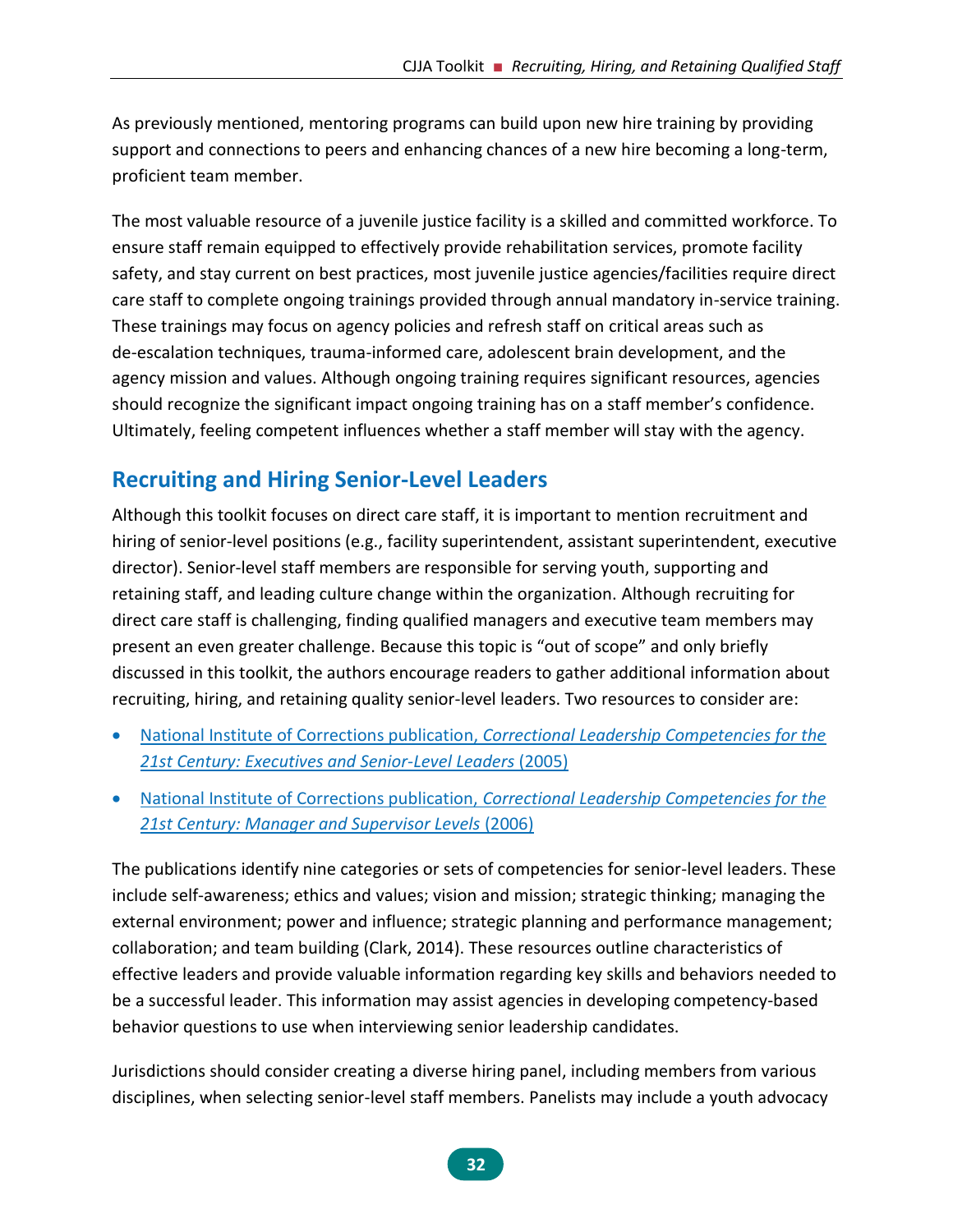As previously mentioned, mentoring programs can build upon new hire training by providing support and connections to peers and enhancing chances of a new hire becoming a long-term, proficient team member.

The most valuable resource of a juvenile justice facility is a skilled and committed workforce. To ensure staff remain equipped to effectively provide rehabilitation services, promote facility safety, and stay current on best practices, most juvenile justice agencies/facilities require direct care staff to complete ongoing trainings provided through annual mandatory in-service training. These trainings may focus on agency policies and refresh staff on critical areas such as de-escalation techniques, trauma-informed care, adolescent brain development, and the agency mission and values. Although ongoing training requires significant resources, agencies should recognize the significant impact ongoing training has on a staff member's confidence. Ultimately, feeling competent influences whether a staff member will stay with the agency.

## Recruiting and Hiring Senior-Level Leaders

Although this toolkit focuses on direct care staff, it is important to mention recruitment and hiring of senior-level positions (e.g., facility superintendent, assistant superintendent, executive director). Senior-level staff members are responsible for serving youth, supporting and retaining staff, and leading culture change within the organization. Although recruiting for direct care staff is challenging, finding qualified managers and executive team members may present an even greater challenge. Because this topic is "out of scope" and only briefly discussed in this toolkit, the authors encourage readers to gather additional information about recruiting, hiring, and retaining quality senior-level leaders. Two resources to consider are:

- National Institute of Corrections publication, *Correctional Leadership Competencies for the 21st Century: Executives and Senior-Level Leaders* (2005)
- National Institute of Corrections publication, *Correctional Leadership Competencies for the 21st Century: Manager and Supervisor Levels* (2006)

The publications identify nine categories or sets of competencies for senior-level leaders. These include self-awareness; ethics and values; vision and mission; strategic thinking; managing the external environment; power and influence; strategic planning and performance management; collaboration; and team building (Clark, 2014). These resources outline characteristics of effective leaders and provide valuable information regarding key skills and behaviors needed to be a successful leader. This information may assist agencies in developing competency-based behavior questions to use when interviewing senior leadership candidates.

Jurisdictions should consider creating a diverse hiring panel, including members from various disciplines, when selecting senior-level staff members. Panelists may include a youth advocacy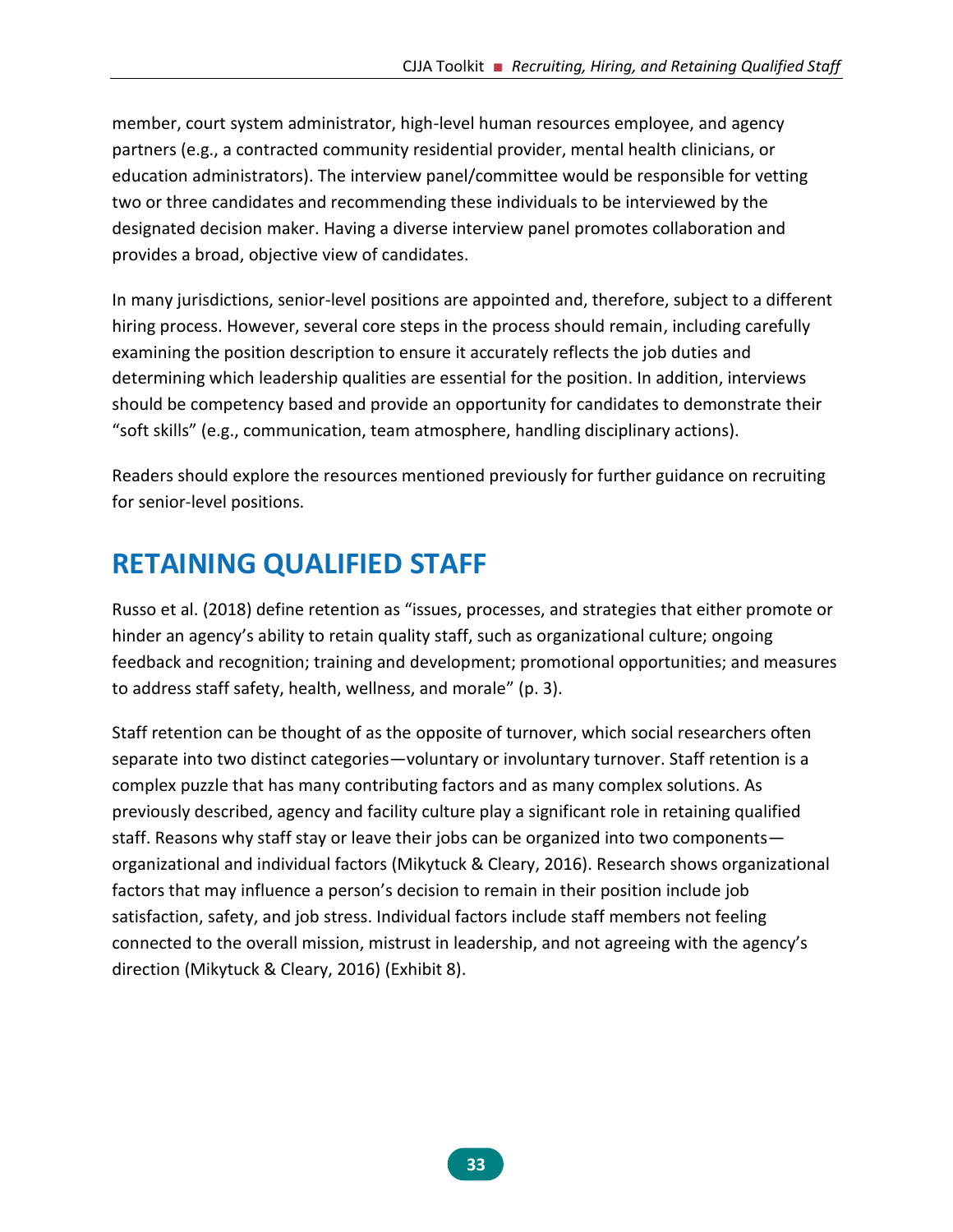member, court system administrator, high-level human resources employee, and agency partners (e.g., a contracted community residential provider, mental health clinicians, or education administrators). The interview panel/committee would be responsible for vetting two or three candidates and recommending these individuals to be interviewed by the designated decision maker. Having a diverse interview panel promotes collaboration and provides a broad, objective view of candidates.

In many jurisdictions, senior-level positions are appointed and, therefore, subject to a different hiring process. However, several core steps in the process should remain, including carefully examining the position description to ensure it accurately reflects the job duties and determining which leadership qualities are essential for the position. In addition, interviews should be competency based and provide an opportunity for candidates to demonstrate their "soft skills" (e.g., communication, team atmosphere, handling disciplinary actions).

Readers should explore the resources mentioned previously for further guidance on recruiting for senior-level positions.

## RETAINING QUALIFIED STAFF

Russo et al. (2018) define retention as "issues, processes, and strategies that either promote or hinder an agency's ability to retain quality staff, such as organizational culture; ongoing feedback and recognition; training and development; promotional opportunities; and measures to address staff safety, health, wellness, and morale" (p. 3).

Staff retention can be thought of as the opposite of turnover, which social researchers often separate into two distinct categories—voluntary or involuntary turnover. Staff retention is a complex puzzle that has many contributing factors and as many complex solutions. As previously described, agency and facility culture play a significant role in retaining qualified staff. Reasons why staff stay or leave their jobs can be organized into two components—organizational and individual factors (Mikytuck & Cleary, 2016). Research shows organizational factors that may influence a person's decision to remain in their position include job satisfaction, safety, and job stress. Individual factors include staff members not feeling connected to the overall mission, mistrust in leadership, and not agreeing with the agency's direction (Mikytuck & Cleary, 2016) (Exhibit 8).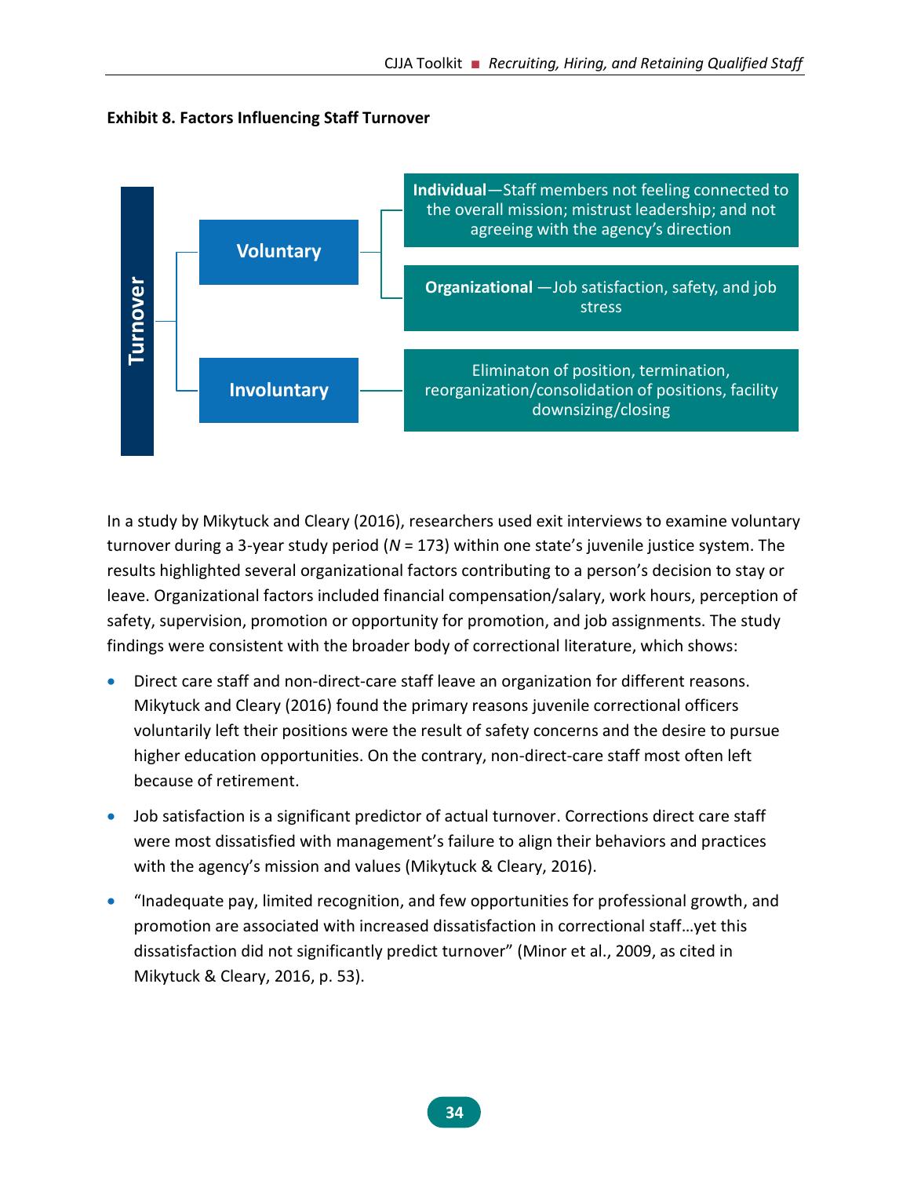**Exhibit 8. Factors Influencing Staff Turnover**

- **Turnover**
  - **Voluntary**
    - **Individual**—Staff members not feeling connected to the overall mission; mistrust leadership; and not agreeing with the agency's direction
    - **Organizational** —Job satisfaction, safety, and job stress
  - **Involuntary**
    - Eliminaton of position, termination, reorganization/consolidation of positions, facility downsizing/closing

In a study by Mikytuck and Cleary (2016), researchers used exit interviews to examine voluntary turnover during a 3-year study period (*N* = 173) within one state's juvenile justice system. The results highlighted several organizational factors contributing to a person's decision to stay or leave. Organizational factors included financial compensation/salary, work hours, perception of safety, supervision, promotion or opportunity for promotion, and job assignments. The study findings were consistent with the broader body of correctional literature, which shows:

- Direct care staff and non-direct-care staff leave an organization for different reasons. Mikytuck and Cleary (2016) found the primary reasons juvenile correctional officers voluntarily left their positions were the result of safety concerns and the desire to pursue higher education opportunities. On the contrary, non-direct-care staff most often left because of retirement.
- Job satisfaction is a significant predictor of actual turnover. Corrections direct care staff were most dissatisfied with management's failure to align their behaviors and practices with the agency's mission and values (Mikytuck & Cleary, 2016).
- "Inadequate pay, limited recognition, and few opportunities for professional growth, and promotion are associated with increased dissatisfaction in correctional staff…yet this dissatisfaction did not significantly predict turnover" (Minor et al., 2009, as cited in Mikytuck & Cleary, 2016, p. 53).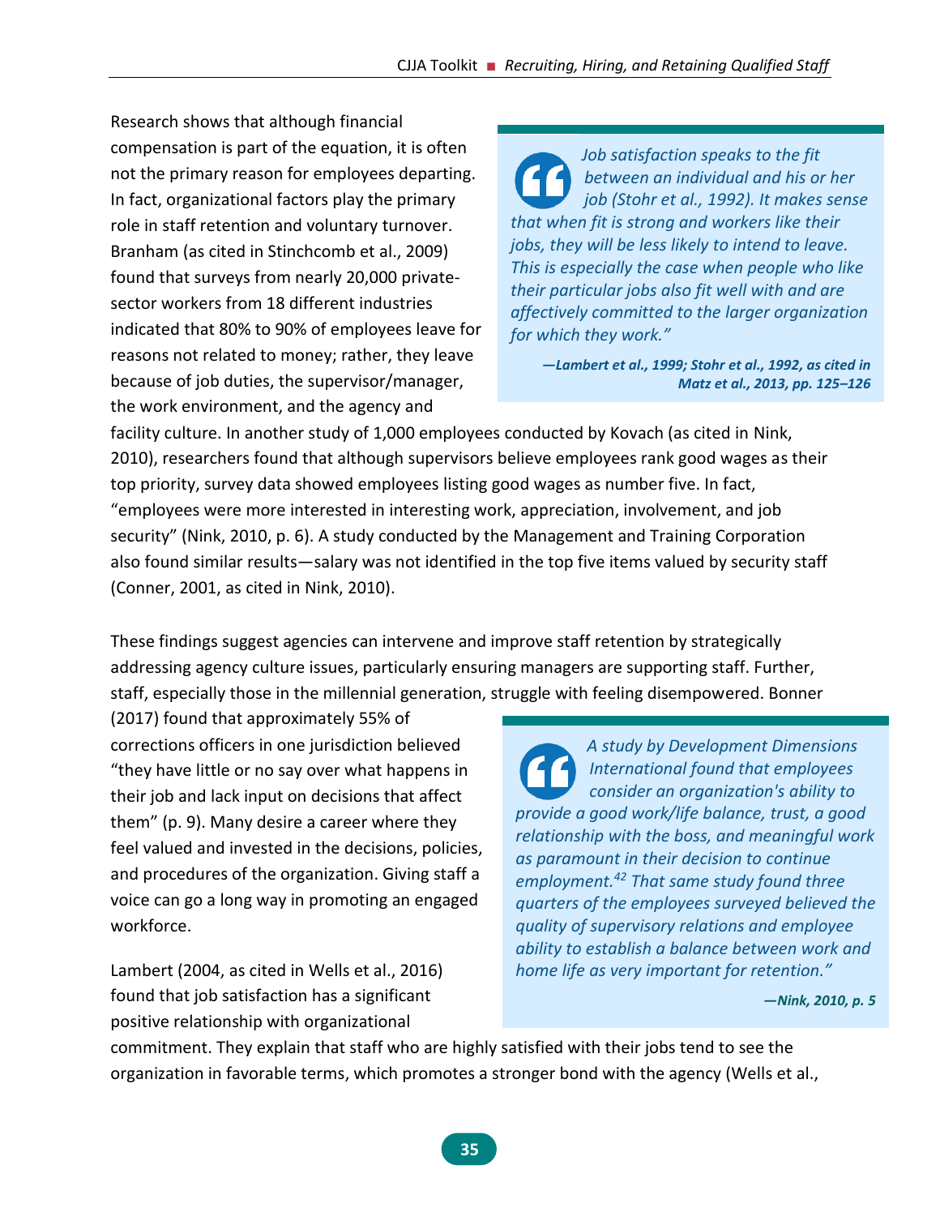Research shows that although financial compensation is part of the equation, it is often not the primary reason for employees departing. In fact, organizational factors play the primary role in staff retention and voluntary turnover. Branham (as cited in Stinchcomb et al., 2009) found that surveys from nearly 20,000 private-sector workers from 18 different industries indicated that 80% to 90% of employees leave for reasons not related to money; rather, they leave because of job duties, the supervisor/manager, the work environment, and the agency and facility culture. In another study of 1,000 employees conducted by Kovach (as cited in Nink, 2010), researchers found that although supervisors believe employees rank good wages as their top priority, survey data showed employees listing good wages as number five. In fact, "employees were more interested in interesting work, appreciation, involvement, and job security" (Nink, 2010, p. 6). A study conducted by the Management and Training Corporation also found similar results—salary was not identified in the top five items valued by security staff (Conner, 2001, as cited in Nink, 2010).

> *Job satisfaction speaks to the fit between an individual and his or her job (Stohr et al., 1992). It makes sense that when fit is strong and workers like their jobs, they will be less likely to intend to leave. This is especially the case when people who like their particular jobs also fit well with and are affectively committed to the larger organization for which they work."*
>
> **—Lambert et al., 1999; Stohr et al., 1992, as cited in Matz et al., 2013, pp. 125–126**

These findings suggest agencies can intervene and improve staff retention by strategically addressing agency culture issues, particularly ensuring managers are supporting staff. Further, staff, especially those in the millennial generation, struggle with feeling disempowered. Bonner (2017) found that approximately 55% of corrections officers in one jurisdiction believed "they have little or no say over what happens in their job and lack input on decisions that affect them" (p. 9). Many desire a career where they feel valued and invested in the decisions, policies, and procedures of the organization. Giving staff a voice can go a long way in promoting an engaged workforce.

> *A study by Development Dimensions International found that employees consider an organization's ability to provide a good work/life balance, trust, a good relationship with the boss, and meaningful work as paramount in their decision to continue employment.[42] That same study found three quarters of the employees surveyed believed the quality of supervisory relations and employee ability to establish a balance between work and home life as very important for retention."*
>
> **—Nink, 2010, p. 5**

Lambert (2004, as cited in Wells et al., 2016) found that job satisfaction has a significant positive relationship with organizational commitment. They explain that staff who are highly satisfied with their jobs tend to see the organization in favorable terms, which promotes a stronger bond with the agency (Wells et al.,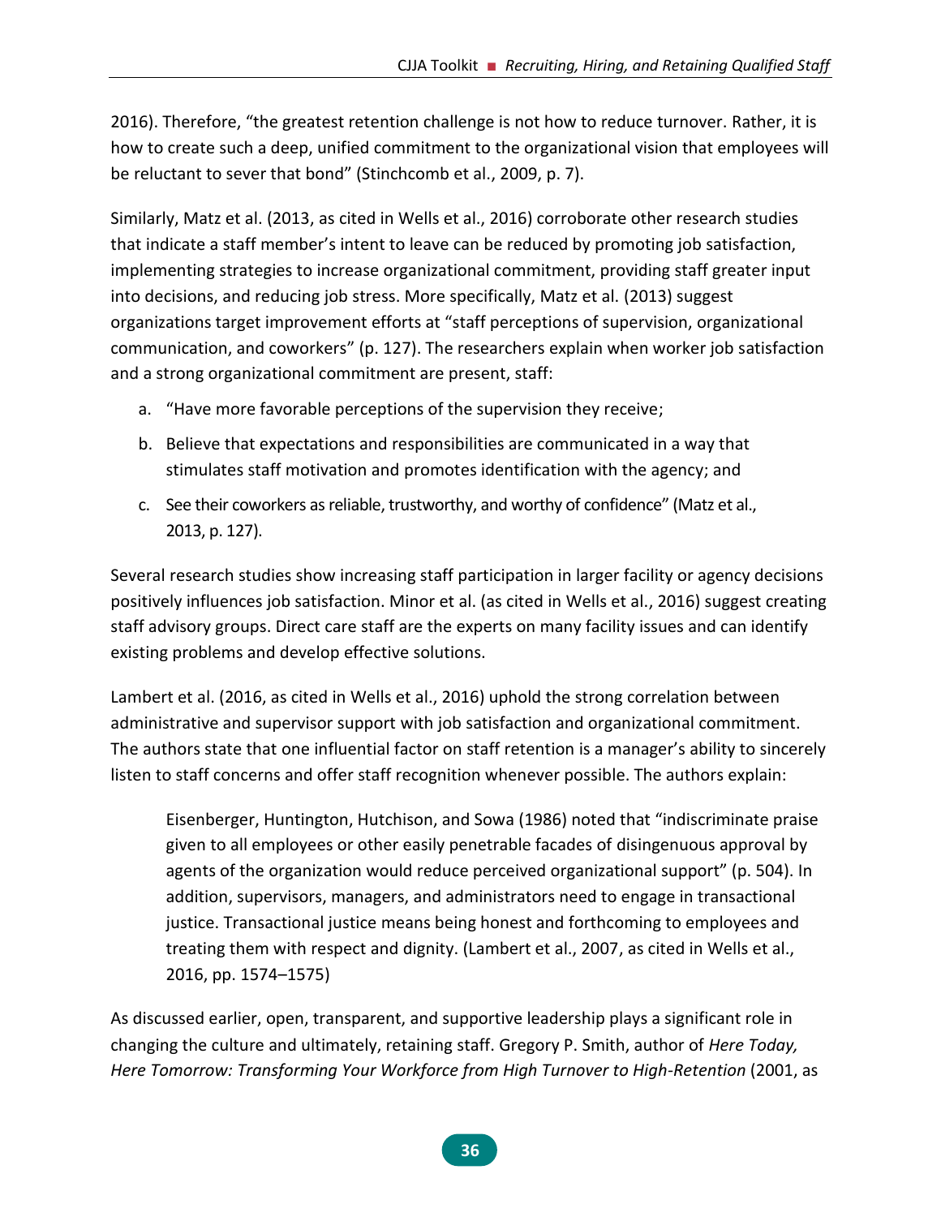2016). Therefore, “the greatest retention challenge is not how to reduce turnover. Rather, it is how to create such a deep, unified commitment to the organizational vision that employees will be reluctant to sever that bond” (Stinchcomb et al., 2009, p. 7).

Similarly, Matz et al. (2013, as cited in Wells et al., 2016) corroborate other research studies that indicate a staff member’s intent to leave can be reduced by promoting job satisfaction, implementing strategies to increase organizational commitment, providing staff greater input into decisions, and reducing job stress. More specifically, Matz et al. (2013) suggest organizations target improvement efforts at “staff perceptions of supervision, organizational communication, and coworkers” (p. 127). The researchers explain when worker job satisfaction and a strong organizational commitment are present, staff:

a. “Have more favorable perceptions of the supervision they receive;

b. Believe that expectations and responsibilities are communicated in a way that stimulates staff motivation and promotes identification with the agency; and

c. See their coworkers as reliable, trustworthy, and worthy of confidence” (Matz et al., 2013, p. 127).

Several research studies show increasing staff participation in larger facility or agency decisions positively influences job satisfaction. Minor et al. (as cited in Wells et al., 2016) suggest creating staff advisory groups. Direct care staff are the experts on many facility issues and can identify existing problems and develop effective solutions.

Lambert et al. (2016, as cited in Wells et al., 2016) uphold the strong correlation between administrative and supervisor support with job satisfaction and organizational commitment. The authors state that one influential factor on staff retention is a manager’s ability to sincerely listen to staff concerns and offer staff recognition whenever possible. The authors explain:

> Eisenberger, Huntington, Hutchison, and Sowa (1986) noted that “indiscriminate praise given to all employees or other easily penetrable facades of disingenuous approval by agents of the organization would reduce perceived organizational support” (p. 504). In addition, supervisors, managers, and administrators need to engage in transactional justice. Transactional justice means being honest and forthcoming to employees and treating them with respect and dignity. (Lambert et al., 2007, as cited in Wells et al., 2016, pp. 1574–1575)

As discussed earlier, open, transparent, and supportive leadership plays a significant role in changing the culture and ultimately, retaining staff. Gregory P. Smith, author of *Here Today, Here Tomorrow: Transforming Your Workforce from High Turnover to High-Retention* (2001, as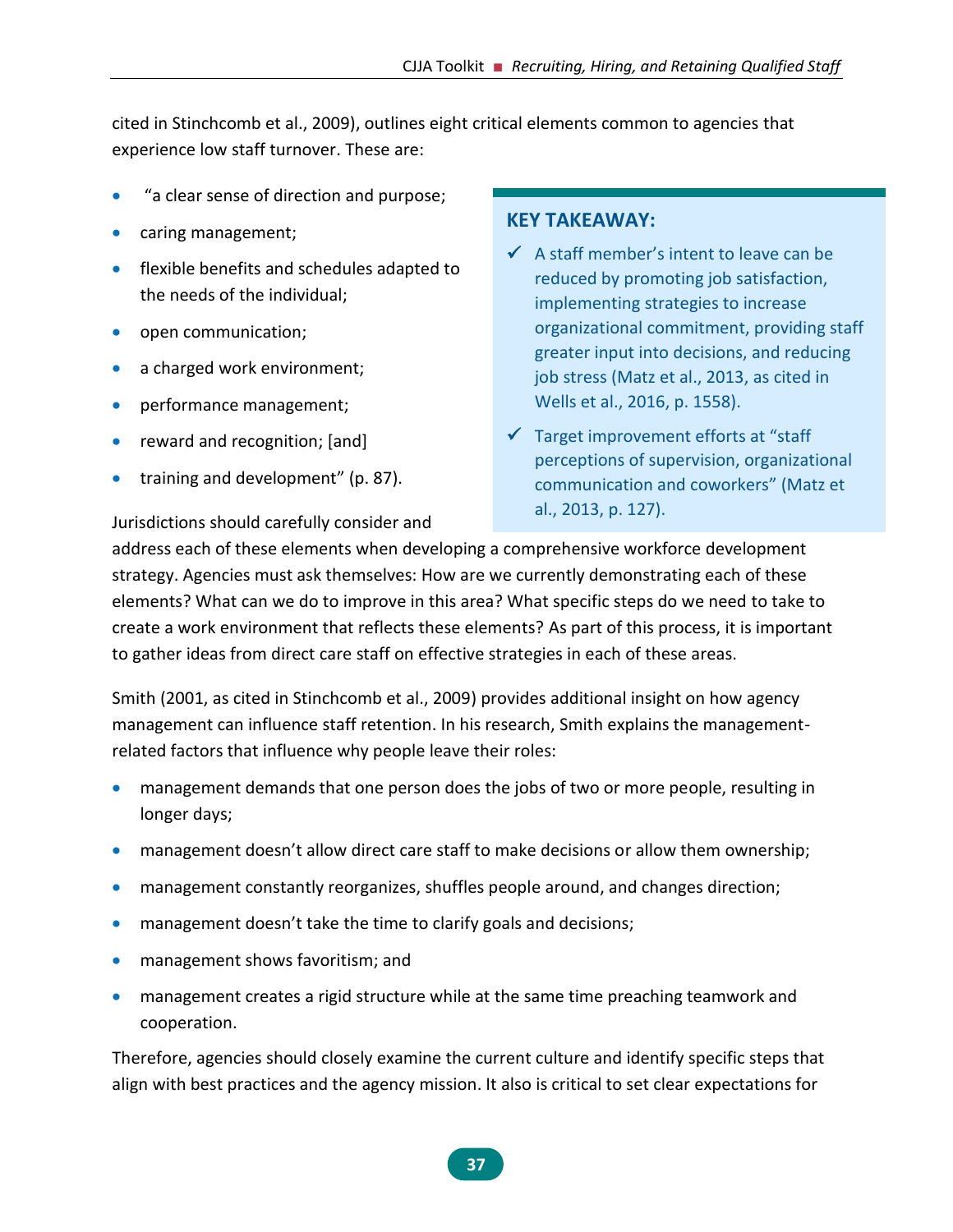cited in Stinchcomb et al., 2009), outlines eight critical elements common to agencies that experience low staff turnover. These are:

- “a clear sense of direction and purpose;
- caring management;
- flexible benefits and schedules adapted to the needs of the individual;
- open communication;
- a charged work environment;
- performance management;
- reward and recognition; [and]
- training and development” (p. 87).

Jurisdictions should carefully consider and address each of these elements when developing a comprehensive workforce development strategy. Agencies must ask themselves: How are we currently demonstrating each of these elements? What can we do to improve in this area? What specific steps do we need to take to create a work environment that reflects these elements? As part of this process, it is important to gather ideas from direct care staff on effective strategies in each of these areas.

> **KEY TAKEAWAY:**
>
> ✓ A staff member’s intent to leave can be reduced by promoting job satisfaction, implementing strategies to increase organizational commitment, providing staff greater input into decisions, and reducing job stress (Matz et al., 2013, as cited in Wells et al., 2016, p. 1558).
>
> ✓ Target improvement efforts at “staff perceptions of supervision, organizational communication and coworkers” (Matz et al., 2013, p. 127).

Smith (2001, as cited in Stinchcomb et al., 2009) provides additional insight on how agency management can influence staff retention. In his research, Smith explains the management-related factors that influence why people leave their roles:

- management demands that one person does the jobs of two or more people, resulting in longer days;
- management doesn’t allow direct care staff to make decisions or allow them ownership;
- management constantly reorganizes, shuffles people around, and changes direction;
- management doesn’t take the time to clarify goals and decisions;
- management shows favoritism; and
- management creates a rigid structure while at the same time preaching teamwork and cooperation.

Therefore, agencies should closely examine the current culture and identify specific steps that align with best practices and the agency mission. It also is critical to set clear expectations for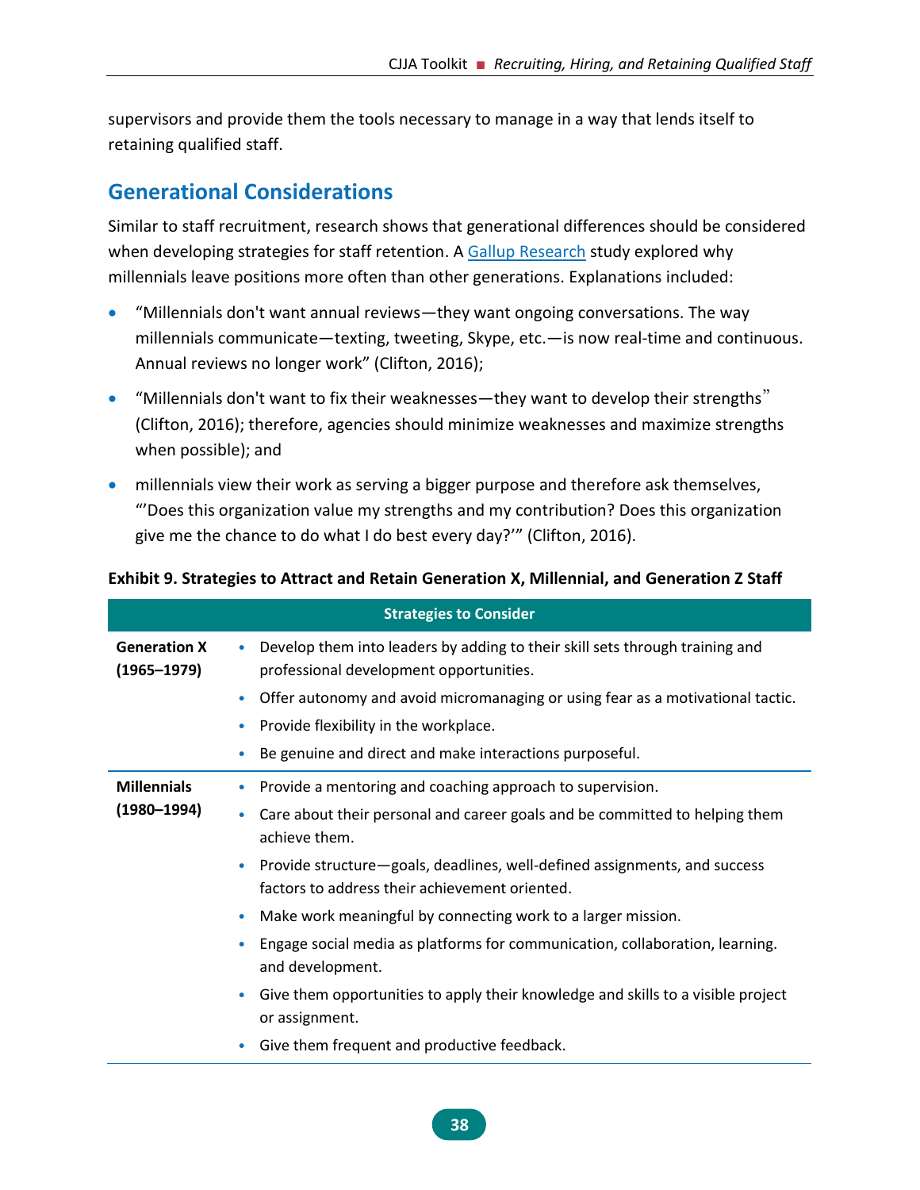supervisors and provide them the tools necessary to manage in a way that lends itself to retaining qualified staff.

## Generational Considerations

Similar to staff recruitment, research shows that generational differences should be considered when developing strategies for staff retention. A Gallup Research study explored why millennials leave positions more often than other generations. Explanations included:

- "Millennials don't want annual reviews—they want ongoing conversations. The way millennials communicate—texting, tweeting, Skype, etc.—is now real-time and continuous. Annual reviews no longer work" (Clifton, 2016);
- "Millennials don't want to fix their weaknesses—they want to develop their strengths" (Clifton, 2016); therefore, agencies should minimize weaknesses and maximize strengths when possible); and
- millennials view their work as serving a bigger purpose and therefore ask themselves, "'Does this organization value my strengths and my contribution? Does this organization give me the chance to do what I do best every day?'" (Clifton, 2016).

**Exhibit 9. Strategies to Attract and Retain Generation X, Millennial, and Generation Z Staff**

| | Strategies to Consider |
|---|---|
| **Generation X (1965–1979)** | • Develop them into leaders by adding to their skill sets through training and professional development opportunities.<br>• Offer autonomy and avoid micromanaging or using fear as a motivational tactic.<br>• Provide flexibility in the workplace.<br>• Be genuine and direct and make interactions purposeful. |
| **Millennials (1980–1994)** | • Provide a mentoring and coaching approach to supervision.<br>• Care about their personal and career goals and be committed to helping them achieve them.<br>• Provide structure—goals, deadlines, well-defined assignments, and success factors to address their achievement oriented.<br>• Make work meaningful by connecting work to a larger mission.<br>• Engage social media as platforms for communication, collaboration, learning. and development.<br>• Give them opportunities to apply their knowledge and skills to a visible project or assignment.<br>• Give them frequent and productive feedback. |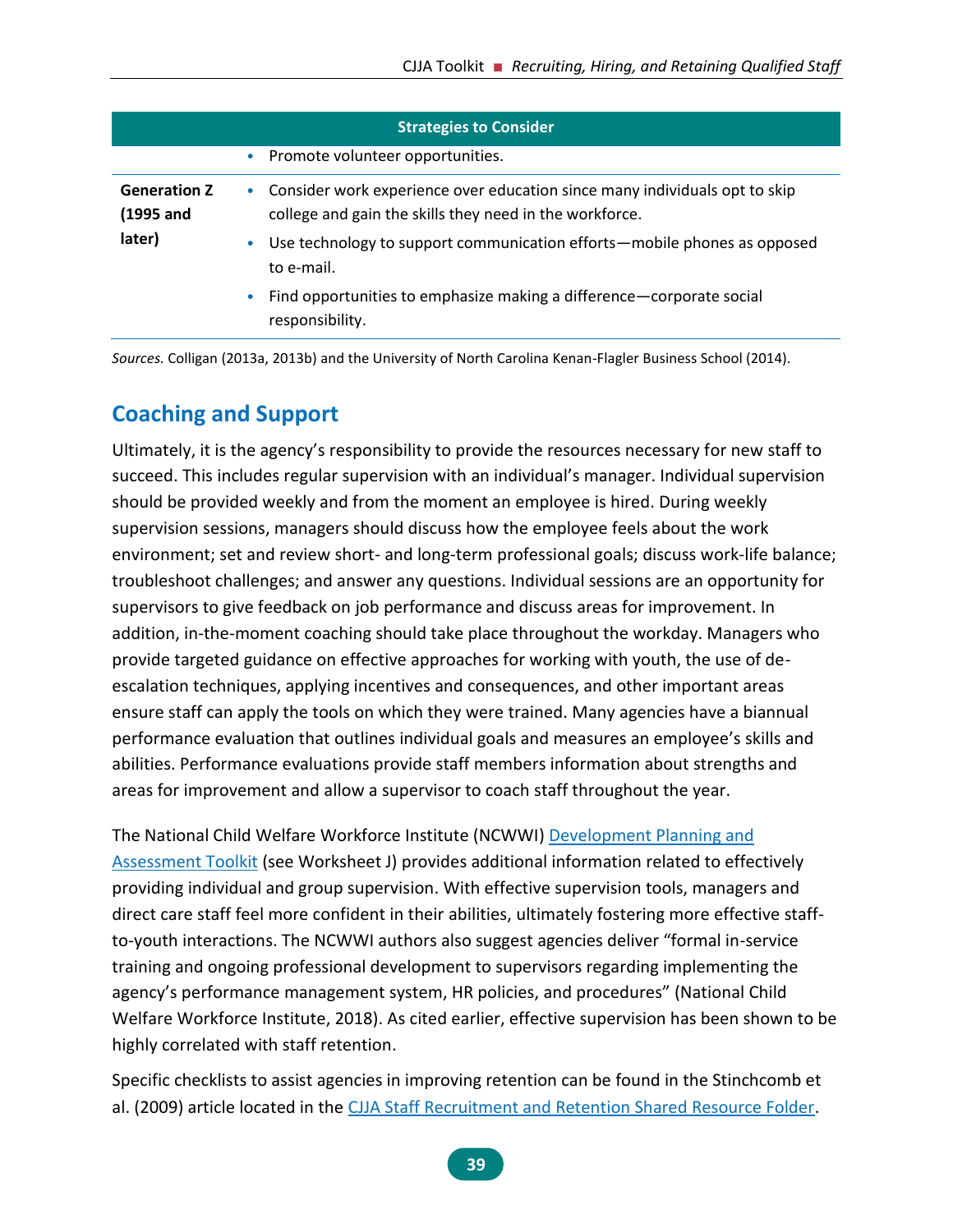| | Strategies to Consider |
|---|---|
| | • Promote volunteer opportunities. |
| **Generation Z (1995 and later)** | • Consider work experience over education since many individuals opt to skip college and gain the skills they need in the workforce. • Use technology to support communication efforts—mobile phones as opposed to e-mail. • Find opportunities to emphasize making a difference—corporate social responsibility. |

*Sources.* Colligan (2013a, 2013b) and the University of North Carolina Kenan-Flagler Business School (2014).

## Coaching and Support

Ultimately, it is the agency's responsibility to provide the resources necessary for new staff to succeed. This includes regular supervision with an individual's manager. Individual supervision should be provided weekly and from the moment an employee is hired. During weekly supervision sessions, managers should discuss how the employee feels about the work environment; set and review short- and long-term professional goals; discuss work-life balance; troubleshoot challenges; and answer any questions. Individual sessions are an opportunity for supervisors to give feedback on job performance and discuss areas for improvement. In addition, in-the-moment coaching should take place throughout the workday. Managers who provide targeted guidance on effective approaches for working with youth, the use of de-escalation techniques, applying incentives and consequences, and other important areas ensure staff can apply the tools on which they were trained. Many agencies have a biannual performance evaluation that outlines individual goals and measures an employee's skills and abilities. Performance evaluations provide staff members information about strengths and areas for improvement and allow a supervisor to coach staff throughout the year.

The National Child Welfare Workforce Institute (NCWWI) Development Planning and Assessment Toolkit (see Worksheet J) provides additional information related to effectively providing individual and group supervision. With effective supervision tools, managers and direct care staff feel more confident in their abilities, ultimately fostering more effective staff-to-youth interactions. The NCWWI authors also suggest agencies deliver "formal in-service training and ongoing professional development to supervisors regarding implementing the agency's performance management system, HR policies, and procedures" (National Child Welfare Workforce Institute, 2018). As cited earlier, effective supervision has been shown to be highly correlated with staff retention.

Specific checklists to assist agencies in improving retention can be found in the Stinchcomb et al. (2009) article located in the CJJA Staff Recruitment and Retention Shared Resource Folder.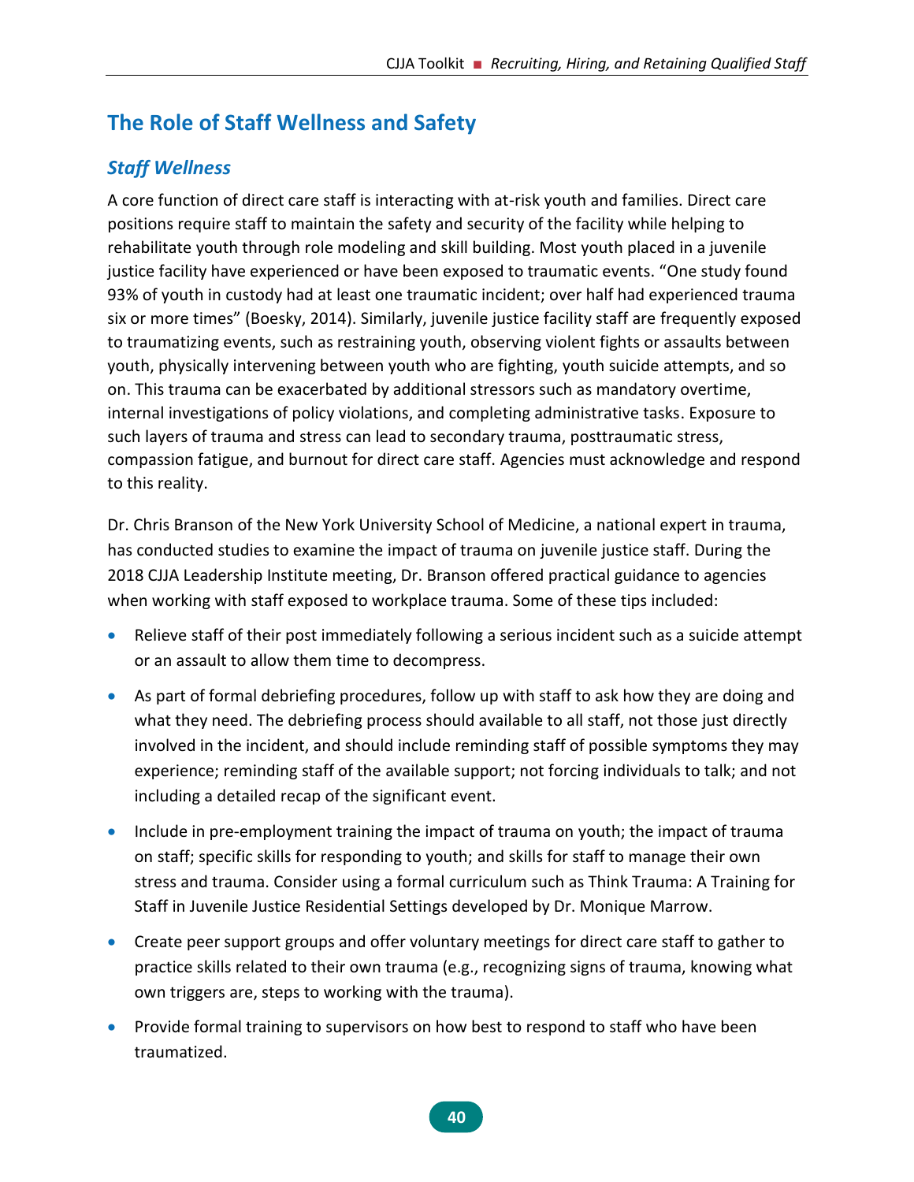## The Role of Staff Wellness and Safety

### *Staff Wellness*

A core function of direct care staff is interacting with at-risk youth and families. Direct care positions require staff to maintain the safety and security of the facility while helping to rehabilitate youth through role modeling and skill building. Most youth placed in a juvenile justice facility have experienced or have been exposed to traumatic events. "One study found 93% of youth in custody had at least one traumatic incident; over half had experienced trauma six or more times" (Boesky, 2014). Similarly, juvenile justice facility staff are frequently exposed to traumatizing events, such as restraining youth, observing violent fights or assaults between youth, physically intervening between youth who are fighting, youth suicide attempts, and so on. This trauma can be exacerbated by additional stressors such as mandatory overtime, internal investigations of policy violations, and completing administrative tasks. Exposure to such layers of trauma and stress can lead to secondary trauma, posttraumatic stress, compassion fatigue, and burnout for direct care staff. Agencies must acknowledge and respond to this reality.

Dr. Chris Branson of the New York University School of Medicine, a national expert in trauma, has conducted studies to examine the impact of trauma on juvenile justice staff. During the 2018 CJJA Leadership Institute meeting, Dr. Branson offered practical guidance to agencies when working with staff exposed to workplace trauma. Some of these tips included:

- Relieve staff of their post immediately following a serious incident such as a suicide attempt or an assault to allow them time to decompress.
- As part of formal debriefing procedures, follow up with staff to ask how they are doing and what they need. The debriefing process should available to all staff, not those just directly involved in the incident, and should include reminding staff of possible symptoms they may experience; reminding staff of the available support; not forcing individuals to talk; and not including a detailed recap of the significant event.
- Include in pre-employment training the impact of trauma on youth; the impact of trauma on staff; specific skills for responding to youth; and skills for staff to manage their own stress and trauma. Consider using a formal curriculum such as Think Trauma: A Training for Staff in Juvenile Justice Residential Settings developed by Dr. Monique Marrow.
- Create peer support groups and offer voluntary meetings for direct care staff to gather to practice skills related to their own trauma (e.g., recognizing signs of trauma, knowing what own triggers are, steps to working with the trauma).
- Provide formal training to supervisors on how best to respond to staff who have been traumatized.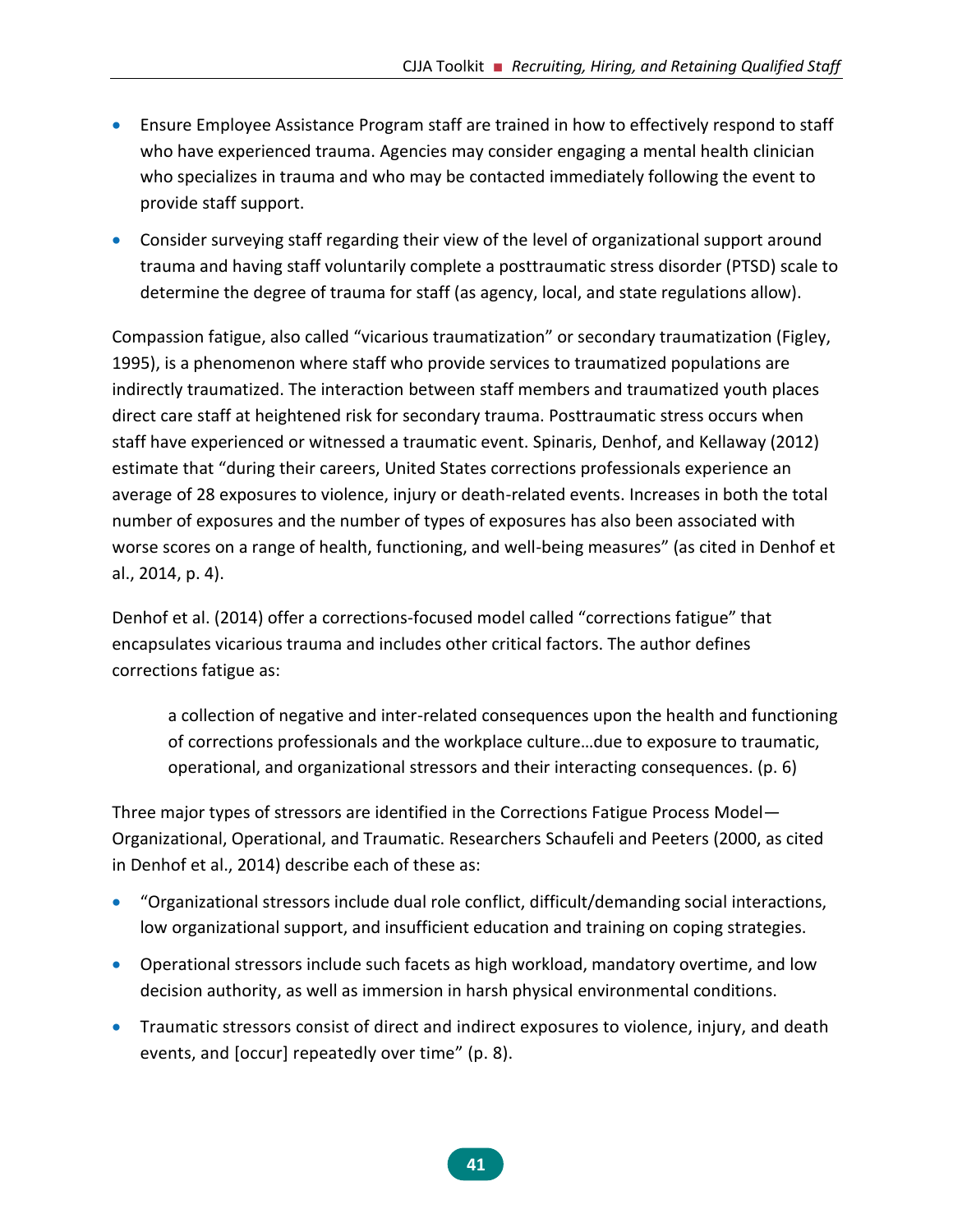- Ensure Employee Assistance Program staff are trained in how to effectively respond to staff who have experienced trauma. Agencies may consider engaging a mental health clinician who specializes in trauma and who may be contacted immediately following the event to provide staff support.
- Consider surveying staff regarding their view of the level of organizational support around trauma and having staff voluntarily complete a posttraumatic stress disorder (PTSD) scale to determine the degree of trauma for staff (as agency, local, and state regulations allow).

Compassion fatigue, also called "vicarious traumatization" or secondary traumatization (Figley, 1995), is a phenomenon where staff who provide services to traumatized populations are indirectly traumatized. The interaction between staff members and traumatized youth places direct care staff at heightened risk for secondary trauma. Posttraumatic stress occurs when staff have experienced or witnessed a traumatic event. Spinaris, Denhof, and Kellaway (2012) estimate that "during their careers, United States corrections professionals experience an average of 28 exposures to violence, injury or death-related events. Increases in both the total number of exposures and the number of types of exposures has also been associated with worse scores on a range of health, functioning, and well-being measures" (as cited in Denhof et al., 2014, p. 4).

Denhof et al. (2014) offer a corrections-focused model called "corrections fatigue" that encapsulates vicarious trauma and includes other critical factors. The author defines corrections fatigue as:

> a collection of negative and inter-related consequences upon the health and functioning of corrections professionals and the workplace culture…due to exposure to traumatic, operational, and organizational stressors and their interacting consequences. (p. 6)

Three major types of stressors are identified in the Corrections Fatigue Process Model—Organizational, Operational, and Traumatic. Researchers Schaufeli and Peeters (2000, as cited in Denhof et al., 2014) describe each of these as:

- "Organizational stressors include dual role conflict, difficult/demanding social interactions, low organizational support, and insufficient education and training on coping strategies.
- Operational stressors include such facets as high workload, mandatory overtime, and low decision authority, as well as immersion in harsh physical environmental conditions.
- Traumatic stressors consist of direct and indirect exposures to violence, injury, and death events, and [occur] repeatedly over time" (p. 8).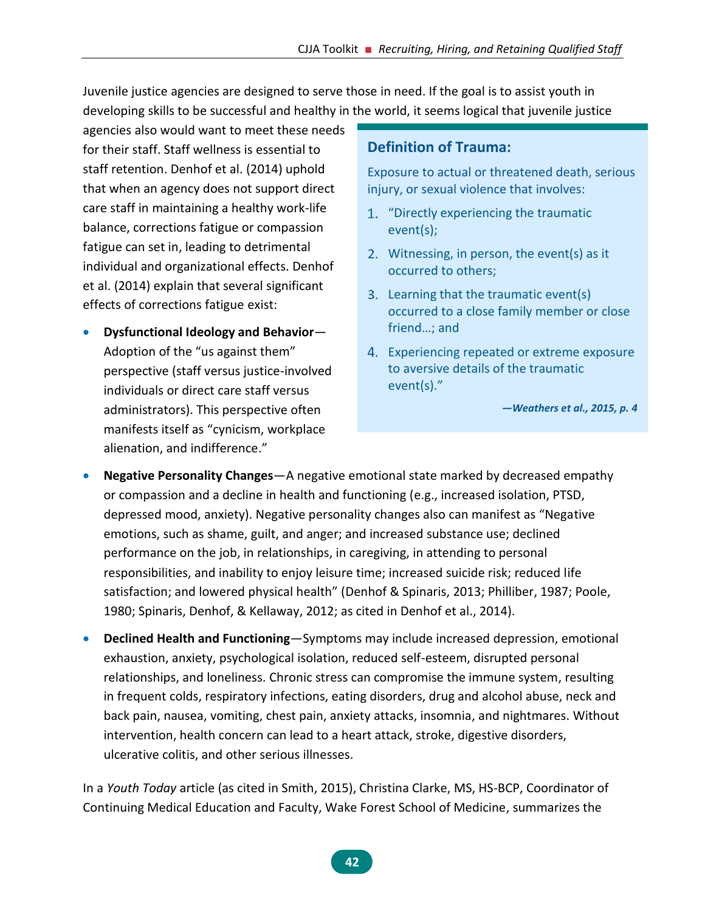Juvenile justice agencies are designed to serve those in need. If the goal is to assist youth in developing skills to be successful and healthy in the world, it seems logical that juvenile justice agencies also would want to meet these needs for their staff. Staff wellness is essential to staff retention. Denhof et al. (2014) uphold that when an agency does not support direct care staff in maintaining a healthy work-life balance, corrections fatigue or compassion fatigue can set in, leading to detrimental individual and organizational effects. Denhof et al. (2014) explain that several significant effects of corrections fatigue exist:

> **Definition of Trauma:**
>
> Exposure to actual or threatened death, serious injury, or sexual violence that involves:
>
> 1. "Directly experiencing the traumatic event(s);
> 2. Witnessing, in person, the event(s) as it occurred to others;
> 3. Learning that the traumatic event(s) occurred to a close family member or close friend…; and
> 4. Experiencing repeated or extreme exposure to aversive details of the traumatic event(s)."
>
> ***—Weathers et al., 2015, p. 4***

- **Dysfunctional Ideology and Behavior**—Adoption of the "us against them" perspective (staff versus justice-involved individuals or direct care staff versus administrators). This perspective often manifests itself as "cynicism, workplace alienation, and indifference."
- **Negative Personality Changes**—A negative emotional state marked by decreased empathy or compassion and a decline in health and functioning (e.g., increased isolation, PTSD, depressed mood, anxiety). Negative personality changes also can manifest as "Negative emotions, such as shame, guilt, and anger; and increased substance use; declined performance on the job, in relationships, in caregiving, in attending to personal responsibilities, and inability to enjoy leisure time; increased suicide risk; reduced life satisfaction; and lowered physical health" (Denhof & Spinaris, 2013; Philliber, 1987; Poole, 1980; Spinaris, Denhof, & Kellaway, 2012; as cited in Denhof et al., 2014).
- **Declined Health and Functioning**—Symptoms may include increased depression, emotional exhaustion, anxiety, psychological isolation, reduced self-esteem, disrupted personal relationships, and loneliness. Chronic stress can compromise the immune system, resulting in frequent colds, respiratory infections, eating disorders, drug and alcohol abuse, neck and back pain, nausea, vomiting, chest pain, anxiety attacks, insomnia, and nightmares. Without intervention, health concern can lead to a heart attack, stroke, digestive disorders, ulcerative colitis, and other serious illnesses.

In a *Youth Today* article (as cited in Smith, 2015), Christina Clarke, MS, HS-BCP, Coordinator of Continuing Medical Education and Faculty, Wake Forest School of Medicine, summarizes the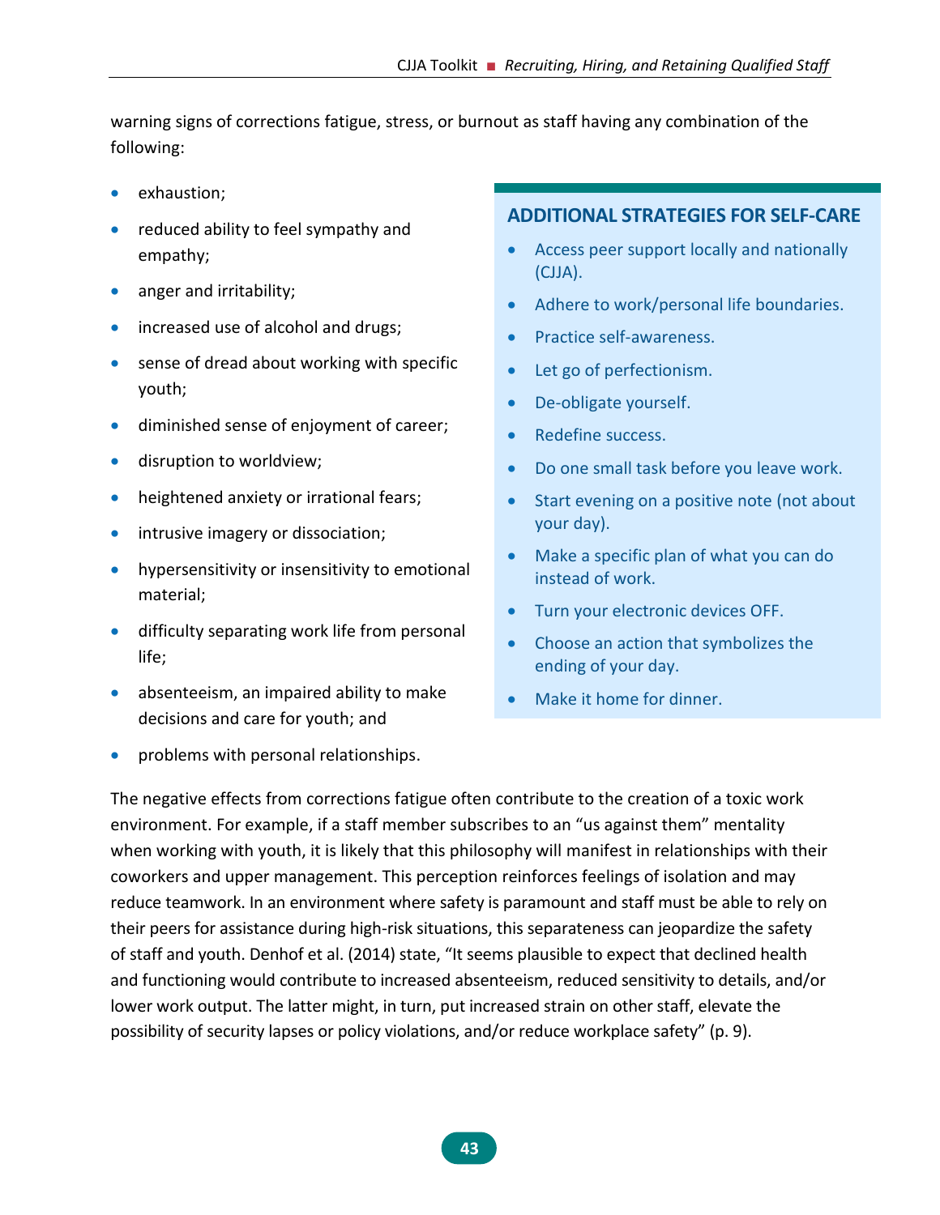warning signs of corrections fatigue, stress, or burnout as staff having any combination of the following:

- exhaustion;
- reduced ability to feel sympathy and empathy;
- anger and irritability;
- increased use of alcohol and drugs;
- sense of dread about working with specific youth;
- diminished sense of enjoyment of career;
- disruption to worldview;
- heightened anxiety or irrational fears;
- intrusive imagery or dissociation;
- hypersensitivity or insensitivity to emotional material;
- difficulty separating work life from personal life;
- absenteeism, an impaired ability to make decisions and care for youth; and
- problems with personal relationships.

### ADDITIONAL STRATEGIES FOR SELF-CARE

- Access peer support locally and nationally (CJJA).
- Adhere to work/personal life boundaries.
- Practice self-awareness.
- Let go of perfectionism.
- De-obligate yourself.
- Redefine success.
- Do one small task before you leave work.
- Start evening on a positive note (not about your day).
- Make a specific plan of what you can do instead of work.
- Turn your electronic devices OFF.
- Choose an action that symbolizes the ending of your day.
- Make it home for dinner.

The negative effects from corrections fatigue often contribute to the creation of a toxic work environment. For example, if a staff member subscribes to an "us against them" mentality when working with youth, it is likely that this philosophy will manifest in relationships with their coworkers and upper management. This perception reinforces feelings of isolation and may reduce teamwork. In an environment where safety is paramount and staff must be able to rely on their peers for assistance during high-risk situations, this separateness can jeopardize the safety of staff and youth. Denhof et al. (2014) state, "It seems plausible to expect that declined health and functioning would contribute to increased absenteeism, reduced sensitivity to details, and/or lower work output. The latter might, in turn, put increased strain on other staff, elevate the possibility of security lapses or policy violations, and/or reduce workplace safety" (p. 9).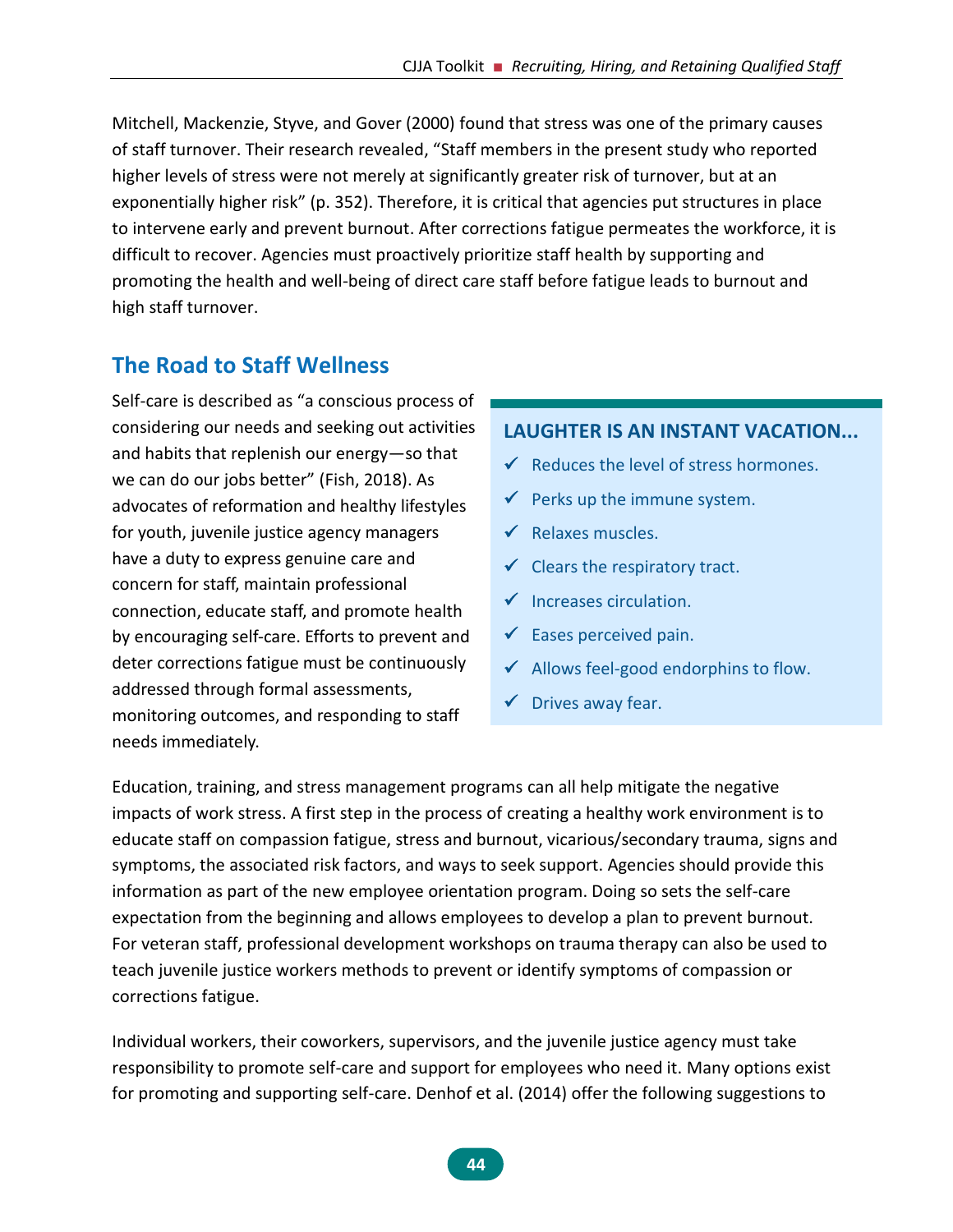Mitchell, Mackenzie, Styve, and Gover (2000) found that stress was one of the primary causes of staff turnover. Their research revealed, "Staff members in the present study who reported higher levels of stress were not merely at significantly greater risk of turnover, but at an exponentially higher risk" (p. 352). Therefore, it is critical that agencies put structures in place to intervene early and prevent burnout. After corrections fatigue permeates the workforce, it is difficult to recover. Agencies must proactively prioritize staff health by supporting and promoting the health and well-being of direct care staff before fatigue leads to burnout and high staff turnover.

## The Road to Staff Wellness

Self-care is described as "a conscious process of considering our needs and seeking out activities and habits that replenish our energy—so that we can do our jobs better" (Fish, 2018). As advocates of reformation and healthy lifestyles for youth, juvenile justice agency managers have a duty to express genuine care and concern for staff, maintain professional connection, educate staff, and promote health by encouraging self-care. Efforts to prevent and deter corrections fatigue must be continuously addressed through formal assessments, monitoring outcomes, and responding to staff needs immediately.

### LAUGHTER IS AN INSTANT VACATION...

- ✓ Reduces the level of stress hormones.
- ✓ Perks up the immune system.
- ✓ Relaxes muscles.
- ✓ Clears the respiratory tract.
- ✓ Increases circulation.
- ✓ Eases perceived pain.
- ✓ Allows feel-good endorphins to flow.
- ✓ Drives away fear.

Education, training, and stress management programs can all help mitigate the negative impacts of work stress. A first step in the process of creating a healthy work environment is to educate staff on compassion fatigue, stress and burnout, vicarious/secondary trauma, signs and symptoms, the associated risk factors, and ways to seek support. Agencies should provide this information as part of the new employee orientation program. Doing so sets the self-care expectation from the beginning and allows employees to develop a plan to prevent burnout. For veteran staff, professional development workshops on trauma therapy can also be used to teach juvenile justice workers methods to prevent or identify symptoms of compassion or corrections fatigue.

Individual workers, their coworkers, supervisors, and the juvenile justice agency must take responsibility to promote self-care and support for employees who need it. Many options exist for promoting and supporting self-care. Denhof et al. (2014) offer the following suggestions to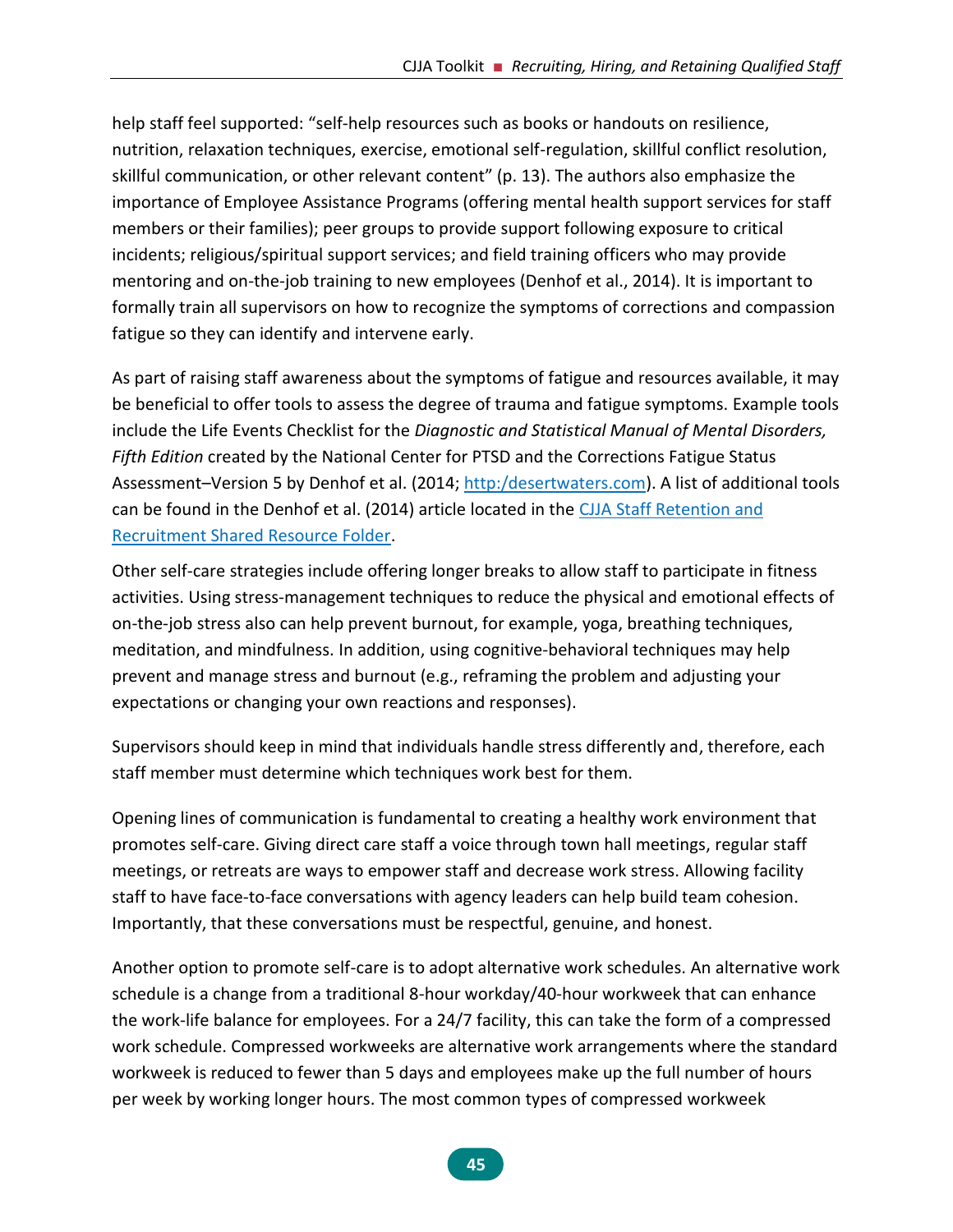help staff feel supported: "self-help resources such as books or handouts on resilience, nutrition, relaxation techniques, exercise, emotional self-regulation, skillful conflict resolution, skillful communication, or other relevant content" (p. 13). The authors also emphasize the importance of Employee Assistance Programs (offering mental health support services for staff members or their families); peer groups to provide support following exposure to critical incidents; religious/spiritual support services; and field training officers who may provide mentoring and on-the-job training to new employees (Denhof et al., 2014). It is important to formally train all supervisors on how to recognize the symptoms of corrections and compassion fatigue so they can identify and intervene early.

As part of raising staff awareness about the symptoms of fatigue and resources available, it may be beneficial to offer tools to assess the degree of trauma and fatigue symptoms. Example tools include the Life Events Checklist for the *Diagnostic and Statistical Manual of Mental Disorders, Fifth Edition* created by the National Center for PTSD and the Corrections Fatigue Status Assessment–Version 5 by Denhof et al. (2014; [http:/desertwaters.com](http:/desertwaters.com)). A list of additional tools can be found in the Denhof et al. (2014) article located in the [CJJA Staff Retention and Recruitment Shared Resource Folder](CJJA Staff Retention and Recruitment Shared Resource Folder).

Other self-care strategies include offering longer breaks to allow staff to participate in fitness activities. Using stress-management techniques to reduce the physical and emotional effects of on-the-job stress also can help prevent burnout, for example, yoga, breathing techniques, meditation, and mindfulness. In addition, using cognitive-behavioral techniques may help prevent and manage stress and burnout (e.g., reframing the problem and adjusting your expectations or changing your own reactions and responses).

Supervisors should keep in mind that individuals handle stress differently and, therefore, each staff member must determine which techniques work best for them.

Opening lines of communication is fundamental to creating a healthy work environment that promotes self-care. Giving direct care staff a voice through town hall meetings, regular staff meetings, or retreats are ways to empower staff and decrease work stress. Allowing facility staff to have face-to-face conversations with agency leaders can help build team cohesion. Importantly, that these conversations must be respectful, genuine, and honest.

Another option to promote self-care is to adopt alternative work schedules. An alternative work schedule is a change from a traditional 8-hour workday/40-hour workweek that can enhance the work-life balance for employees. For a 24/7 facility, this can take the form of a compressed work schedule. Compressed workweeks are alternative work arrangements where the standard workweek is reduced to fewer than 5 days and employees make up the full number of hours per week by working longer hours. The most common types of compressed workweek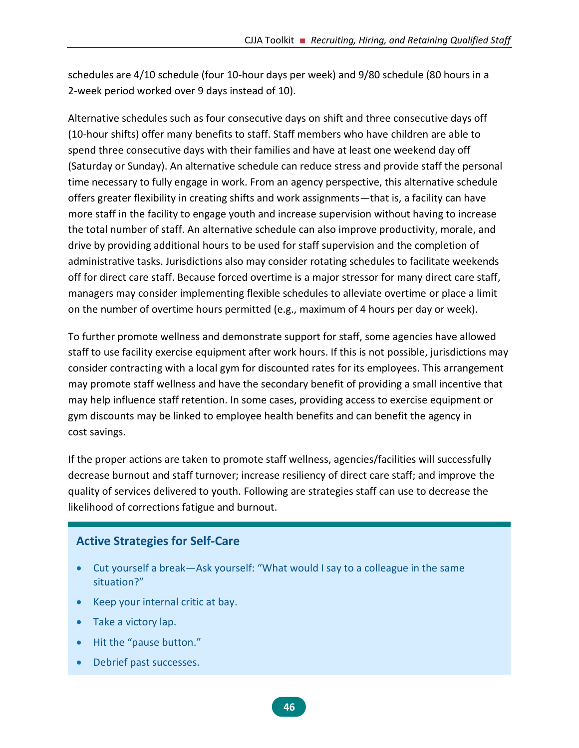schedules are 4/10 schedule (four 10-hour days per week) and 9/80 schedule (80 hours in a 2-week period worked over 9 days instead of 10).

Alternative schedules such as four consecutive days on shift and three consecutive days off (10-hour shifts) offer many benefits to staff. Staff members who have children are able to spend three consecutive days with their families and have at least one weekend day off (Saturday or Sunday). An alternative schedule can reduce stress and provide staff the personal time necessary to fully engage in work. From an agency perspective, this alternative schedule offers greater flexibility in creating shifts and work assignments—that is, a facility can have more staff in the facility to engage youth and increase supervision without having to increase the total number of staff. An alternative schedule can also improve productivity, morale, and drive by providing additional hours to be used for staff supervision and the completion of administrative tasks. Jurisdictions also may consider rotating schedules to facilitate weekends off for direct care staff. Because forced overtime is a major stressor for many direct care staff, managers may consider implementing flexible schedules to alleviate overtime or place a limit on the number of overtime hours permitted (e.g., maximum of 4 hours per day or week).

To further promote wellness and demonstrate support for staff, some agencies have allowed staff to use facility exercise equipment after work hours. If this is not possible, jurisdictions may consider contracting with a local gym for discounted rates for its employees. This arrangement may promote staff wellness and have the secondary benefit of providing a small incentive that may help influence staff retention. In some cases, providing access to exercise equipment or gym discounts may be linked to employee health benefits and can benefit the agency in cost savings.

If the proper actions are taken to promote staff wellness, agencies/facilities will successfully decrease burnout and staff turnover; increase resiliency of direct care staff; and improve the quality of services delivered to youth. Following are strategies staff can use to decrease the likelihood of corrections fatigue and burnout.

### Active Strategies for Self-Care

- Cut yourself a break—Ask yourself: "What would I say to a colleague in the same situation?"
- Keep your internal critic at bay.
- Take a victory lap.
- Hit the "pause button."
- Debrief past successes.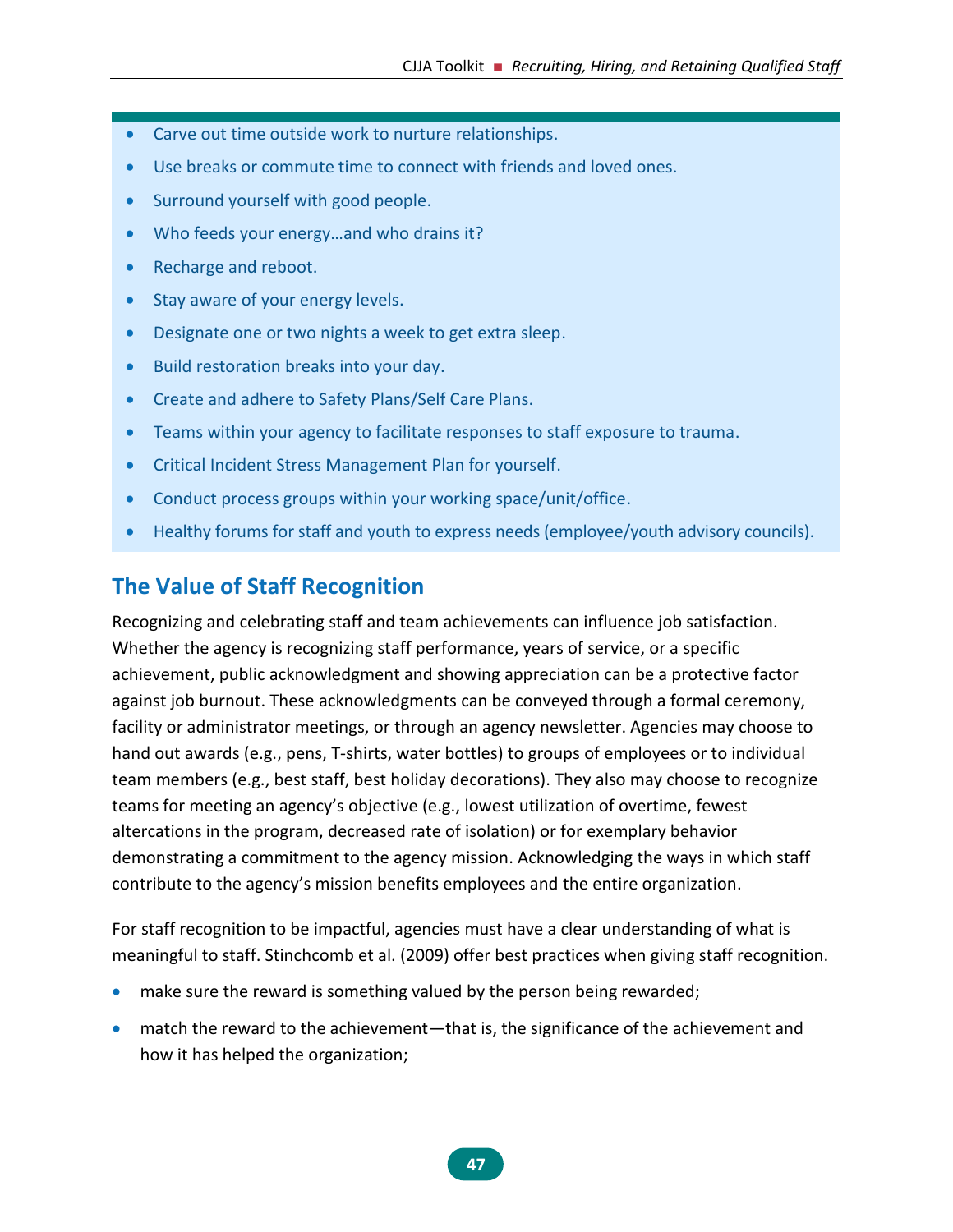- Carve out time outside work to nurture relationships.
- Use breaks or commute time to connect with friends and loved ones.
- Surround yourself with good people.
- Who feeds your energy…and who drains it?
- Recharge and reboot.
- Stay aware of your energy levels.
- Designate one or two nights a week to get extra sleep.
- Build restoration breaks into your day.
- Create and adhere to Safety Plans/Self Care Plans.
- Teams within your agency to facilitate responses to staff exposure to trauma.
- Critical Incident Stress Management Plan for yourself.
- Conduct process groups within your working space/unit/office.
- Healthy forums for staff and youth to express needs (employee/youth advisory councils).

## The Value of Staff Recognition

Recognizing and celebrating staff and team achievements can influence job satisfaction. Whether the agency is recognizing staff performance, years of service, or a specific achievement, public acknowledgment and showing appreciation can be a protective factor against job burnout. These acknowledgments can be conveyed through a formal ceremony, facility or administrator meetings, or through an agency newsletter. Agencies may choose to hand out awards (e.g., pens, T-shirts, water bottles) to groups of employees or to individual team members (e.g., best staff, best holiday decorations). They also may choose to recognize teams for meeting an agency's objective (e.g., lowest utilization of overtime, fewest altercations in the program, decreased rate of isolation) or for exemplary behavior demonstrating a commitment to the agency mission. Acknowledging the ways in which staff contribute to the agency's mission benefits employees and the entire organization.

For staff recognition to be impactful, agencies must have a clear understanding of what is meaningful to staff. Stinchcomb et al. (2009) offer best practices when giving staff recognition.

- make sure the reward is something valued by the person being rewarded;
- match the reward to the achievement—that is, the significance of the achievement and how it has helped the organization;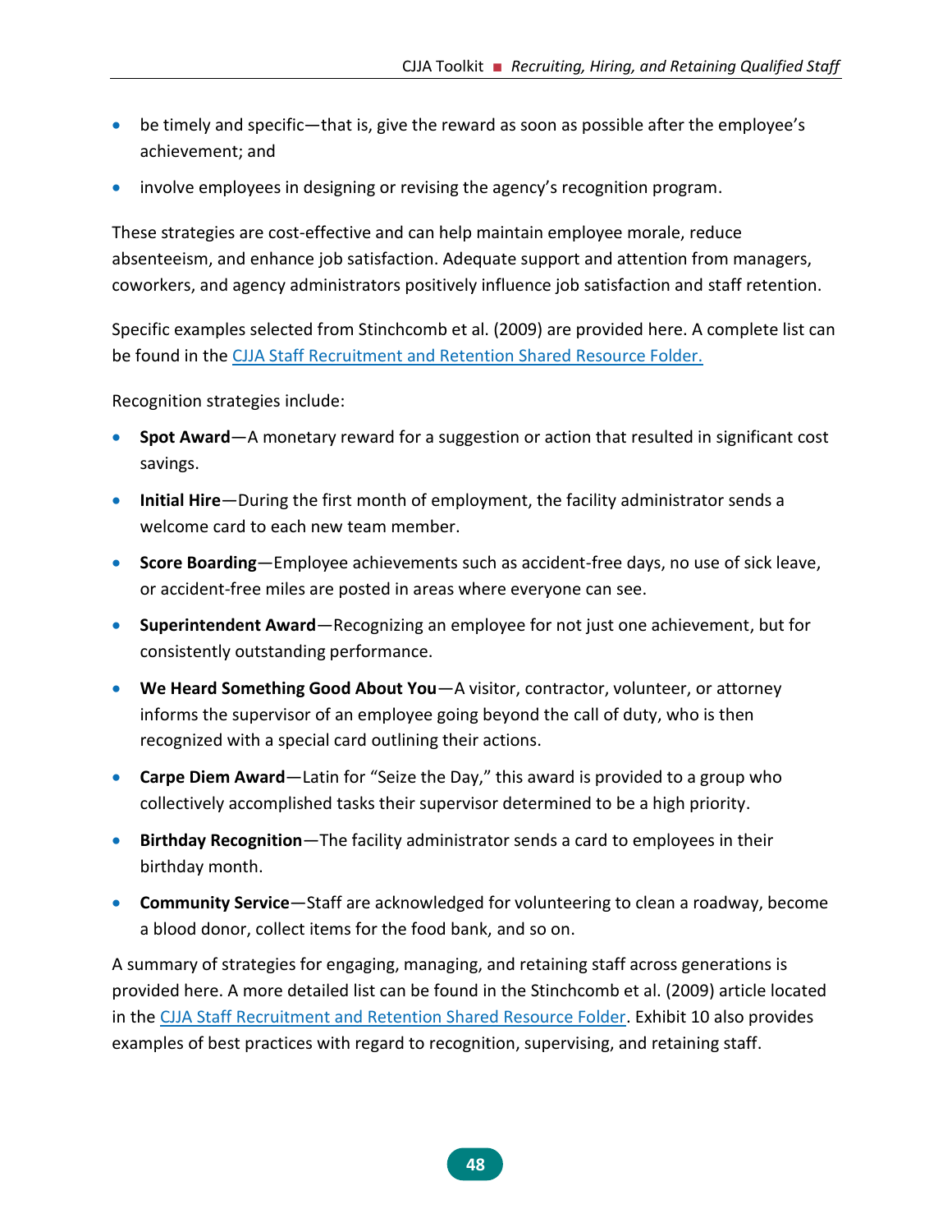- be timely and specific—that is, give the reward as soon as possible after the employee's achievement; and
- involve employees in designing or revising the agency's recognition program.

These strategies are cost-effective and can help maintain employee morale, reduce absenteeism, and enhance job satisfaction. Adequate support and attention from managers, coworkers, and agency administrators positively influence job satisfaction and staff retention.

Specific examples selected from Stinchcomb et al. (2009) are provided here. A complete list can be found in the CJJA Staff Recruitment and Retention Shared Resource Folder.

Recognition strategies include:

- **Spot Award**—A monetary reward for a suggestion or action that resulted in significant cost savings.
- **Initial Hire**—During the first month of employment, the facility administrator sends a welcome card to each new team member.
- **Score Boarding**—Employee achievements such as accident-free days, no use of sick leave, or accident-free miles are posted in areas where everyone can see.
- **Superintendent Award**—Recognizing an employee for not just one achievement, but for consistently outstanding performance.
- **We Heard Something Good About You**—A visitor, contractor, volunteer, or attorney informs the supervisor of an employee going beyond the call of duty, who is then recognized with a special card outlining their actions.
- **Carpe Diem Award**—Latin for "Seize the Day," this award is provided to a group who collectively accomplished tasks their supervisor determined to be a high priority.
- **Birthday Recognition**—The facility administrator sends a card to employees in their birthday month.
- **Community Service**—Staff are acknowledged for volunteering to clean a roadway, become a blood donor, collect items for the food bank, and so on.

A summary of strategies for engaging, managing, and retaining staff across generations is provided here. A more detailed list can be found in the Stinchcomb et al. (2009) article located in the CJJA Staff Recruitment and Retention Shared Resource Folder. Exhibit 10 also provides examples of best practices with regard to recognition, supervising, and retaining staff.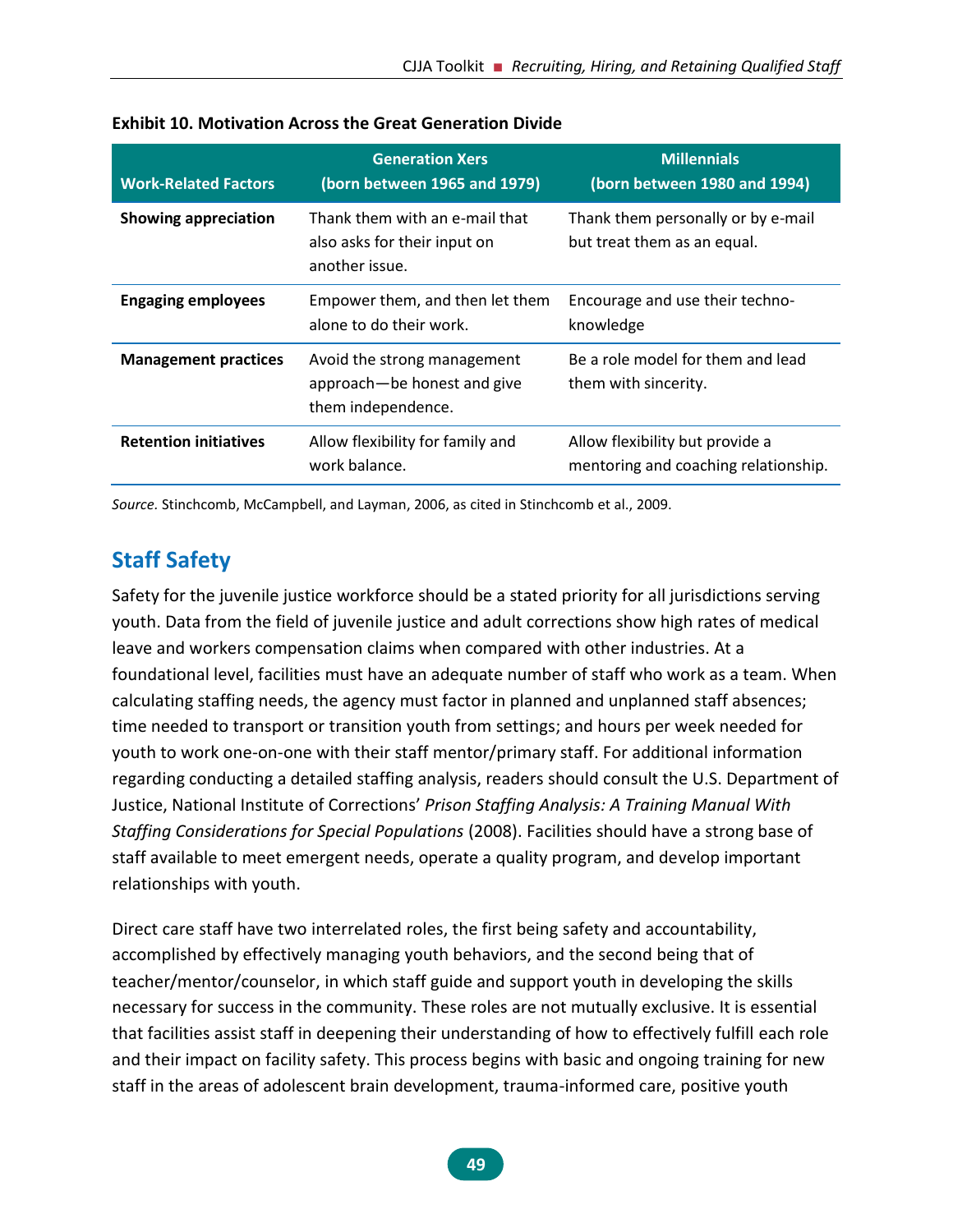**Exhibit 10. Motivation Across the Great Generation Divide**

| Work-Related Factors | Generation Xers (born between 1965 and 1979) | Millennials (born between 1980 and 1994) |
|---|---|---|
| **Showing appreciation** | Thank them with an e-mail that also asks for their input on another issue. | Thank them personally or by e-mail but treat them as an equal. |
| **Engaging employees** | Empower them, and then let them alone to do their work. | Encourage and use their techno-knowledge |
| **Management practices** | Avoid the strong management approach—be honest and give them independence. | Be a role model for them and lead them with sincerity. |
| **Retention initiatives** | Allow flexibility for family and work balance. | Allow flexibility but provide a mentoring and coaching relationship. |

*Source.* Stinchcomb, McCampbell, and Layman, 2006, as cited in Stinchcomb et al., 2009.

## Staff Safety

Safety for the juvenile justice workforce should be a stated priority for all jurisdictions serving youth. Data from the field of juvenile justice and adult corrections show high rates of medical leave and workers compensation claims when compared with other industries. At a foundational level, facilities must have an adequate number of staff who work as a team. When calculating staffing needs, the agency must factor in planned and unplanned staff absences; time needed to transport or transition youth from settings; and hours per week needed for youth to work one-on-one with their staff mentor/primary staff. For additional information regarding conducting a detailed staffing analysis, readers should consult the U.S. Department of Justice, National Institute of Corrections' *Prison Staffing Analysis: A Training Manual With Staffing Considerations for Special Populations* (2008). Facilities should have a strong base of staff available to meet emergent needs, operate a quality program, and develop important relationships with youth.

Direct care staff have two interrelated roles, the first being safety and accountability, accomplished by effectively managing youth behaviors, and the second being that of teacher/mentor/counselor, in which staff guide and support youth in developing the skills necessary for success in the community. These roles are not mutually exclusive. It is essential that facilities assist staff in deepening their understanding of how to effectively fulfill each role and their impact on facility safety. This process begins with basic and ongoing training for new staff in the areas of adolescent brain development, trauma-informed care, positive youth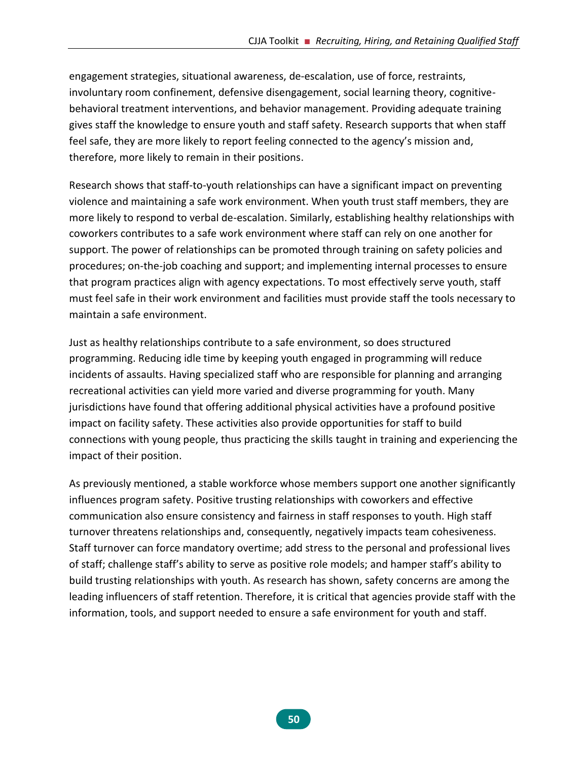engagement strategies, situational awareness, de-escalation, use of force, restraints, involuntary room confinement, defensive disengagement, social learning theory, cognitive-behavioral treatment interventions, and behavior management. Providing adequate training gives staff the knowledge to ensure youth and staff safety. Research supports that when staff feel safe, they are more likely to report feeling connected to the agency's mission and, therefore, more likely to remain in their positions.

Research shows that staff-to-youth relationships can have a significant impact on preventing violence and maintaining a safe work environment. When youth trust staff members, they are more likely to respond to verbal de-escalation. Similarly, establishing healthy relationships with coworkers contributes to a safe work environment where staff can rely on one another for support. The power of relationships can be promoted through training on safety policies and procedures; on-the-job coaching and support; and implementing internal processes to ensure that program practices align with agency expectations. To most effectively serve youth, staff must feel safe in their work environment and facilities must provide staff the tools necessary to maintain a safe environment.

Just as healthy relationships contribute to a safe environment, so does structured programming. Reducing idle time by keeping youth engaged in programming will reduce incidents of assaults. Having specialized staff who are responsible for planning and arranging recreational activities can yield more varied and diverse programming for youth. Many jurisdictions have found that offering additional physical activities have a profound positive impact on facility safety. These activities also provide opportunities for staff to build connections with young people, thus practicing the skills taught in training and experiencing the impact of their position.

As previously mentioned, a stable workforce whose members support one another significantly influences program safety. Positive trusting relationships with coworkers and effective communication also ensure consistency and fairness in staff responses to youth. High staff turnover threatens relationships and, consequently, negatively impacts team cohesiveness. Staff turnover can force mandatory overtime; add stress to the personal and professional lives of staff; challenge staff's ability to serve as positive role models; and hamper staff's ability to build trusting relationships with youth. As research has shown, safety concerns are among the leading influencers of staff retention. Therefore, it is critical that agencies provide staff with the information, tools, and support needed to ensure a safe environment for youth and staff.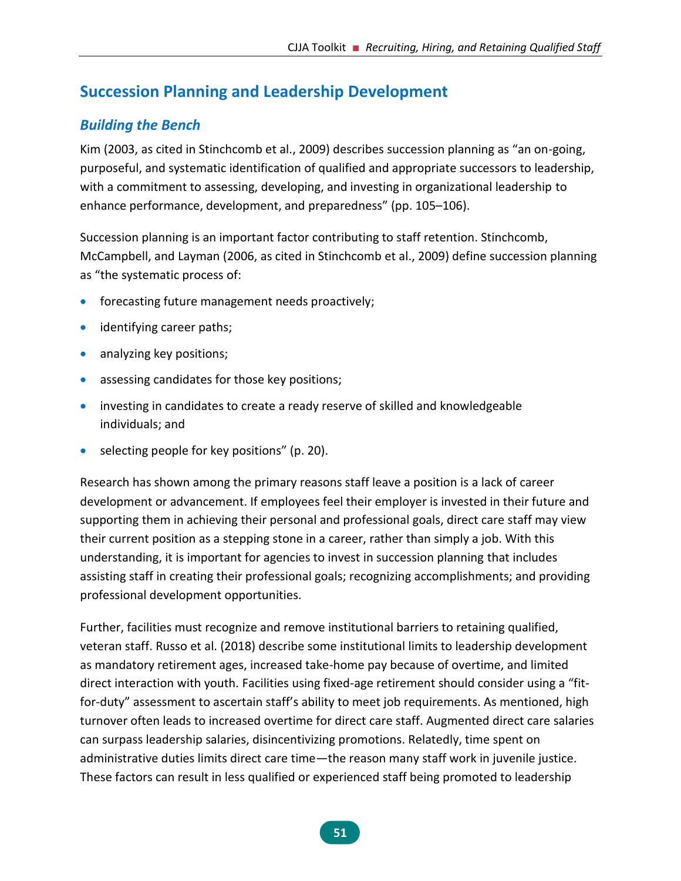## Succession Planning and Leadership Development

### *Building the Bench*

Kim (2003, as cited in Stinchcomb et al., 2009) describes succession planning as "an on-going, purposeful, and systematic identification of qualified and appropriate successors to leadership, with a commitment to assessing, developing, and investing in organizational leadership to enhance performance, development, and preparedness" (pp. 105–106).

Succession planning is an important factor contributing to staff retention. Stinchcomb, McCampbell, and Layman (2006, as cited in Stinchcomb et al., 2009) define succession planning as "the systematic process of:

- forecasting future management needs proactively;
- identifying career paths;
- analyzing key positions;
- assessing candidates for those key positions;
- investing in candidates to create a ready reserve of skilled and knowledgeable individuals; and
- selecting people for key positions" (p. 20).

Research has shown among the primary reasons staff leave a position is a lack of career development or advancement. If employees feel their employer is invested in their future and supporting them in achieving their personal and professional goals, direct care staff may view their current position as a stepping stone in a career, rather than simply a job. With this understanding, it is important for agencies to invest in succession planning that includes assisting staff in creating their professional goals; recognizing accomplishments; and providing professional development opportunities.

Further, facilities must recognize and remove institutional barriers to retaining qualified, veteran staff. Russo et al. (2018) describe some institutional limits to leadership development as mandatory retirement ages, increased take-home pay because of overtime, and limited direct interaction with youth. Facilities using fixed-age retirement should consider using a "fit-for-duty" assessment to ascertain staff's ability to meet job requirements. As mentioned, high turnover often leads to increased overtime for direct care staff. Augmented direct care salaries can surpass leadership salaries, disincentivizing promotions. Relatedly, time spent on administrative duties limits direct care time—the reason many staff work in juvenile justice. These factors can result in less qualified or experienced staff being promoted to leadership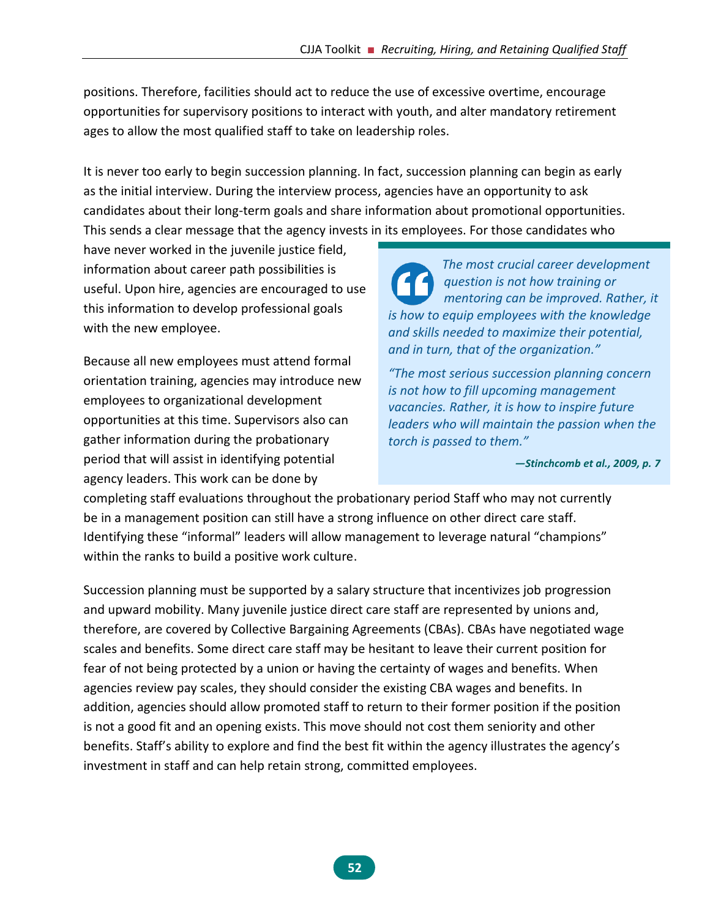positions. Therefore, facilities should act to reduce the use of excessive overtime, encourage opportunities for supervisory positions to interact with youth, and alter mandatory retirement ages to allow the most qualified staff to take on leadership roles.

It is never too early to begin succession planning. In fact, succession planning can begin as early as the initial interview. During the interview process, agencies have an opportunity to ask candidates about their long-term goals and share information about promotional opportunities. This sends a clear message that the agency invests in its employees. For those candidates who have never worked in the juvenile justice field, information about career path possibilities is useful. Upon hire, agencies are encouraged to use this information to develop professional goals with the new employee.

Because all new employees must attend formal orientation training, agencies may introduce new employees to organizational development opportunities at this time. Supervisors also can gather information during the probationary period that will assist in identifying potential agency leaders. This work can be done by completing staff evaluations throughout the probationary period Staff who may not currently be in a management position can still have a strong influence on other direct care staff. Identifying these "informal" leaders will allow management to leverage natural "champions" within the ranks to build a positive work culture.

> *The most crucial career development question is not how training or mentoring can be improved. Rather, it is how to equip employees with the knowledge and skills needed to maximize their potential, and in turn, that of the organization."*
>
> *"The most serious succession planning concern is not how to fill upcoming management vacancies. Rather, it is how to inspire future leaders who will maintain the passion when the torch is passed to them."*
>
> ***—Stinchcomb et al., 2009, p. 7***

Succession planning must be supported by a salary structure that incentivizes job progression and upward mobility. Many juvenile justice direct care staff are represented by unions and, therefore, are covered by Collective Bargaining Agreements (CBAs). CBAs have negotiated wage scales and benefits. Some direct care staff may be hesitant to leave their current position for fear of not being protected by a union or having the certainty of wages and benefits. When agencies review pay scales, they should consider the existing CBA wages and benefits. In addition, agencies should allow promoted staff to return to their former position if the position is not a good fit and an opening exists. This move should not cost them seniority and other benefits. Staff's ability to explore and find the best fit within the agency illustrates the agency's investment in staff and can help retain strong, committed employees.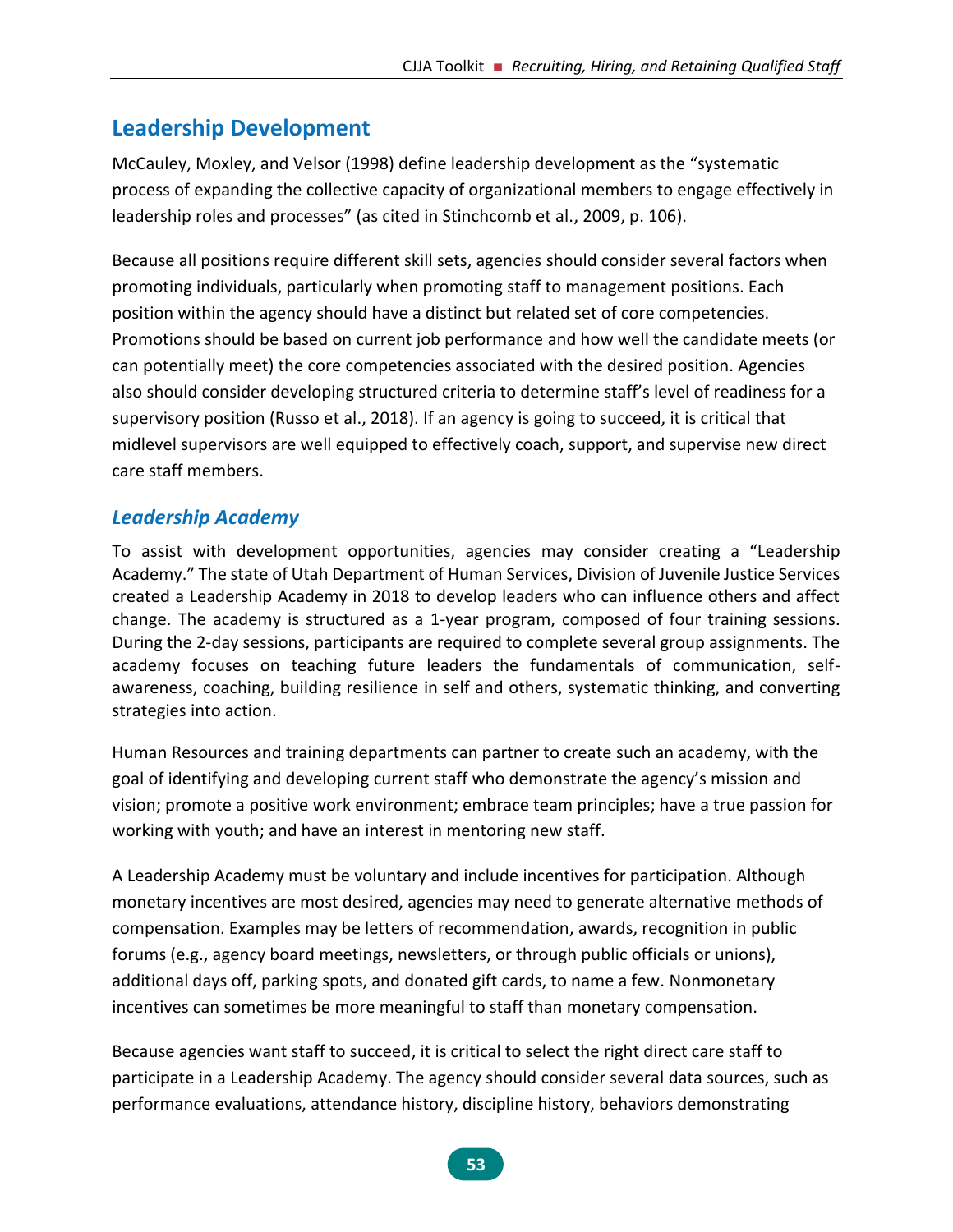## Leadership Development

McCauley, Moxley, and Velsor (1998) define leadership development as the "systematic process of expanding the collective capacity of organizational members to engage effectively in leadership roles and processes" (as cited in Stinchcomb et al., 2009, p. 106).

Because all positions require different skill sets, agencies should consider several factors when promoting individuals, particularly when promoting staff to management positions. Each position within the agency should have a distinct but related set of core competencies. Promotions should be based on current job performance and how well the candidate meets (or can potentially meet) the core competencies associated with the desired position. Agencies also should consider developing structured criteria to determine staff's level of readiness for a supervisory position (Russo et al., 2018). If an agency is going to succeed, it is critical that midlevel supervisors are well equipped to effectively coach, support, and supervise new direct care staff members.

### *Leadership Academy*

To assist with development opportunities, agencies may consider creating a "Leadership Academy." The state of Utah Department of Human Services, Division of Juvenile Justice Services created a Leadership Academy in 2018 to develop leaders who can influence others and affect change. The academy is structured as a 1-year program, composed of four training sessions. During the 2-day sessions, participants are required to complete several group assignments. The academy focuses on teaching future leaders the fundamentals of communication, self-awareness, coaching, building resilience in self and others, systematic thinking, and converting strategies into action.

Human Resources and training departments can partner to create such an academy, with the goal of identifying and developing current staff who demonstrate the agency's mission and vision; promote a positive work environment; embrace team principles; have a true passion for working with youth; and have an interest in mentoring new staff.

A Leadership Academy must be voluntary and include incentives for participation. Although monetary incentives are most desired, agencies may need to generate alternative methods of compensation. Examples may be letters of recommendation, awards, recognition in public forums (e.g., agency board meetings, newsletters, or through public officials or unions), additional days off, parking spots, and donated gift cards, to name a few. Nonmonetary incentives can sometimes be more meaningful to staff than monetary compensation.

Because agencies want staff to succeed, it is critical to select the right direct care staff to participate in a Leadership Academy. The agency should consider several data sources, such as performance evaluations, attendance history, discipline history, behaviors demonstrating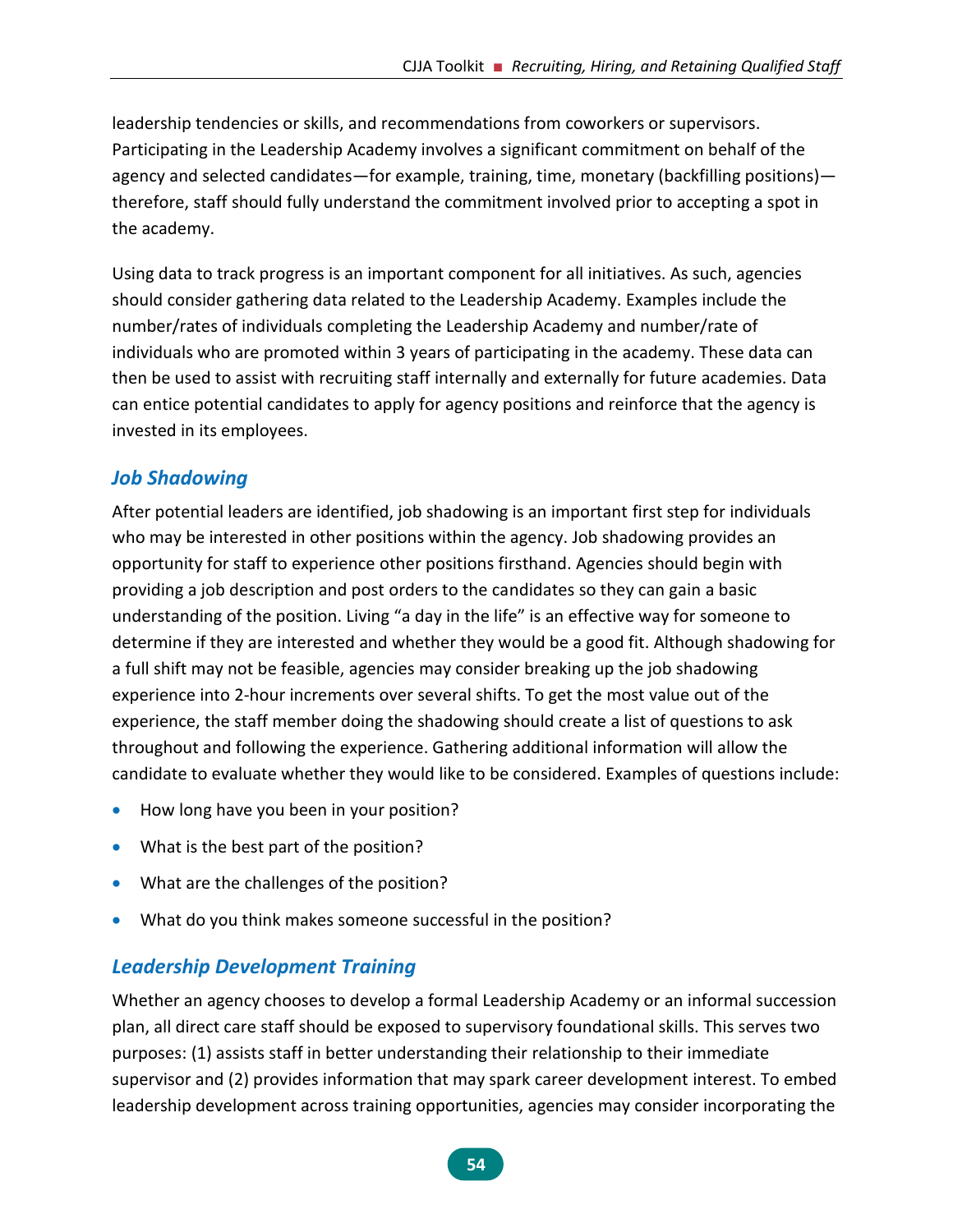leadership tendencies or skills, and recommendations from coworkers or supervisors. Participating in the Leadership Academy involves a significant commitment on behalf of the agency and selected candidates—for example, training, time, monetary (backfilling positions)—therefore, staff should fully understand the commitment involved prior to accepting a spot in the academy.

Using data to track progress is an important component for all initiatives. As such, agencies should consider gathering data related to the Leadership Academy. Examples include the number/rates of individuals completing the Leadership Academy and number/rate of individuals who are promoted within 3 years of participating in the academy. These data can then be used to assist with recruiting staff internally and externally for future academies. Data can entice potential candidates to apply for agency positions and reinforce that the agency is invested in its employees.

### *Job Shadowing*

After potential leaders are identified, job shadowing is an important first step for individuals who may be interested in other positions within the agency. Job shadowing provides an opportunity for staff to experience other positions firsthand. Agencies should begin with providing a job description and post orders to the candidates so they can gain a basic understanding of the position. Living "a day in the life" is an effective way for someone to determine if they are interested and whether they would be a good fit. Although shadowing for a full shift may not be feasible, agencies may consider breaking up the job shadowing experience into 2-hour increments over several shifts. To get the most value out of the experience, the staff member doing the shadowing should create a list of questions to ask throughout and following the experience. Gathering additional information will allow the candidate to evaluate whether they would like to be considered. Examples of questions include:

- How long have you been in your position?
- What is the best part of the position?
- What are the challenges of the position?
- What do you think makes someone successful in the position?

### *Leadership Development Training*

Whether an agency chooses to develop a formal Leadership Academy or an informal succession plan, all direct care staff should be exposed to supervisory foundational skills. This serves two purposes: (1) assists staff in better understanding their relationship to their immediate supervisor and (2) provides information that may spark career development interest. To embed leadership development across training opportunities, agencies may consider incorporating the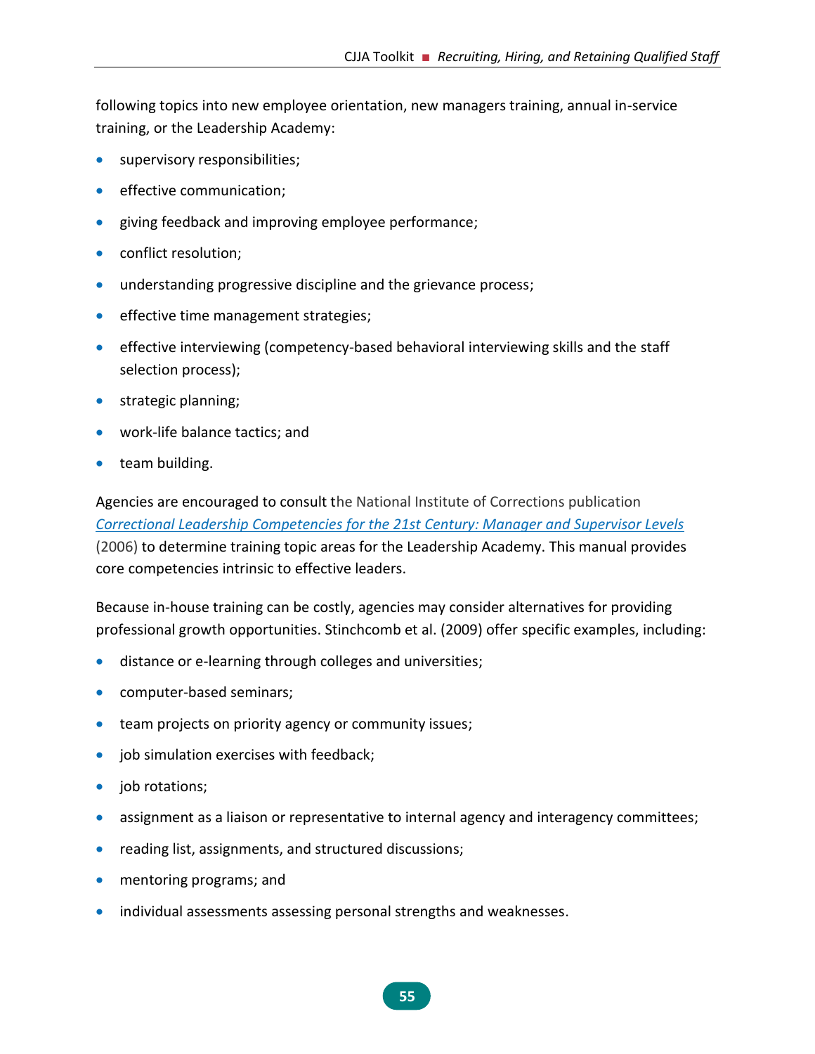following topics into new employee orientation, new managers training, annual in-service training, or the Leadership Academy:

- supervisory responsibilities;
- effective communication;
- giving feedback and improving employee performance;
- conflict resolution;
- understanding progressive discipline and the grievance process;
- effective time management strategies;
- effective interviewing (competency-based behavioral interviewing skills and the staff selection process);
- strategic planning;
- work-life balance tactics; and
- team building.

Agencies are encouraged to consult the National Institute of Corrections publication *Correctional Leadership Competencies for the 21st Century: Manager and Supervisor Levels* (2006) to determine training topic areas for the Leadership Academy. This manual provides core competencies intrinsic to effective leaders.

Because in-house training can be costly, agencies may consider alternatives for providing professional growth opportunities. Stinchcomb et al. (2009) offer specific examples, including:

- distance or e-learning through colleges and universities;
- computer-based seminars;
- team projects on priority agency or community issues;
- job simulation exercises with feedback;
- job rotations;
- assignment as a liaison or representative to internal agency and interagency committees;
- reading list, assignments, and structured discussions;
- mentoring programs; and
- individual assessments assessing personal strengths and weaknesses.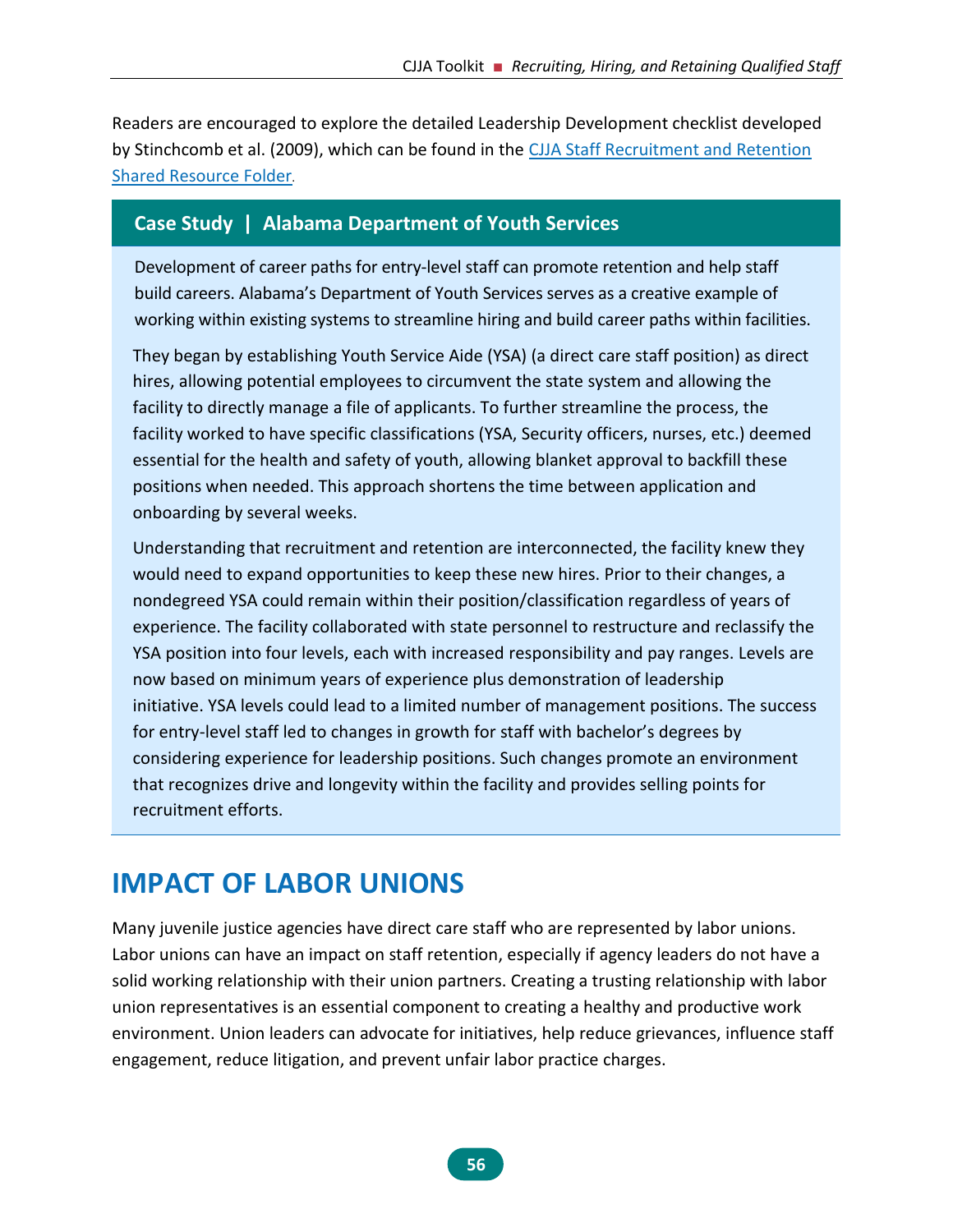Readers are encouraged to explore the detailed Leadership Development checklist developed by Stinchcomb et al. (2009), which can be found in the [CJJA Staff Recruitment and Retention Shared Resource Folder](#).

### Case Study | Alabama Department of Youth Services

Development of career paths for entry-level staff can promote retention and help staff build careers. Alabama's Department of Youth Services serves as a creative example of working within existing systems to streamline hiring and build career paths within facilities.

They began by establishing Youth Service Aide (YSA) (a direct care staff position) as direct hires, allowing potential employees to circumvent the state system and allowing the facility to directly manage a file of applicants. To further streamline the process, the facility worked to have specific classifications (YSA, Security officers, nurses, etc.) deemed essential for the health and safety of youth, allowing blanket approval to backfill these positions when needed. This approach shortens the time between application and onboarding by several weeks.

Understanding that recruitment and retention are interconnected, the facility knew they would need to expand opportunities to keep these new hires. Prior to their changes, a nondegreed YSA could remain within their position/classification regardless of years of experience. The facility collaborated with state personnel to restructure and reclassify the YSA position into four levels, each with increased responsibility and pay ranges. Levels are now based on minimum years of experience plus demonstration of leadership initiative. YSA levels could lead to a limited number of management positions. The success for entry-level staff led to changes in growth for staff with bachelor's degrees by considering experience for leadership positions. Such changes promote an environment that recognizes drive and longevity within the facility and provides selling points for recruitment efforts.

## IMPACT OF LABOR UNIONS

Many juvenile justice agencies have direct care staff who are represented by labor unions. Labor unions can have an impact on staff retention, especially if agency leaders do not have a solid working relationship with their union partners. Creating a trusting relationship with labor union representatives is an essential component to creating a healthy and productive work environment. Union leaders can advocate for initiatives, help reduce grievances, influence staff engagement, reduce litigation, and prevent unfair labor practice charges.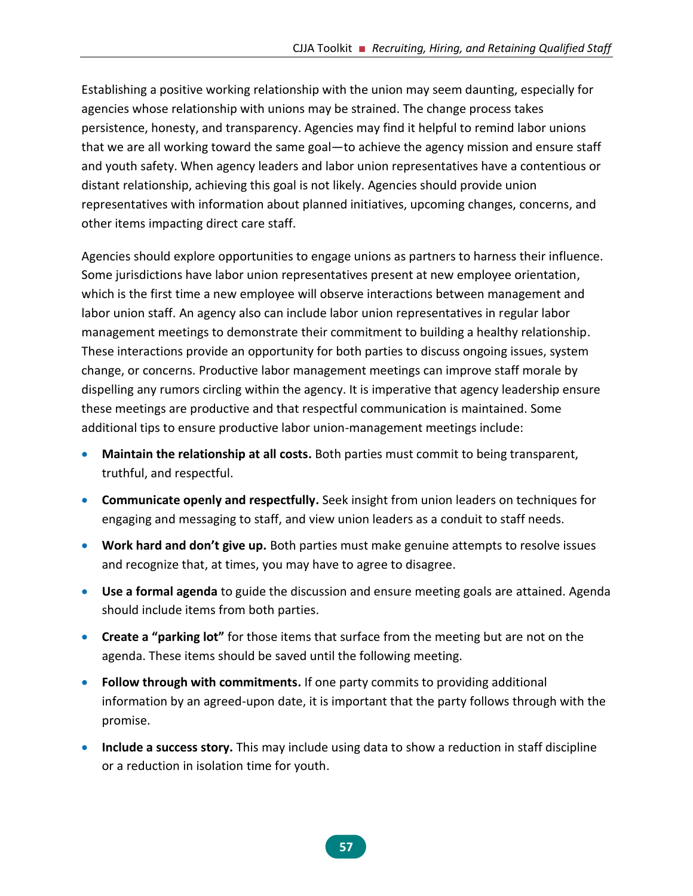Establishing a positive working relationship with the union may seem daunting, especially for agencies whose relationship with unions may be strained. The change process takes persistence, honesty, and transparency. Agencies may find it helpful to remind labor unions that we are all working toward the same goal—to achieve the agency mission and ensure staff and youth safety. When agency leaders and labor union representatives have a contentious or distant relationship, achieving this goal is not likely. Agencies should provide union representatives with information about planned initiatives, upcoming changes, concerns, and other items impacting direct care staff.

Agencies should explore opportunities to engage unions as partners to harness their influence. Some jurisdictions have labor union representatives present at new employee orientation, which is the first time a new employee will observe interactions between management and labor union staff. An agency also can include labor union representatives in regular labor management meetings to demonstrate their commitment to building a healthy relationship. These interactions provide an opportunity for both parties to discuss ongoing issues, system change, or concerns. Productive labor management meetings can improve staff morale by dispelling any rumors circling within the agency. It is imperative that agency leadership ensure these meetings are productive and that respectful communication is maintained. Some additional tips to ensure productive labor union-management meetings include:

- **Maintain the relationship at all costs.** Both parties must commit to being transparent, truthful, and respectful.
- **Communicate openly and respectfully.** Seek insight from union leaders on techniques for engaging and messaging to staff, and view union leaders as a conduit to staff needs.
- **Work hard and don't give up.** Both parties must make genuine attempts to resolve issues and recognize that, at times, you may have to agree to disagree.
- **Use a formal agenda** to guide the discussion and ensure meeting goals are attained. Agenda should include items from both parties.
- **Create a "parking lot"** for those items that surface from the meeting but are not on the agenda. These items should be saved until the following meeting.
- **Follow through with commitments.** If one party commits to providing additional information by an agreed-upon date, it is important that the party follows through with the promise.
- **Include a success story.** This may include using data to show a reduction in staff discipline or a reduction in isolation time for youth.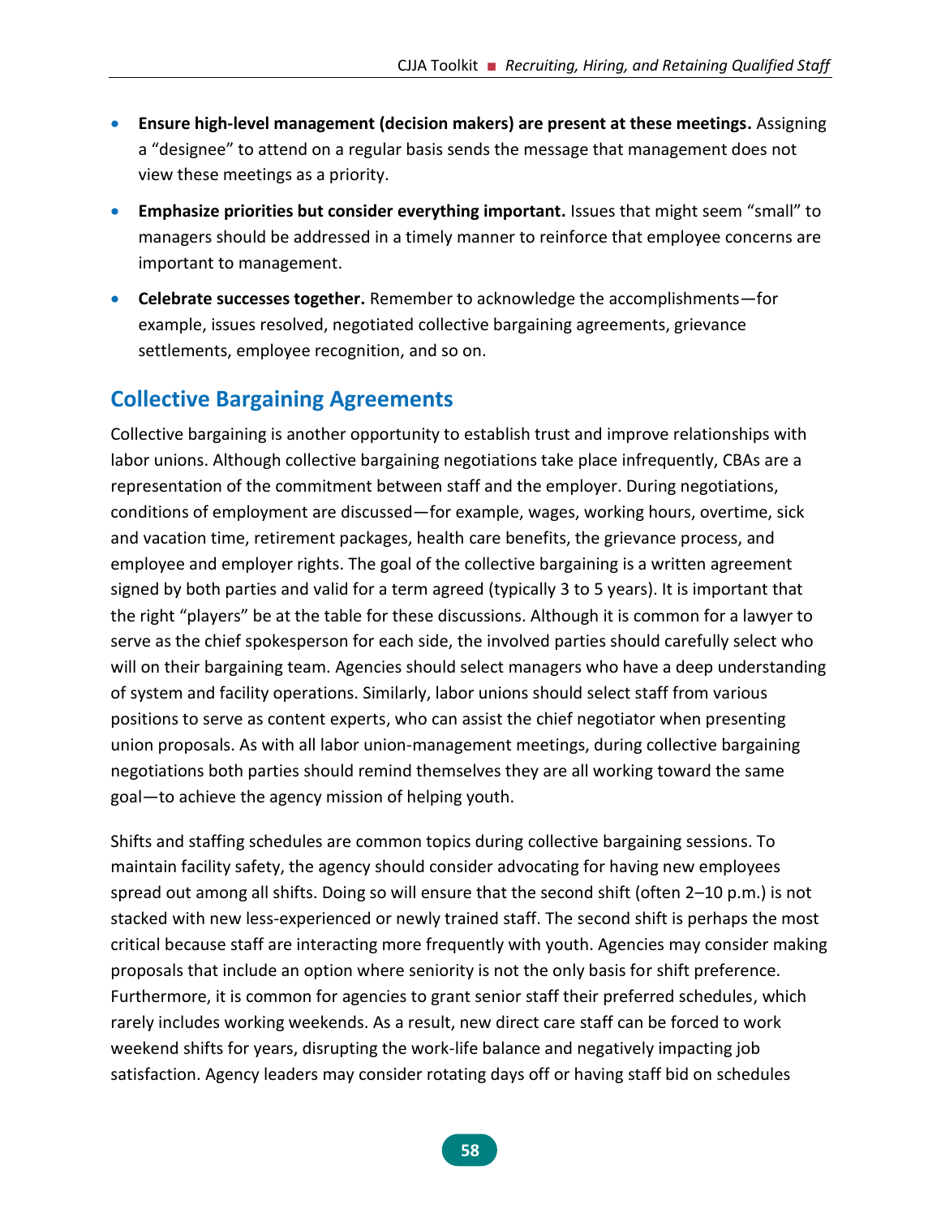- **Ensure high-level management (decision makers) are present at these meetings.** Assigning a "designee" to attend on a regular basis sends the message that management does not view these meetings as a priority.
- **Emphasize priorities but consider everything important.** Issues that might seem "small" to managers should be addressed in a timely manner to reinforce that employee concerns are important to management.
- **Celebrate successes together.** Remember to acknowledge the accomplishments—for example, issues resolved, negotiated collective bargaining agreements, grievance settlements, employee recognition, and so on.

## Collective Bargaining Agreements

Collective bargaining is another opportunity to establish trust and improve relationships with labor unions. Although collective bargaining negotiations take place infrequently, CBAs are a representation of the commitment between staff and the employer. During negotiations, conditions of employment are discussed—for example, wages, working hours, overtime, sick and vacation time, retirement packages, health care benefits, the grievance process, and employee and employer rights. The goal of the collective bargaining is a written agreement signed by both parties and valid for a term agreed (typically 3 to 5 years). It is important that the right "players" be at the table for these discussions. Although it is common for a lawyer to serve as the chief spokesperson for each side, the involved parties should carefully select who will on their bargaining team. Agencies should select managers who have a deep understanding of system and facility operations. Similarly, labor unions should select staff from various positions to serve as content experts, who can assist the chief negotiator when presenting union proposals. As with all labor union-management meetings, during collective bargaining negotiations both parties should remind themselves they are all working toward the same goal—to achieve the agency mission of helping youth.

Shifts and staffing schedules are common topics during collective bargaining sessions. To maintain facility safety, the agency should consider advocating for having new employees spread out among all shifts. Doing so will ensure that the second shift (often 2–10 p.m.) is not stacked with new less-experienced or newly trained staff. The second shift is perhaps the most critical because staff are interacting more frequently with youth. Agencies may consider making proposals that include an option where seniority is not the only basis for shift preference. Furthermore, it is common for agencies to grant senior staff their preferred schedules, which rarely includes working weekends. As a result, new direct care staff can be forced to work weekend shifts for years, disrupting the work-life balance and negatively impacting job satisfaction. Agency leaders may consider rotating days off or having staff bid on schedules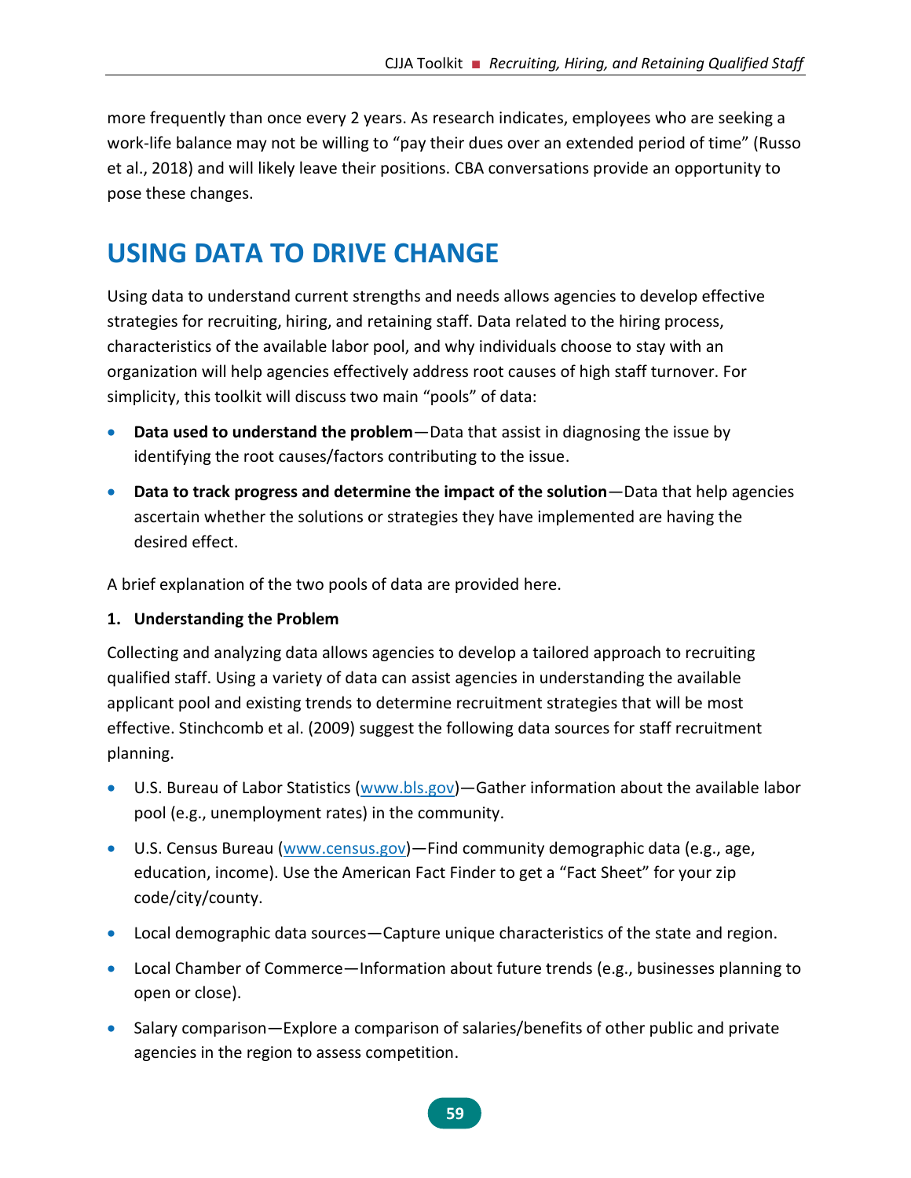more frequently than once every 2 years. As research indicates, employees who are seeking a work-life balance may not be willing to "pay their dues over an extended period of time" (Russo et al., 2018) and will likely leave their positions. CBA conversations provide an opportunity to pose these changes.

## USING DATA TO DRIVE CHANGE

Using data to understand current strengths and needs allows agencies to develop effective strategies for recruiting, hiring, and retaining staff. Data related to the hiring process, characteristics of the available labor pool, and why individuals choose to stay with an organization will help agencies effectively address root causes of high staff turnover. For simplicity, this toolkit will discuss two main "pools" of data:

- **Data used to understand the problem**—Data that assist in diagnosing the issue by identifying the root causes/factors contributing to the issue.
- **Data to track progress and determine the impact of the solution**—Data that help agencies ascertain whether the solutions or strategies they have implemented are having the desired effect.

A brief explanation of the two pools of data are provided here.

**1. Understanding the Problem**

Collecting and analyzing data allows agencies to develop a tailored approach to recruiting qualified staff. Using a variety of data can assist agencies in understanding the available applicant pool and existing trends to determine recruitment strategies that will be most effective. Stinchcomb et al. (2009) suggest the following data sources for staff recruitment planning.

- U.S. Bureau of Labor Statistics (www.bls.gov)—Gather information about the available labor pool (e.g., unemployment rates) in the community.
- U.S. Census Bureau (www.census.gov)—Find community demographic data (e.g., age, education, income). Use the American Fact Finder to get a "Fact Sheet" for your zip code/city/county.
- Local demographic data sources—Capture unique characteristics of the state and region.
- Local Chamber of Commerce—Information about future trends (e.g., businesses planning to open or close).
- Salary comparison—Explore a comparison of salaries/benefits of other public and private agencies in the region to assess competition.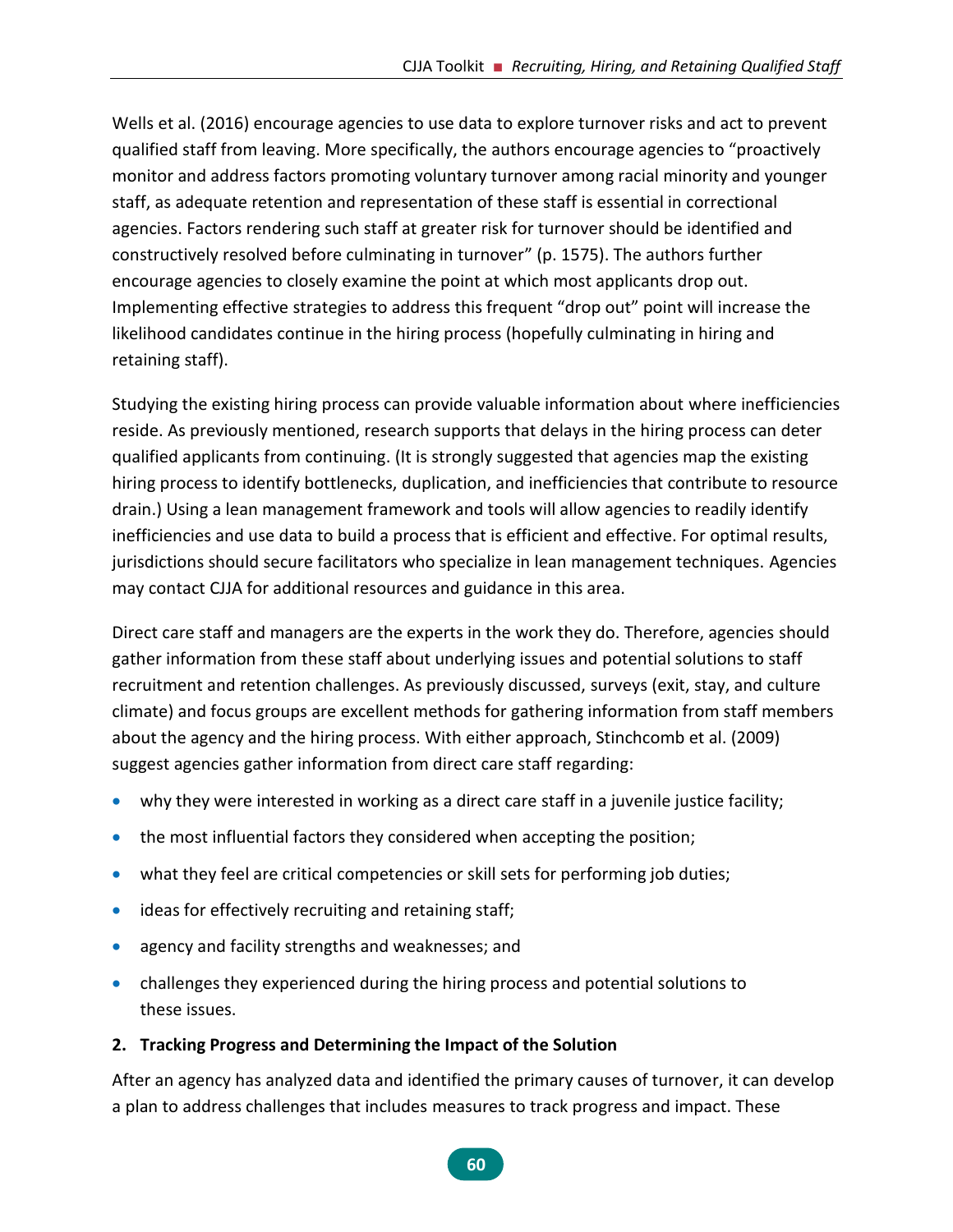Wells et al. (2016) encourage agencies to use data to explore turnover risks and act to prevent qualified staff from leaving. More specifically, the authors encourage agencies to "proactively monitor and address factors promoting voluntary turnover among racial minority and younger staff, as adequate retention and representation of these staff is essential in correctional agencies. Factors rendering such staff at greater risk for turnover should be identified and constructively resolved before culminating in turnover" (p. 1575). The authors further encourage agencies to closely examine the point at which most applicants drop out. Implementing effective strategies to address this frequent "drop out" point will increase the likelihood candidates continue in the hiring process (hopefully culminating in hiring and retaining staff).

Studying the existing hiring process can provide valuable information about where inefficiencies reside. As previously mentioned, research supports that delays in the hiring process can deter qualified applicants from continuing. (It is strongly suggested that agencies map the existing hiring process to identify bottlenecks, duplication, and inefficiencies that contribute to resource drain.) Using a lean management framework and tools will allow agencies to readily identify inefficiencies and use data to build a process that is efficient and effective. For optimal results, jurisdictions should secure facilitators who specialize in lean management techniques. Agencies may contact CJJA for additional resources and guidance in this area.

Direct care staff and managers are the experts in the work they do. Therefore, agencies should gather information from these staff about underlying issues and potential solutions to staff recruitment and retention challenges. As previously discussed, surveys (exit, stay, and culture climate) and focus groups are excellent methods for gathering information from staff members about the agency and the hiring process. With either approach, Stinchcomb et al. (2009) suggest agencies gather information from direct care staff regarding:

- why they were interested in working as a direct care staff in a juvenile justice facility;
- the most influential factors they considered when accepting the position;
- what they feel are critical competencies or skill sets for performing job duties;
- ideas for effectively recruiting and retaining staff;
- agency and facility strengths and weaknesses; and
- challenges they experienced during the hiring process and potential solutions to these issues.

**2. Tracking Progress and Determining the Impact of the Solution**

After an agency has analyzed data and identified the primary causes of turnover, it can develop a plan to address challenges that includes measures to track progress and impact. These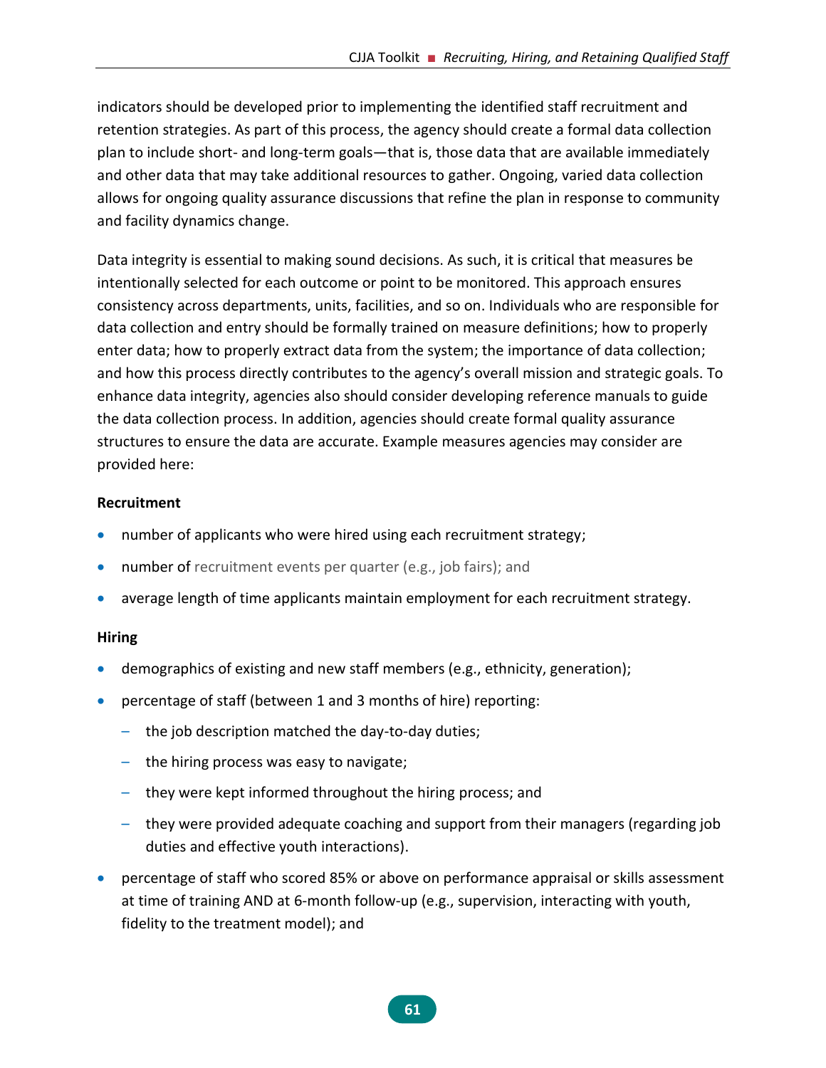indicators should be developed prior to implementing the identified staff recruitment and retention strategies. As part of this process, the agency should create a formal data collection plan to include short- and long-term goals—that is, those data that are available immediately and other data that may take additional resources to gather. Ongoing, varied data collection allows for ongoing quality assurance discussions that refine the plan in response to community and facility dynamics change.

Data integrity is essential to making sound decisions. As such, it is critical that measures be intentionally selected for each outcome or point to be monitored. This approach ensures consistency across departments, units, facilities, and so on. Individuals who are responsible for data collection and entry should be formally trained on measure definitions; how to properly enter data; how to properly extract data from the system; the importance of data collection; and how this process directly contributes to the agency's overall mission and strategic goals. To enhance data integrity, agencies also should consider developing reference manuals to guide the data collection process. In addition, agencies should create formal quality assurance structures to ensure the data are accurate. Example measures agencies may consider are provided here:

**Recruitment**

- number of applicants who were hired using each recruitment strategy;
- number of recruitment events per quarter (e.g., job fairs); and
- average length of time applicants maintain employment for each recruitment strategy.

**Hiring**

- demographics of existing and new staff members (e.g., ethnicity, generation);
- percentage of staff (between 1 and 3 months of hire) reporting:
  - the job description matched the day-to-day duties;
  - the hiring process was easy to navigate;
  - they were kept informed throughout the hiring process; and
  - they were provided adequate coaching and support from their managers (regarding job duties and effective youth interactions).
- percentage of staff who scored 85% or above on performance appraisal or skills assessment at time of training AND at 6-month follow-up (e.g., supervision, interacting with youth, fidelity to the treatment model); and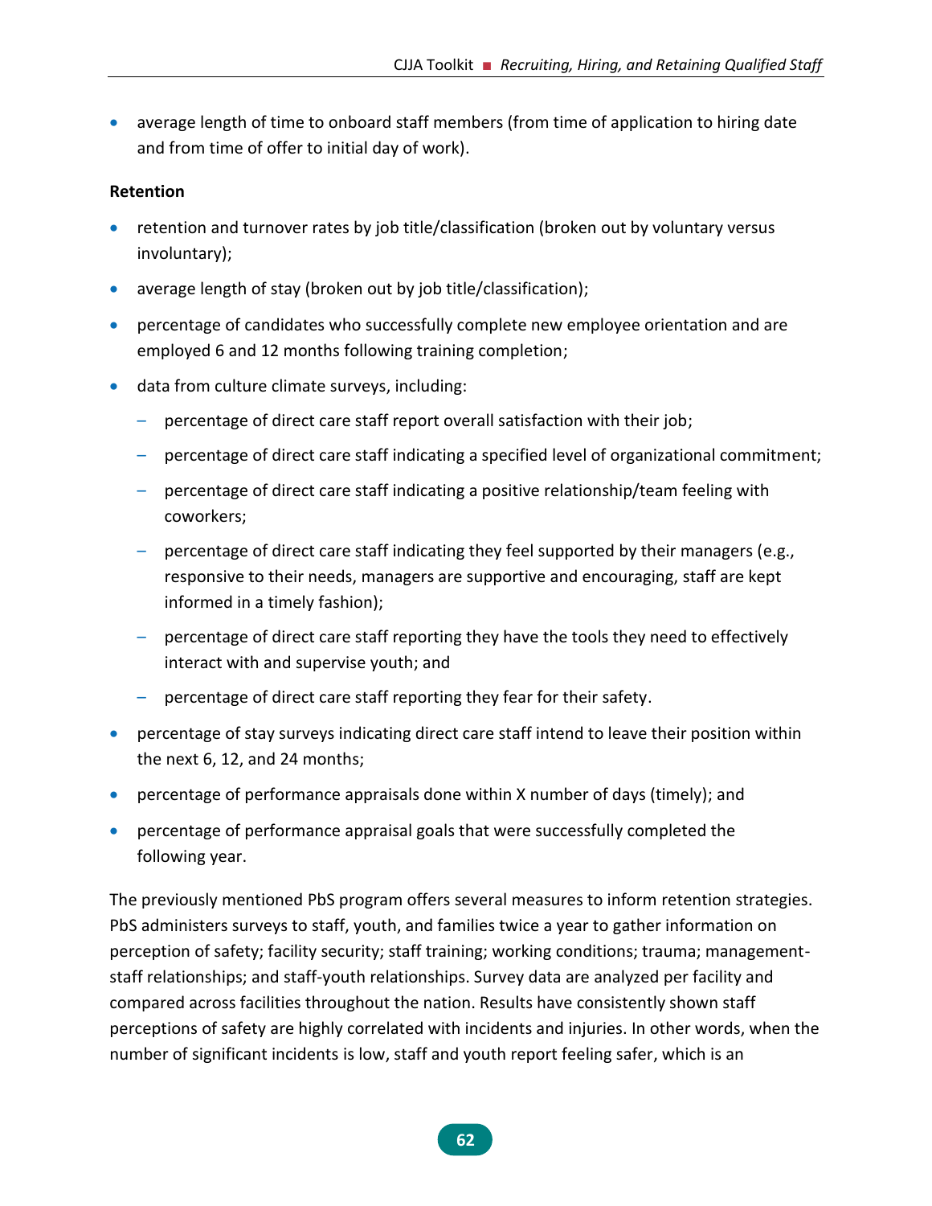- average length of time to onboard staff members (from time of application to hiring date and from time of offer to initial day of work).

**Retention**

- retention and turnover rates by job title/classification (broken out by voluntary versus involuntary);
- average length of stay (broken out by job title/classification);
- percentage of candidates who successfully complete new employee orientation and are employed 6 and 12 months following training completion;
- data from culture climate surveys, including:
  - percentage of direct care staff report overall satisfaction with their job;
  - percentage of direct care staff indicating a specified level of organizational commitment;
  - percentage of direct care staff indicating a positive relationship/team feeling with coworkers;
  - percentage of direct care staff indicating they feel supported by their managers (e.g., responsive to their needs, managers are supportive and encouraging, staff are kept informed in a timely fashion);
  - percentage of direct care staff reporting they have the tools they need to effectively interact with and supervise youth; and
  - percentage of direct care staff reporting they fear for their safety.
- percentage of stay surveys indicating direct care staff intend to leave their position within the next 6, 12, and 24 months;
- percentage of performance appraisals done within X number of days (timely); and
- percentage of performance appraisal goals that were successfully completed the following year.

The previously mentioned PbS program offers several measures to inform retention strategies. PbS administers surveys to staff, youth, and families twice a year to gather information on perception of safety; facility security; staff training; working conditions; trauma; management-staff relationships; and staff-youth relationships. Survey data are analyzed per facility and compared across facilities throughout the nation. Results have consistently shown staff perceptions of safety are highly correlated with incidents and injuries. In other words, when the number of significant incidents is low, staff and youth report feeling safer, which is an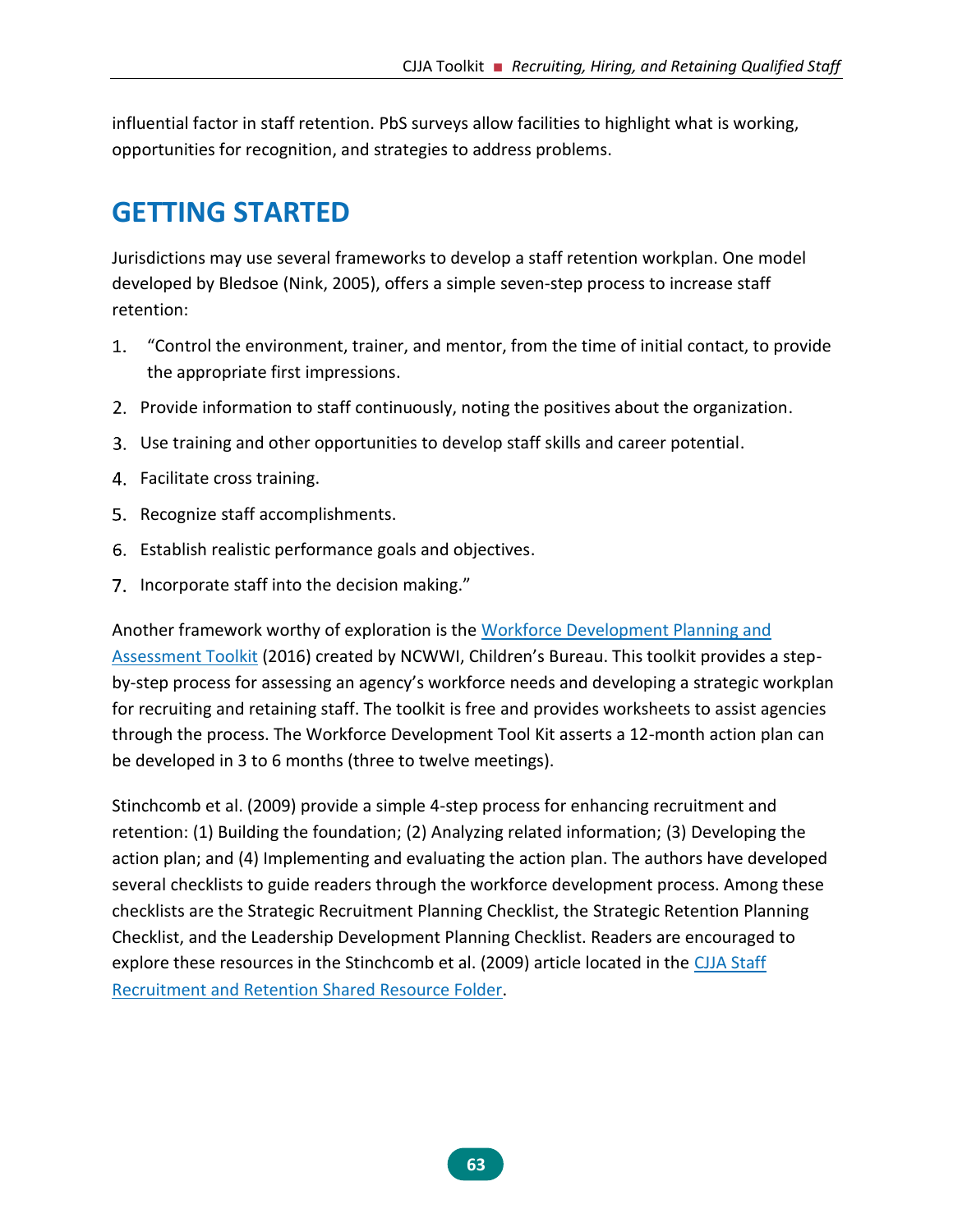influential factor in staff retention. PbS surveys allow facilities to highlight what is working, opportunities for recognition, and strategies to address problems.

# GETTING STARTED

Jurisdictions may use several frameworks to develop a staff retention workplan. One model developed by Bledsoe (Nink, 2005), offers a simple seven-step process to increase staff retention:

1. "Control the environment, trainer, and mentor, from the time of initial contact, to provide the appropriate first impressions.
2. Provide information to staff continuously, noting the positives about the organization.
3. Use training and other opportunities to develop staff skills and career potential.
4. Facilitate cross training.
5. Recognize staff accomplishments.
6. Establish realistic performance goals and objectives.
7. Incorporate staff into the decision making."

Another framework worthy of exploration is the [Workforce Development Planning and Assessment Toolkit](#) (2016) created by NCWWI, Children's Bureau. This toolkit provides a step-by-step process for assessing an agency's workforce needs and developing a strategic workplan for recruiting and retaining staff. The toolkit is free and provides worksheets to assist agencies through the process. The Workforce Development Tool Kit asserts a 12-month action plan can be developed in 3 to 6 months (three to twelve meetings).

Stinchcomb et al. (2009) provide a simple 4-step process for enhancing recruitment and retention: (1) Building the foundation; (2) Analyzing related information; (3) Developing the action plan; and (4) Implementing and evaluating the action plan. The authors have developed several checklists to guide readers through the workforce development process. Among these checklists are the Strategic Recruitment Planning Checklist, the Strategic Retention Planning Checklist, and the Leadership Development Planning Checklist. Readers are encouraged to explore these resources in the Stinchcomb et al. (2009) article located in the [CJJA Staff Recruitment and Retention Shared Resource Folder](#).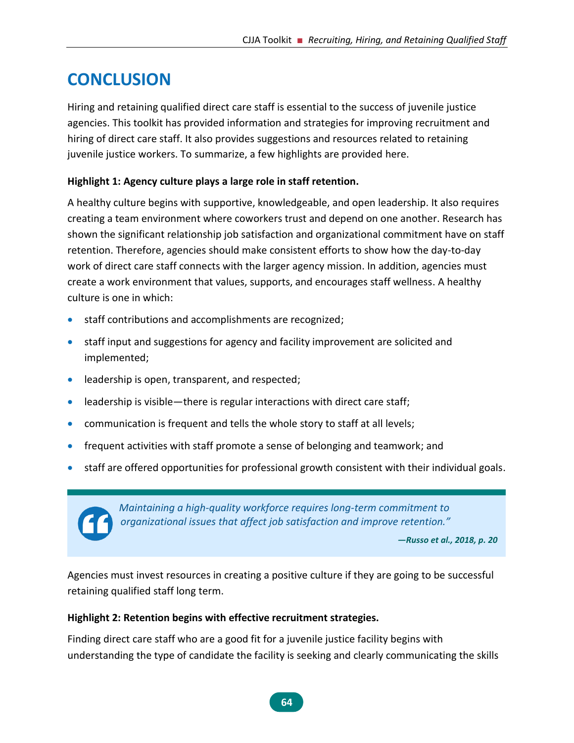# CONCLUSION

Hiring and retaining qualified direct care staff is essential to the success of juvenile justice agencies. This toolkit has provided information and strategies for improving recruitment and hiring of direct care staff. It also provides suggestions and resources related to retaining juvenile justice workers. To summarize, a few highlights are provided here.

**Highlight 1: Agency culture plays a large role in staff retention.**

A healthy culture begins with supportive, knowledgeable, and open leadership. It also requires creating a team environment where coworkers trust and depend on one another. Research has shown the significant relationship job satisfaction and organizational commitment have on staff retention. Therefore, agencies should make consistent efforts to show how the day-to-day work of direct care staff connects with the larger agency mission. In addition, agencies must create a work environment that values, supports, and encourages staff wellness. A healthy culture is one in which:

- staff contributions and accomplishments are recognized;
- staff input and suggestions for agency and facility improvement are solicited and implemented;
- leadership is open, transparent, and respected;
- leadership is visible—there is regular interactions with direct care staff;
- communication is frequent and tells the whole story to staff at all levels;
- frequent activities with staff promote a sense of belonging and teamwork; and
- staff are offered opportunities for professional growth consistent with their individual goals.

> *Maintaining a high-quality workforce requires long-term commitment to organizational issues that affect job satisfaction and improve retention."*
>
> ***—Russo et al., 2018, p. 20***

Agencies must invest resources in creating a positive culture if they are going to be successful retaining qualified staff long term.

**Highlight 2: Retention begins with effective recruitment strategies.**

Finding direct care staff who are a good fit for a juvenile justice facility begins with understanding the type of candidate the facility is seeking and clearly communicating the skills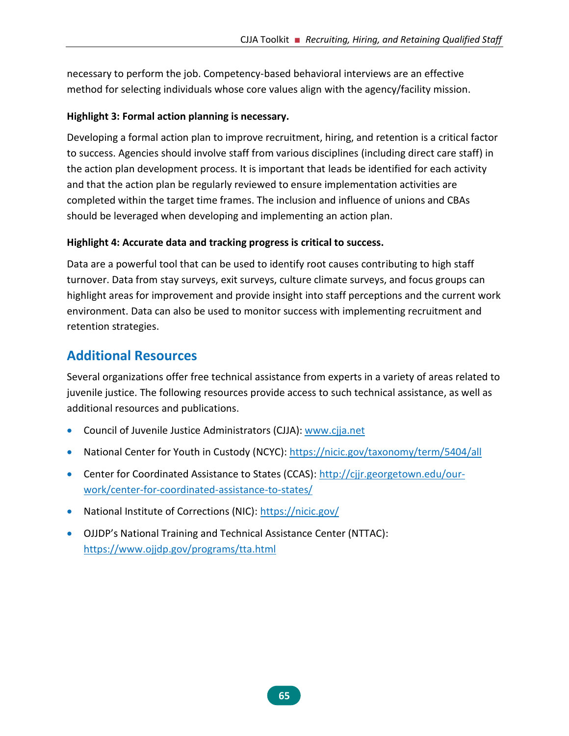necessary to perform the job. Competency-based behavioral interviews are an effective method for selecting individuals whose core values align with the agency/facility mission.

**Highlight 3: Formal action planning is necessary.**

Developing a formal action plan to improve recruitment, hiring, and retention is a critical factor to success. Agencies should involve staff from various disciplines (including direct care staff) in the action plan development process. It is important that leads be identified for each activity and that the action plan be regularly reviewed to ensure implementation activities are completed within the target time frames. The inclusion and influence of unions and CBAs should be leveraged when developing and implementing an action plan.

**Highlight 4: Accurate data and tracking progress is critical to success.**

Data are a powerful tool that can be used to identify root causes contributing to high staff turnover. Data from stay surveys, exit surveys, culture climate surveys, and focus groups can highlight areas for improvement and provide insight into staff perceptions and the current work environment. Data can also be used to monitor success with implementing recruitment and retention strategies.

## Additional Resources

Several organizations offer free technical assistance from experts in a variety of areas related to juvenile justice. The following resources provide access to such technical assistance, as well as additional resources and publications.

- Council of Juvenile Justice Administrators (CJJA): www.cjja.net
- National Center for Youth in Custody (NCYC): https://nicic.gov/taxonomy/term/5404/all
- Center for Coordinated Assistance to States (CCAS): http://cjjr.georgetown.edu/our-work/center-for-coordinated-assistance-to-states/
- National Institute of Corrections (NIC): https://nicic.gov/
- OJJDP's National Training and Technical Assistance Center (NTTAC): https://www.ojjdp.gov/programs/tta.html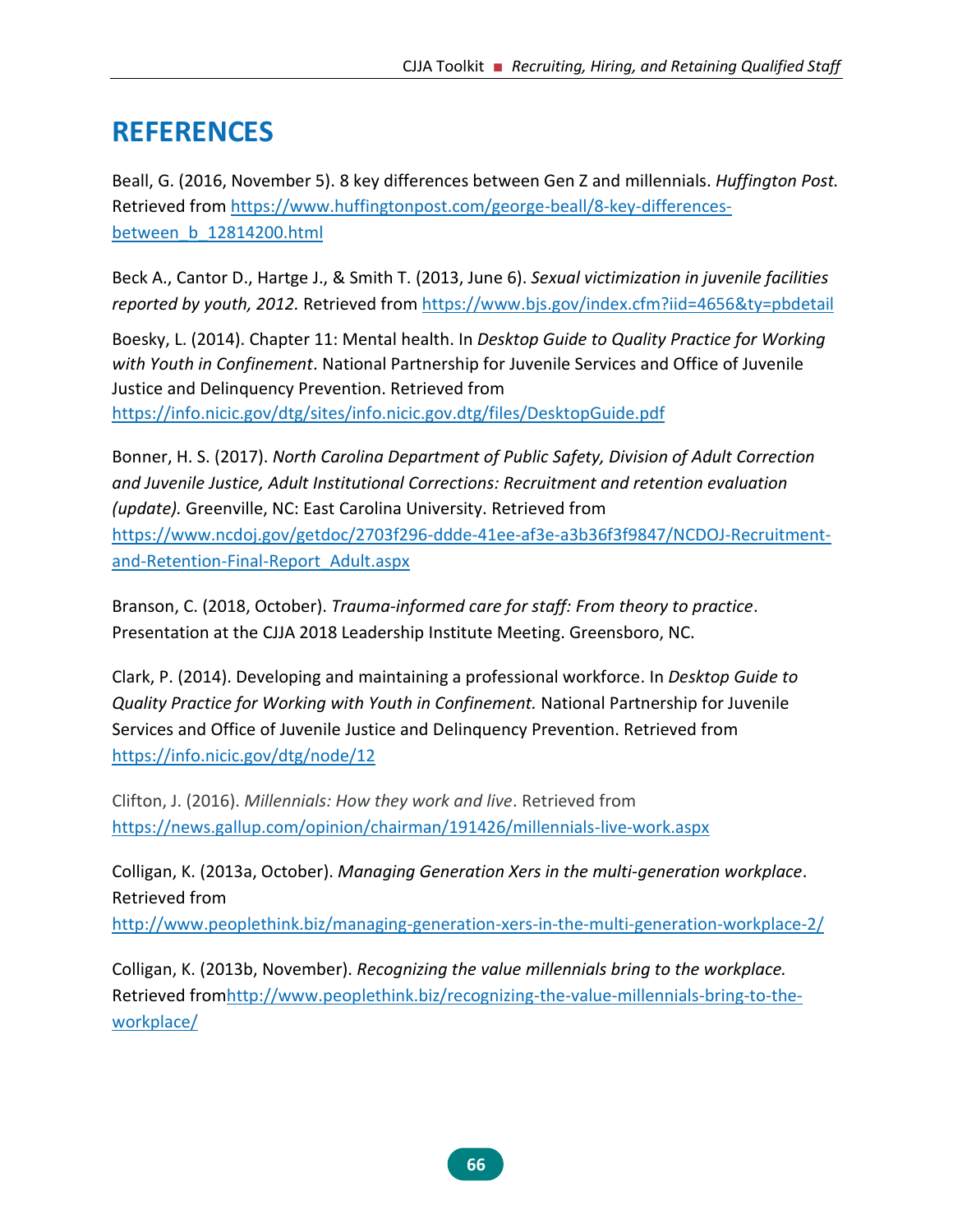# REFERENCES

Beall, G. (2016, November 5). 8 key differences between Gen Z and millennials. *Huffington Post.* Retrieved from https://www.huffingtonpost.com/george-beall/8-key-differences-between_b_12814200.html

Beck A., Cantor D., Hartge J., & Smith T. (2013, June 6). *Sexual victimization in juvenile facilities reported by youth, 2012.* Retrieved from https://www.bjs.gov/index.cfm?iid=4656&ty=pbdetail

Boesky, L. (2014). Chapter 11: Mental health. In *Desktop Guide to Quality Practice for Working with Youth in Confinement*. National Partnership for Juvenile Services and Office of Juvenile Justice and Delinquency Prevention. Retrieved from https://info.nicic.gov/dtg/sites/info.nicic.gov.dtg/files/DesktopGuide.pdf

Bonner, H. S. (2017). *North Carolina Department of Public Safety, Division of Adult Correction and Juvenile Justice, Adult Institutional Corrections: Recruitment and retention evaluation (update).* Greenville, NC: East Carolina University. Retrieved from https://www.ncdoj.gov/getdoc/2703f296-ddde-41ee-af3e-a3b36f3f9847/NCDOJ-Recruitment-and-Retention-Final-Report_Adult.aspx

Branson, C. (2018, October). *Trauma-informed care for staff: From theory to practice*. Presentation at the CJJA 2018 Leadership Institute Meeting. Greensboro, NC.

Clark, P. (2014). Developing and maintaining a professional workforce. In *Desktop Guide to Quality Practice for Working with Youth in Confinement.* National Partnership for Juvenile Services and Office of Juvenile Justice and Delinquency Prevention. Retrieved from https://info.nicic.gov/dtg/node/12

Clifton, J. (2016). *Millennials: How they work and live*. Retrieved from https://news.gallup.com/opinion/chairman/191426/millennials-live-work.aspx

Colligan, K. (2013a, October). *Managing Generation Xers in the multi-generation workplace*. Retrieved from http://www.peoplethink.biz/managing-generation-xers-in-the-multi-generation-workplace-2/

Colligan, K. (2013b, November). *Recognizing the value millennials bring to the workplace.* Retrieved fromhttp://www.peoplethink.biz/recognizing-the-value-millennials-bring-to-the-workplace/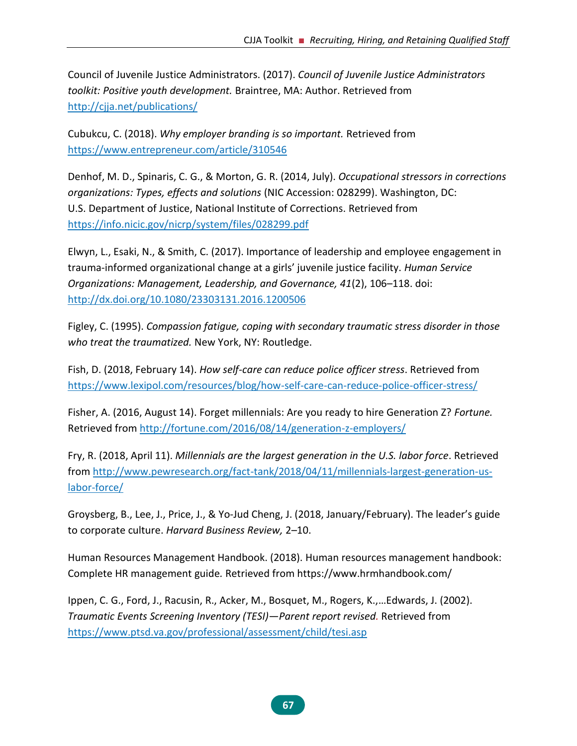Council of Juvenile Justice Administrators. (2017). *Council of Juvenile Justice Administrators toolkit: Positive youth development.* Braintree, MA: Author. Retrieved from http://cjja.net/publications/

Cubukcu, C. (2018). *Why employer branding is so important.* Retrieved from https://www.entrepreneur.com/article/310546

Denhof, M. D., Spinaris, C. G., & Morton, G. R. (2014, July). *Occupational stressors in corrections organizations: Types, effects and solutions* (NIC Accession: 028299). Washington, DC: U.S. Department of Justice, National Institute of Corrections. Retrieved from https://info.nicic.gov/nicrp/system/files/028299.pdf

Elwyn, L., Esaki, N., & Smith, C. (2017). Importance of leadership and employee engagement in trauma-informed organizational change at a girls' juvenile justice facility. *Human Service Organizations: Management, Leadership, and Governance, 41*(2), 106–118. doi: http://dx.doi.org/10.1080/23303131.2016.1200506

Figley, C. (1995). *Compassion fatigue, coping with secondary traumatic stress disorder in those who treat the traumatized.* New York, NY: Routledge.

Fish, D. (2018, February 14). *How self-care can reduce police officer stress*. Retrieved from https://www.lexipol.com/resources/blog/how-self-care-can-reduce-police-officer-stress/

Fisher, A. (2016, August 14). Forget millennials: Are you ready to hire Generation Z? *Fortune.* Retrieved from http://fortune.com/2016/08/14/generation-z-employers/

Fry, R. (2018, April 11). *Millennials are the largest generation in the U.S. labor force*. Retrieved from http://www.pewresearch.org/fact-tank/2018/04/11/millennials-largest-generation-us-labor-force/

Groysberg, B., Lee, J., Price, J., & Yo-Jud Cheng, J. (2018, January/February). The leader's guide to corporate culture. *Harvard Business Review,* 2–10.

Human Resources Management Handbook. (2018). Human resources management handbook: Complete HR management guide*.* Retrieved from https://www.hrmhandbook.com/

Ippen, C. G., Ford, J., Racusin, R., Acker, M., Bosquet, M., Rogers, K.,…Edwards, J. (2002). *Traumatic Events Screening Inventory (TESI)—Parent report revised.* Retrieved from https://www.ptsd.va.gov/professional/assessment/child/tesi.asp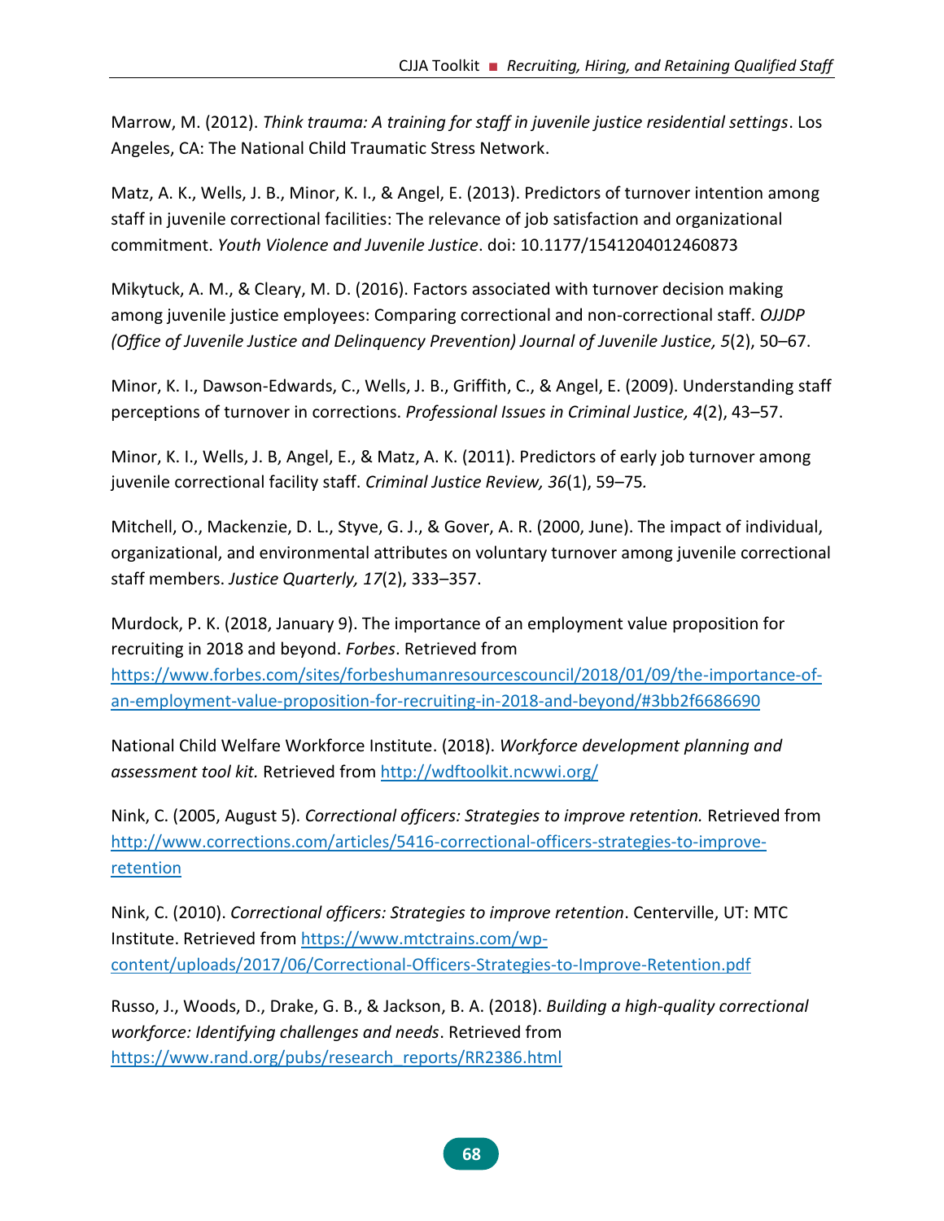Marrow, M. (2012). *Think trauma: A training for staff in juvenile justice residential settings*. Los Angeles, CA: The National Child Traumatic Stress Network.

Matz, A. K., Wells, J. B., Minor, K. I., & Angel, E. (2013). Predictors of turnover intention among staff in juvenile correctional facilities: The relevance of job satisfaction and organizational commitment. *Youth Violence and Juvenile Justice*. doi: 10.1177/1541204012460873

Mikytuck, A. M., & Cleary, M. D. (2016). Factors associated with turnover decision making among juvenile justice employees: Comparing correctional and non-correctional staff. *OJJDP (Office of Juvenile Justice and Delinquency Prevention) Journal of Juvenile Justice, 5*(2), 50–67.

Minor, K. I., Dawson-Edwards, C., Wells, J. B., Griffith, C., & Angel, E. (2009). Understanding staff perceptions of turnover in corrections. *Professional Issues in Criminal Justice, 4*(2), 43–57.

Minor, K. I., Wells, J. B, Angel, E., & Matz, A. K. (2011). Predictors of early job turnover among juvenile correctional facility staff. *Criminal Justice Review, 36*(1), 59–75.

Mitchell, O., Mackenzie, D. L., Styve, G. J., & Gover, A. R. (2000, June). The impact of individual, organizational, and environmental attributes on voluntary turnover among juvenile correctional staff members. *Justice Quarterly, 17*(2), 333–357.

Murdock, P. K. (2018, January 9). The importance of an employment value proposition for recruiting in 2018 and beyond. *Forbes*. Retrieved from https://www.forbes.com/sites/forbeshumanresourcescouncil/2018/01/09/the-importance-of-an-employment-value-proposition-for-recruiting-in-2018-and-beyond/#3bb2f6686690

National Child Welfare Workforce Institute. (2018). *Workforce development planning and assessment tool kit.* Retrieved from http://wdftoolkit.ncwwi.org/

Nink, C. (2005, August 5). *Correctional officers: Strategies to improve retention.* Retrieved from http://www.corrections.com/articles/5416-correctional-officers-strategies-to-improve-retention

Nink, C. (2010). *Correctional officers: Strategies to improve retention*. Centerville, UT: MTC Institute. Retrieved from https://www.mtctrains.com/wp-content/uploads/2017/06/Correctional-Officers-Strategies-to-Improve-Retention.pdf

Russo, J., Woods, D., Drake, G. B., & Jackson, B. A. (2018). *Building a high-quality correctional workforce: Identifying challenges and needs*. Retrieved from https://www.rand.org/pubs/research_reports/RR2386.html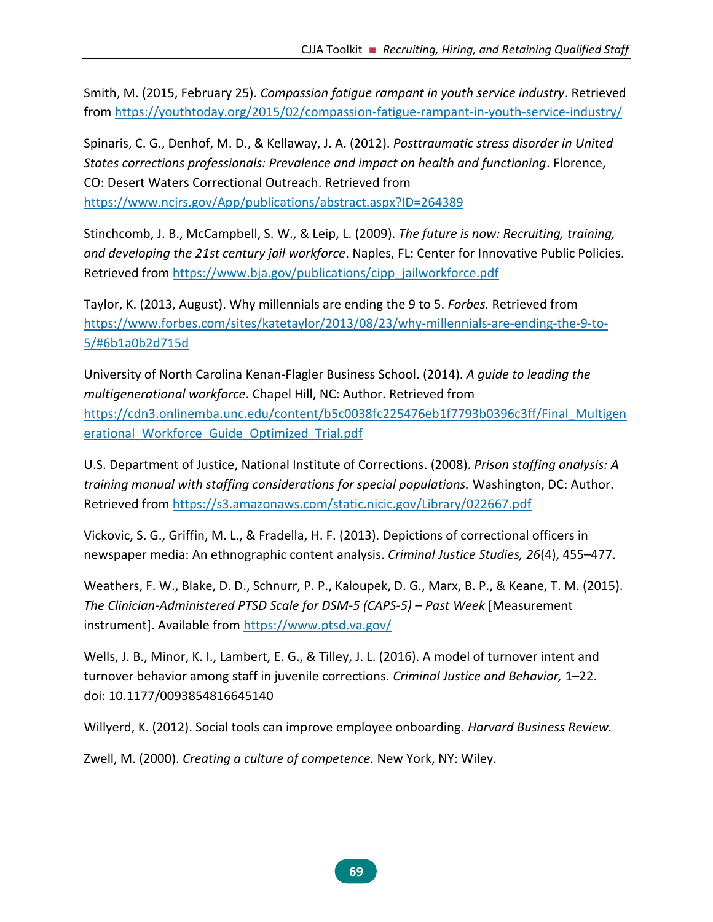Smith, M. (2015, February 25). *Compassion fatigue rampant in youth service industry*. Retrieved from https://youthtoday.org/2015/02/compassion-fatigue-rampant-in-youth-service-industry/

Spinaris, C. G., Denhof, M. D., & Kellaway, J. A. (2012). *Posttraumatic stress disorder in United States corrections professionals: Prevalence and impact on health and functioning*. Florence, CO: Desert Waters Correctional Outreach. Retrieved from https://www.ncjrs.gov/App/publications/abstract.aspx?ID=264389

Stinchcomb, J. B., McCampbell, S. W., & Leip, L. (2009). *The future is now: Recruiting, training, and developing the 21st century jail workforce*. Naples, FL: Center for Innovative Public Policies. Retrieved from https://www.bja.gov/publications/cipp_jailworkforce.pdf

Taylor, K. (2013, August). Why millennials are ending the 9 to 5. *Forbes.* Retrieved from https://www.forbes.com/sites/katetaylor/2013/08/23/why-millennials-are-ending-the-9-to-5/#6b1a0b2d715d

University of North Carolina Kenan-Flagler Business School. (2014). *A guide to leading the multigenerational workforce*. Chapel Hill, NC: Author. Retrieved from https://cdn3.onlinemba.unc.edu/content/b5c0038fc225476eb1f7793b0396c3ff/Final_Multigenerational_Workforce_Guide_Optimized_Trial.pdf

U.S. Department of Justice, National Institute of Corrections. (2008). *Prison staffing analysis: A training manual with staffing considerations for special populations.* Washington, DC: Author. Retrieved from https://s3.amazonaws.com/static.nicic.gov/Library/022667.pdf

Vickovic, S. G., Griffin, M. L., & Fradella, H. F. (2013). Depictions of correctional officers in newspaper media: An ethnographic content analysis. *Criminal Justice Studies, 26*(4), 455–477.

Weathers, F. W., Blake, D. D., Schnurr, P. P., Kaloupek, D. G., Marx, B. P., & Keane, T. M. (2015). *The Clinician-Administered PTSD Scale for DSM-5 (CAPS-5) – Past Week* [Measurement instrument]. Available from https://www.ptsd.va.gov/

Wells, J. B., Minor, K. I., Lambert, E. G., & Tilley, J. L. (2016). A model of turnover intent and turnover behavior among staff in juvenile corrections. *Criminal Justice and Behavior,* 1–22. doi: 10.1177/0093854816645140

Willyerd, K. (2012). Social tools can improve employee onboarding. *Harvard Business Review.*

Zwell, M. (2000). *Creating a culture of competence.* New York, NY: Wiley.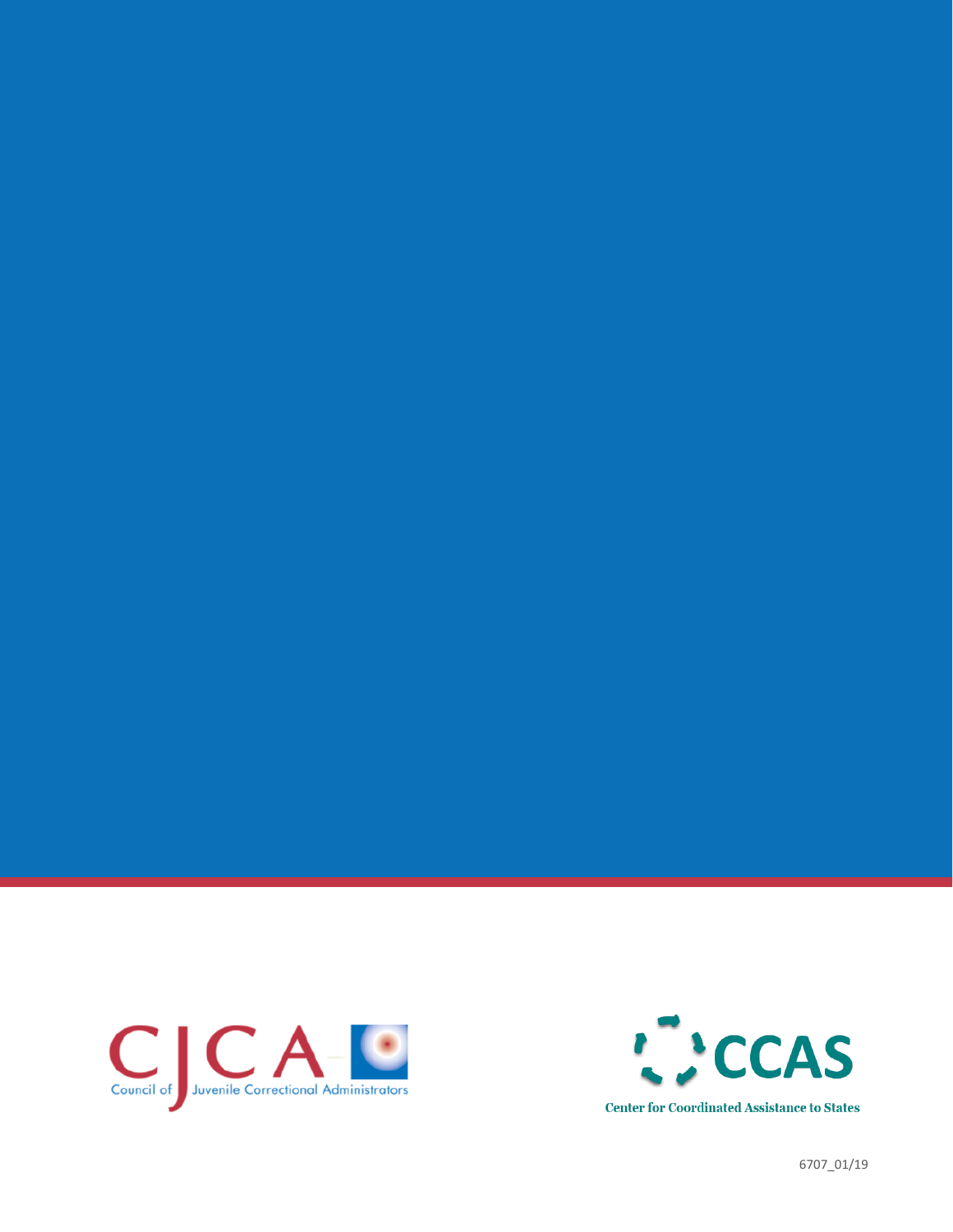CJCA Council of Juvenile Correctional Administrators

CCAS

Center for Coordinated Assistance to States

6707_01/19